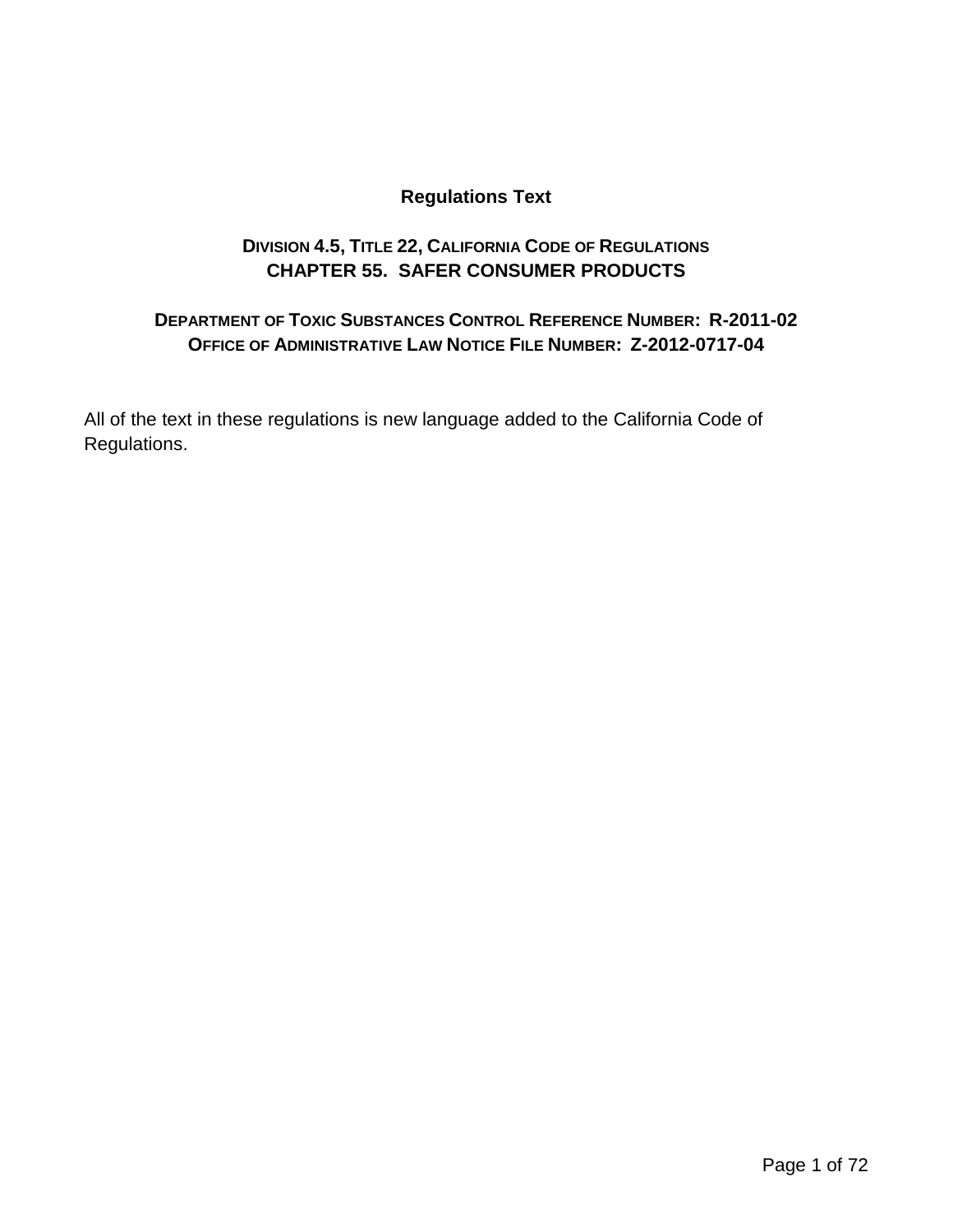# Regulations Text

## DIVISION 4.5, TITLE 22, CALIFORNIA CODE OF REGULATIONS
## CHAPTER 55. SAFER CONSUMER PRODUCTS

**DEPARTMENT OF TOXIC SUBSTANCES CONTROL REFERENCE NUMBER: R-2011-02**
**OFFICE OF ADMINISTRATIVE LAW NOTICE FILE NUMBER: Z-2012-0717-04**

All of the text in these regulations is new language added to the California Code of Regulations.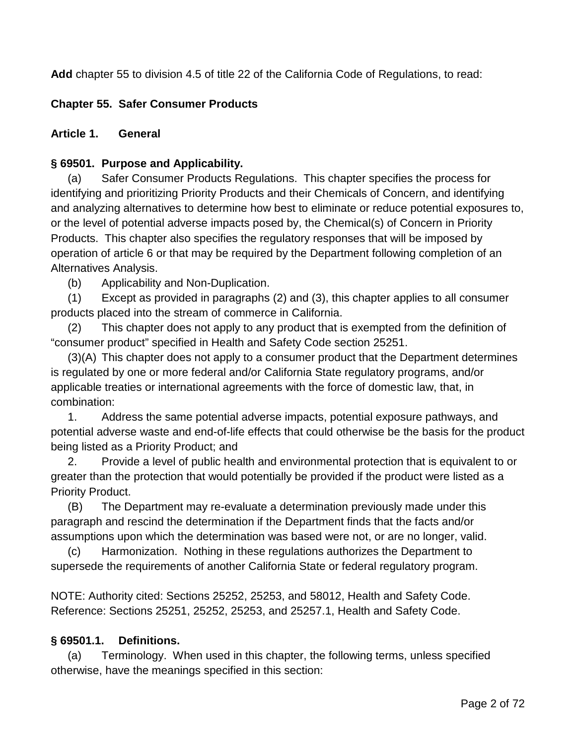**Add** chapter 55 to division 4.5 of title 22 of the California Code of Regulations, to read:

## Chapter 55. Safer Consumer Products

### Article 1. General

### § 69501. Purpose and Applicability.

(a) Safer Consumer Products Regulations. This chapter specifies the process for identifying and prioritizing Priority Products and their Chemicals of Concern, and identifying and analyzing alternatives to determine how best to eliminate or reduce potential exposures to, or the level of potential adverse impacts posed by, the Chemical(s) of Concern in Priority Products. This chapter also specifies the regulatory responses that will be imposed by operation of article 6 or that may be required by the Department following completion of an Alternatives Analysis.

(b) Applicability and Non-Duplication.

(1) Except as provided in paragraphs (2) and (3), this chapter applies to all consumer products placed into the stream of commerce in California.

(2) This chapter does not apply to any product that is exempted from the definition of "consumer product" specified in Health and Safety Code section 25251.

(3)(A) This chapter does not apply to a consumer product that the Department determines is regulated by one or more federal and/or California State regulatory programs, and/or applicable treaties or international agreements with the force of domestic law, that, in combination:

1. Address the same potential adverse impacts, potential exposure pathways, and potential adverse waste and end-of-life effects that could otherwise be the basis for the product being listed as a Priority Product; and

2. Provide a level of public health and environmental protection that is equivalent to or greater than the protection that would potentially be provided if the product were listed as a Priority Product.

(B) The Department may re-evaluate a determination previously made under this paragraph and rescind the determination if the Department finds that the facts and/or assumptions upon which the determination was based were not, or are no longer, valid.

(c) Harmonization. Nothing in these regulations authorizes the Department to supersede the requirements of another California State or federal regulatory program.

NOTE: Authority cited: Sections 25252, 25253, and 58012, Health and Safety Code. Reference: Sections 25251, 25252, 25253, and 25257.1, Health and Safety Code.

### § 69501.1. Definitions.

(a) Terminology. When used in this chapter, the following terms, unless specified otherwise, have the meanings specified in this section: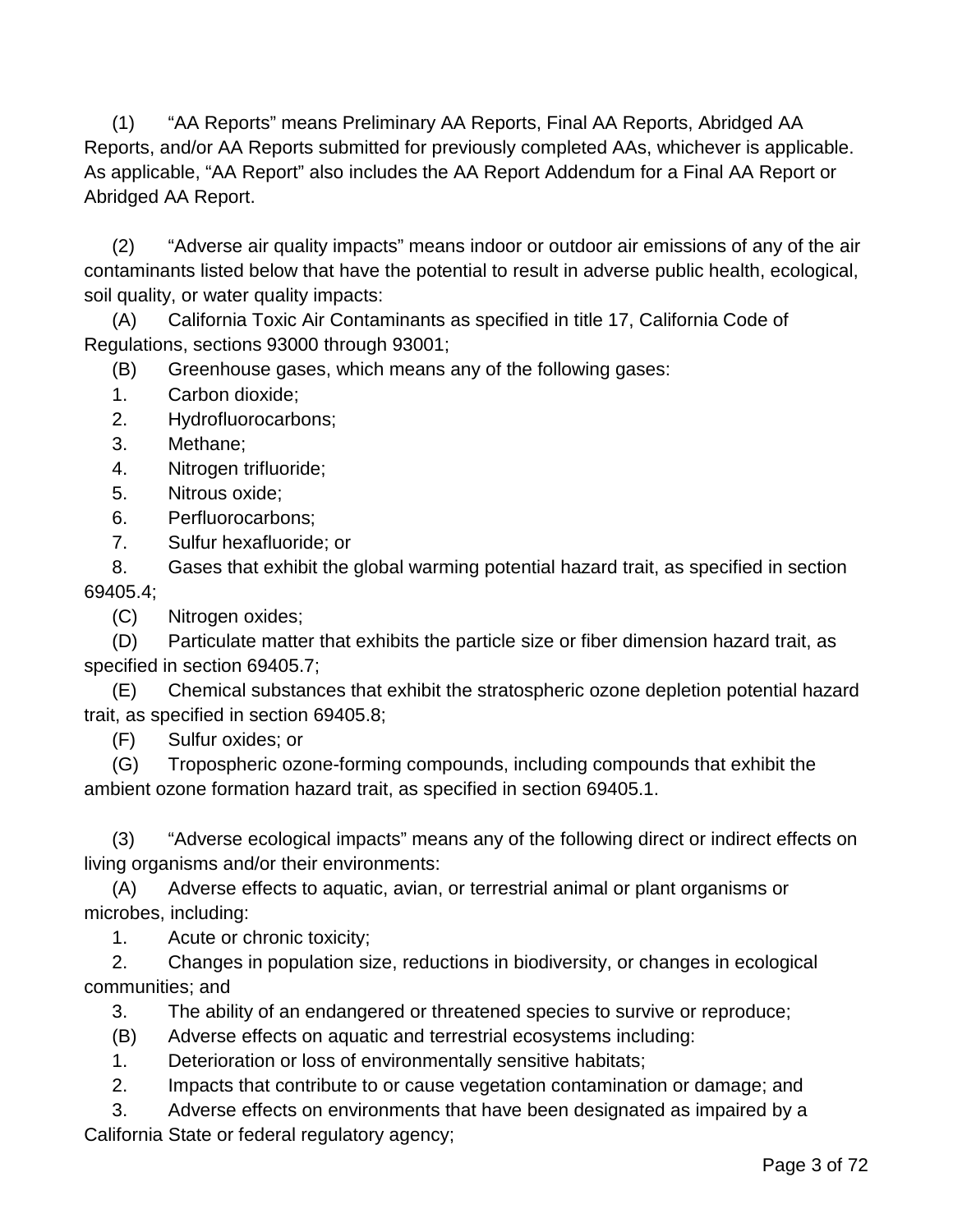(1) "AA Reports" means Preliminary AA Reports, Final AA Reports, Abridged AA Reports, and/or AA Reports submitted for previously completed AAs, whichever is applicable. As applicable, "AA Report" also includes the AA Report Addendum for a Final AA Report or Abridged AA Report.

(2) "Adverse air quality impacts" means indoor or outdoor air emissions of any of the air contaminants listed below that have the potential to result in adverse public health, ecological, soil quality, or water quality impacts:

(A) California Toxic Air Contaminants as specified in title 17, California Code of Regulations, sections 93000 through 93001;

(B) Greenhouse gases, which means any of the following gases:

1. Carbon dioxide;
2. Hydrofluorocarbons;
3. Methane;
4. Nitrogen trifluoride;
5. Nitrous oxide;
6. Perfluorocarbons;
7. Sulfur hexafluoride; or
8. Gases that exhibit the global warming potential hazard trait, as specified in section 69405.4;

(C) Nitrogen oxides;

(D) Particulate matter that exhibits the particle size or fiber dimension hazard trait, as specified in section 69405.7;

(E) Chemical substances that exhibit the stratospheric ozone depletion potential hazard trait, as specified in section 69405.8;

(F) Sulfur oxides; or

(G) Tropospheric ozone-forming compounds, including compounds that exhibit the ambient ozone formation hazard trait, as specified in section 69405.1.

(3) "Adverse ecological impacts" means any of the following direct or indirect effects on living organisms and/or their environments:

(A) Adverse effects to aquatic, avian, or terrestrial animal or plant organisms or microbes, including:

1. Acute or chronic toxicity;
2. Changes in population size, reductions in biodiversity, or changes in ecological communities; and
3. The ability of an endangered or threatened species to survive or reproduce;

(B) Adverse effects on aquatic and terrestrial ecosystems including:

1. Deterioration or loss of environmentally sensitive habitats;
2. Impacts that contribute to or cause vegetation contamination or damage; and
3. Adverse effects on environments that have been designated as impaired by a California State or federal regulatory agency;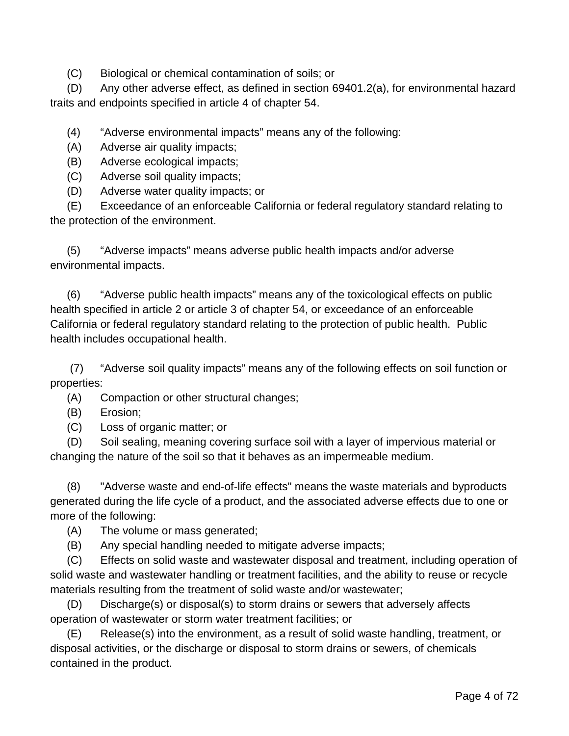(C) Biological or chemical contamination of soils; or

(D) Any other adverse effect, as defined in section 69401.2(a), for environmental hazard traits and endpoints specified in article 4 of chapter 54.

(4) “Adverse environmental impacts” means any of the following:

(A) Adverse air quality impacts;

(B) Adverse ecological impacts;

(C) Adverse soil quality impacts;

(D) Adverse water quality impacts; or

(E) Exceedance of an enforceable California or federal regulatory standard relating to the protection of the environment.

(5) “Adverse impacts” means adverse public health impacts and/or adverse environmental impacts.

(6) “Adverse public health impacts” means any of the toxicological effects on public health specified in article 2 or article 3 of chapter 54, or exceedance of an enforceable California or federal regulatory standard relating to the protection of public health. Public health includes occupational health.

(7) “Adverse soil quality impacts” means any of the following effects on soil function or properties:

(A) Compaction or other structural changes;

(B) Erosion;

(C) Loss of organic matter; or

(D) Soil sealing, meaning covering surface soil with a layer of impervious material or changing the nature of the soil so that it behaves as an impermeable medium.

(8) "Adverse waste and end-of-life effects" means the waste materials and byproducts generated during the life cycle of a product, and the associated adverse effects due to one or more of the following:

(A) The volume or mass generated;

(B) Any special handling needed to mitigate adverse impacts;

(C) Effects on solid waste and wastewater disposal and treatment, including operation of solid waste and wastewater handling or treatment facilities, and the ability to reuse or recycle materials resulting from the treatment of solid waste and/or wastewater;

(D) Discharge(s) or disposal(s) to storm drains or sewers that adversely affects operation of wastewater or storm water treatment facilities; or

(E) Release(s) into the environment, as a result of solid waste handling, treatment, or disposal activities, or the discharge or disposal to storm drains or sewers, of chemicals contained in the product.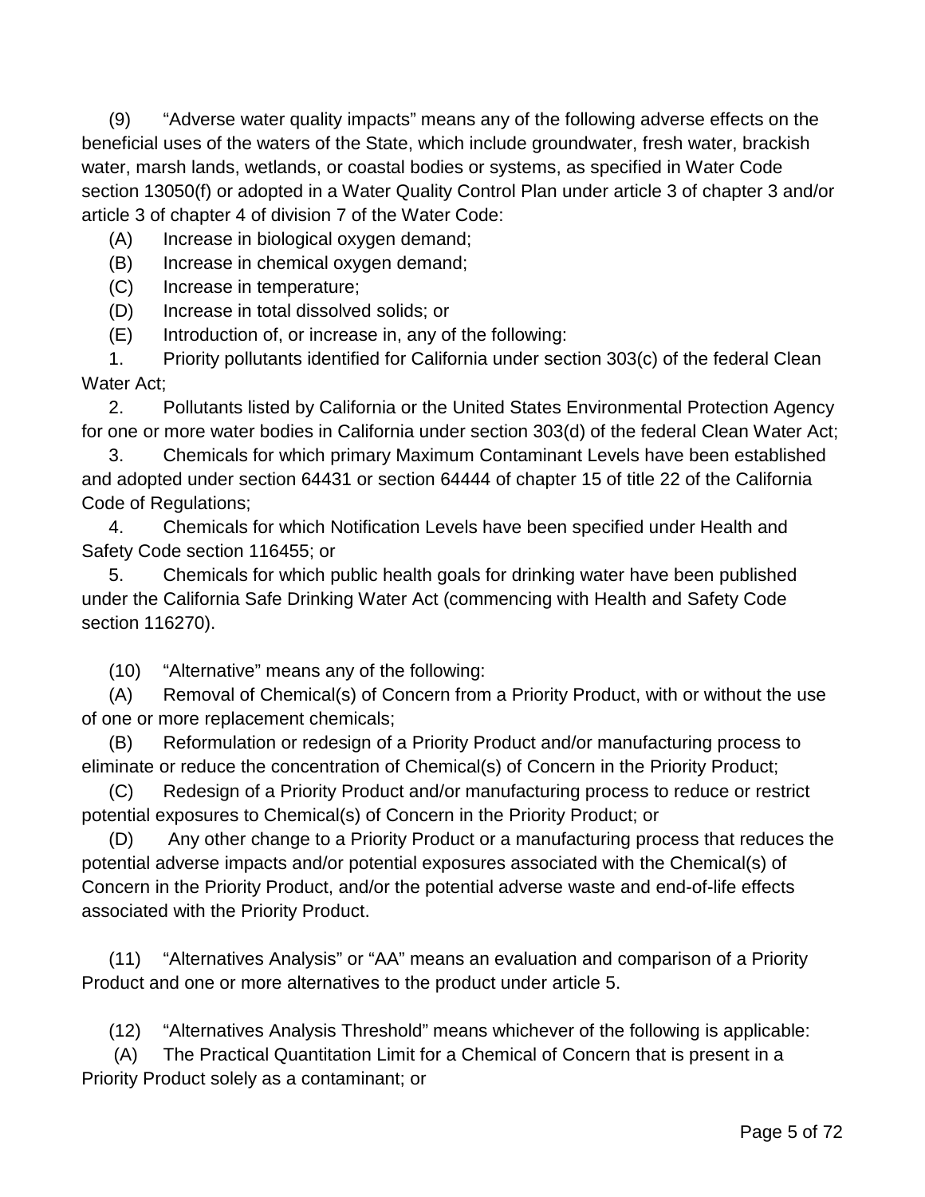(9) "Adverse water quality impacts" means any of the following adverse effects on the beneficial uses of the waters of the State, which include groundwater, fresh water, brackish water, marsh lands, wetlands, or coastal bodies or systems, as specified in Water Code section 13050(f) or adopted in a Water Quality Control Plan under article 3 of chapter 3 and/or article 3 of chapter 4 of division 7 of the Water Code:

(A) Increase in biological oxygen demand;

(B) Increase in chemical oxygen demand;

(C) Increase in temperature;

(D) Increase in total dissolved solids; or

(E) Introduction of, or increase in, any of the following:

1. Priority pollutants identified for California under section 303(c) of the federal Clean Water Act;

2. Pollutants listed by California or the United States Environmental Protection Agency for one or more water bodies in California under section 303(d) of the federal Clean Water Act;

3. Chemicals for which primary Maximum Contaminant Levels have been established and adopted under section 64431 or section 64444 of chapter 15 of title 22 of the California Code of Regulations;

4. Chemicals for which Notification Levels have been specified under Health and Safety Code section 116455; or

5. Chemicals for which public health goals for drinking water have been published under the California Safe Drinking Water Act (commencing with Health and Safety Code section 116270).

(10) "Alternative" means any of the following:

(A) Removal of Chemical(s) of Concern from a Priority Product, with or without the use of one or more replacement chemicals;

(B) Reformulation or redesign of a Priority Product and/or manufacturing process to eliminate or reduce the concentration of Chemical(s) of Concern in the Priority Product;

(C) Redesign of a Priority Product and/or manufacturing process to reduce or restrict potential exposures to Chemical(s) of Concern in the Priority Product; or

(D) Any other change to a Priority Product or a manufacturing process that reduces the potential adverse impacts and/or potential exposures associated with the Chemical(s) of Concern in the Priority Product, and/or the potential adverse waste and end-of-life effects associated with the Priority Product.

(11) "Alternatives Analysis" or "AA" means an evaluation and comparison of a Priority Product and one or more alternatives to the product under article 5.

(12) "Alternatives Analysis Threshold" means whichever of the following is applicable:

(A) The Practical Quantitation Limit for a Chemical of Concern that is present in a Priority Product solely as a contaminant; or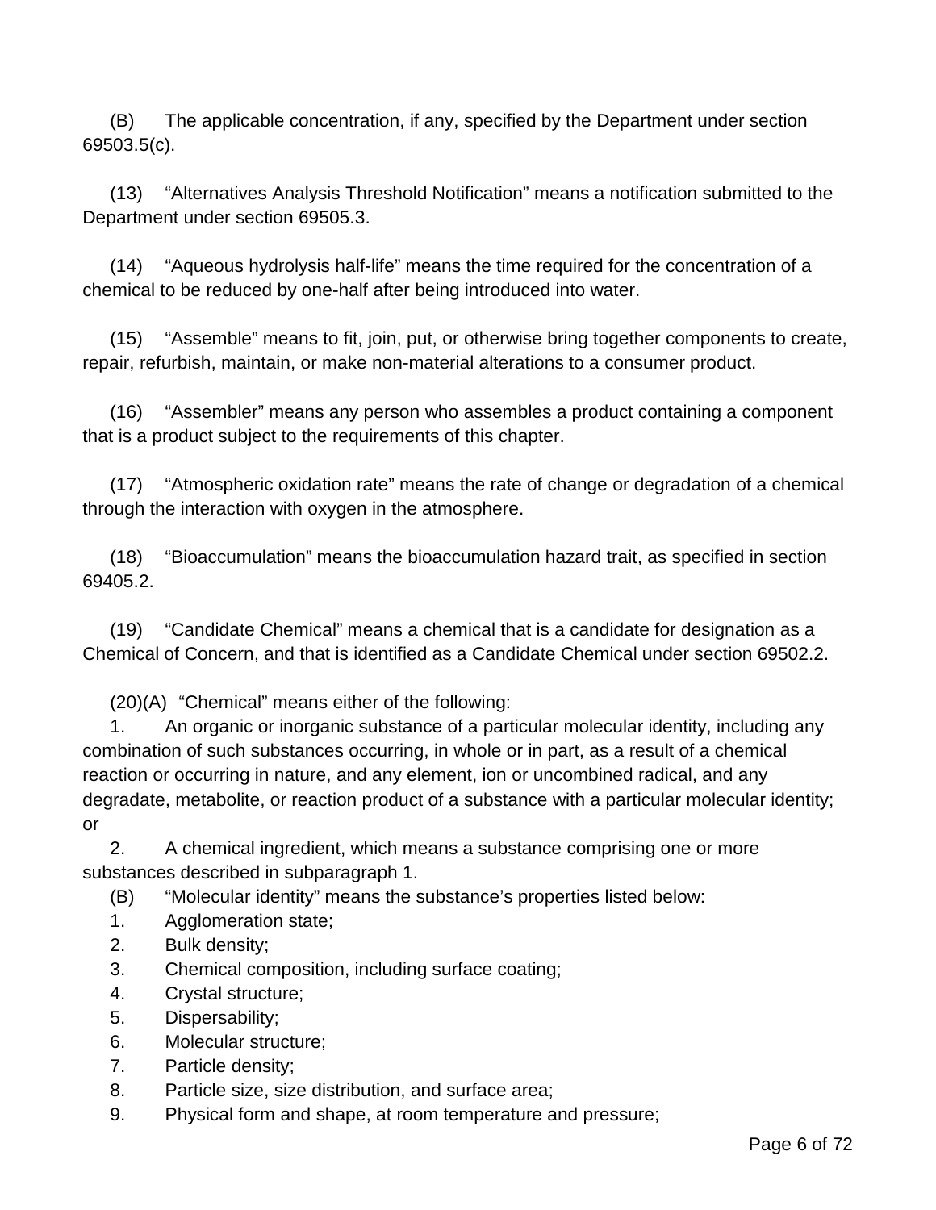(B) The applicable concentration, if any, specified by the Department under section 69503.5(c).

(13) "Alternatives Analysis Threshold Notification" means a notification submitted to the Department under section 69505.3.

(14) "Aqueous hydrolysis half-life" means the time required for the concentration of a chemical to be reduced by one-half after being introduced into water.

(15) "Assemble" means to fit, join, put, or otherwise bring together components to create, repair, refurbish, maintain, or make non-material alterations to a consumer product.

(16) "Assembler" means any person who assembles a product containing a component that is a product subject to the requirements of this chapter.

(17) "Atmospheric oxidation rate" means the rate of change or degradation of a chemical through the interaction with oxygen in the atmosphere.

(18) "Bioaccumulation" means the bioaccumulation hazard trait, as specified in section 69405.2.

(19) "Candidate Chemical" means a chemical that is a candidate for designation as a Chemical of Concern, and that is identified as a Candidate Chemical under section 69502.2.

(20)(A) "Chemical" means either of the following:

1. An organic or inorganic substance of a particular molecular identity, including any combination of such substances occurring, in whole or in part, as a result of a chemical reaction or occurring in nature, and any element, ion or uncombined radical, and any degradate, metabolite, or reaction product of a substance with a particular molecular identity; or

2. A chemical ingredient, which means a substance comprising one or more substances described in subparagraph 1.

(B) "Molecular identity" means the substance's properties listed below:

1. Agglomeration state;
2. Bulk density;
3. Chemical composition, including surface coating;
4. Crystal structure;
5. Dispersability;
6. Molecular structure;
7. Particle density;
8. Particle size, size distribution, and surface area;
9. Physical form and shape, at room temperature and pressure;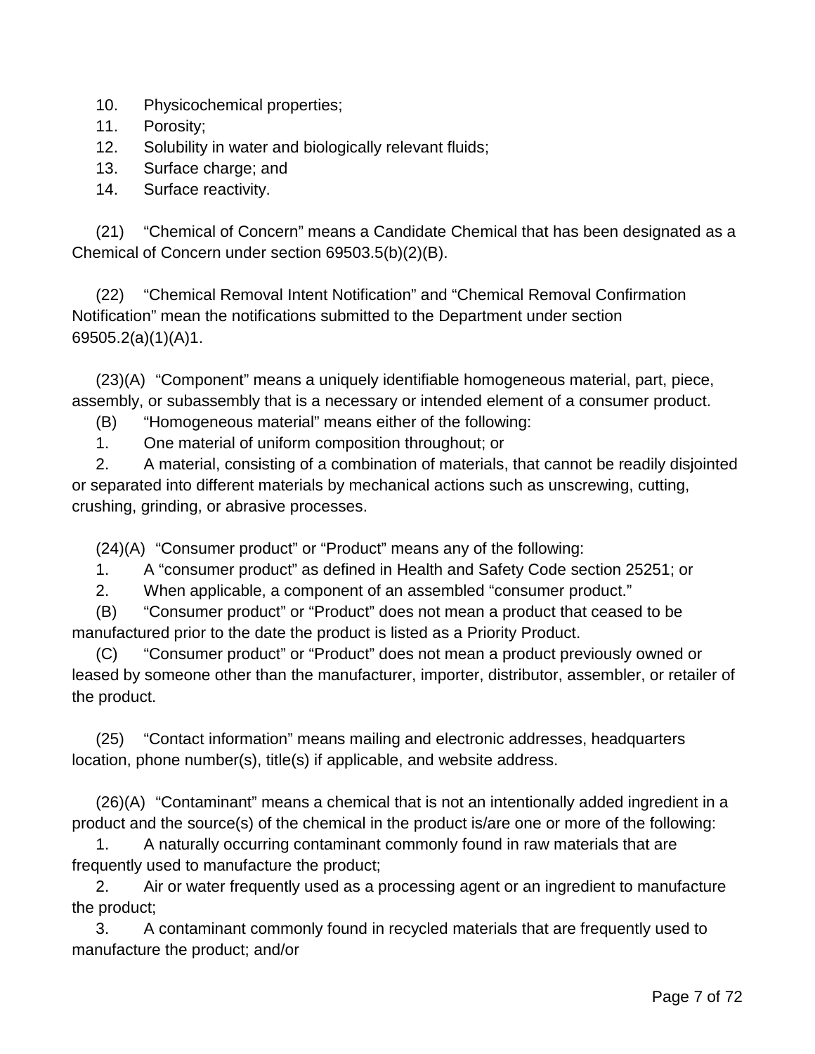10. Physicochemical properties;
11. Porosity;
12. Solubility in water and biologically relevant fluids;
13. Surface charge; and
14. Surface reactivity.

(21) "Chemical of Concern" means a Candidate Chemical that has been designated as a Chemical of Concern under section 69503.5(b)(2)(B).

(22) "Chemical Removal Intent Notification" and "Chemical Removal Confirmation Notification" mean the notifications submitted to the Department under section 69505.2(a)(1)(A)1.

(23)(A) "Component" means a uniquely identifiable homogeneous material, part, piece, assembly, or subassembly that is a necessary or intended element of a consumer product.

(B) "Homogeneous material" means either of the following:

1. One material of uniform composition throughout; or
2. A material, consisting of a combination of materials, that cannot be readily disjointed or separated into different materials by mechanical actions such as unscrewing, cutting, crushing, grinding, or abrasive processes.

(24)(A) "Consumer product" or "Product" means any of the following:

1. A "consumer product" as defined in Health and Safety Code section 25251; or
2. When applicable, a component of an assembled "consumer product."

(B) "Consumer product" or "Product" does not mean a product that ceased to be manufactured prior to the date the product is listed as a Priority Product.

(C) "Consumer product" or "Product" does not mean a product previously owned or leased by someone other than the manufacturer, importer, distributor, assembler, or retailer of the product.

(25) "Contact information" means mailing and electronic addresses, headquarters location, phone number(s), title(s) if applicable, and website address.

(26)(A) "Contaminant" means a chemical that is not an intentionally added ingredient in a product and the source(s) of the chemical in the product is/are one or more of the following:

1. A naturally occurring contaminant commonly found in raw materials that are frequently used to manufacture the product;
2. Air or water frequently used as a processing agent or an ingredient to manufacture the product;
3. A contaminant commonly found in recycled materials that are frequently used to manufacture the product; and/or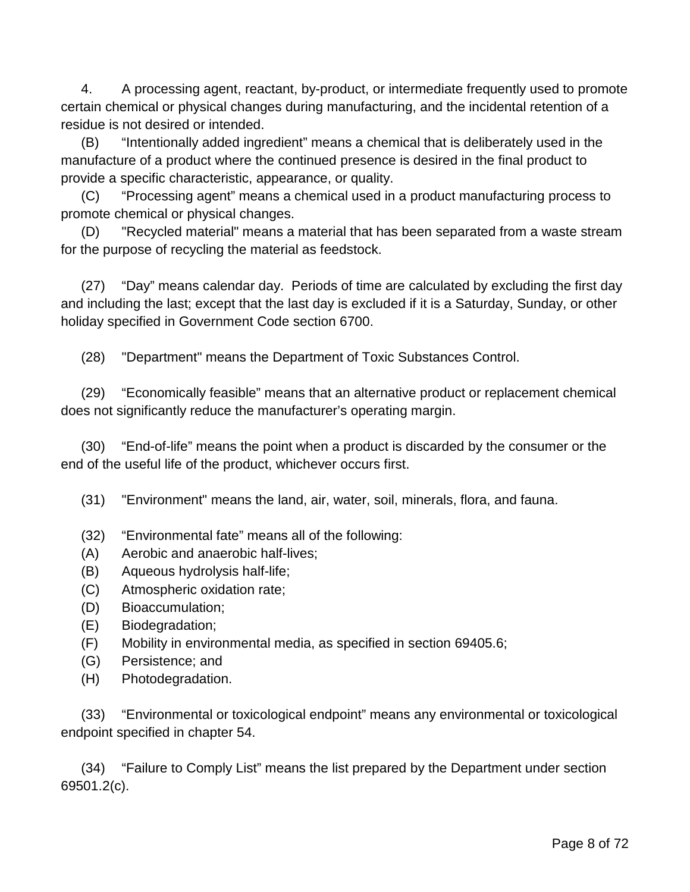4. A processing agent, reactant, by-product, or intermediate frequently used to promote certain chemical or physical changes during manufacturing, and the incidental retention of a residue is not desired or intended.

(B) "Intentionally added ingredient" means a chemical that is deliberately used in the manufacture of a product where the continued presence is desired in the final product to provide a specific characteristic, appearance, or quality.

(C) "Processing agent" means a chemical used in a product manufacturing process to promote chemical or physical changes.

(D) "Recycled material" means a material that has been separated from a waste stream for the purpose of recycling the material as feedstock.

(27) "Day" means calendar day. Periods of time are calculated by excluding the first day and including the last; except that the last day is excluded if it is a Saturday, Sunday, or other holiday specified in Government Code section 6700.

(28) "Department" means the Department of Toxic Substances Control.

(29) "Economically feasible" means that an alternative product or replacement chemical does not significantly reduce the manufacturer's operating margin.

(30) "End-of-life" means the point when a product is discarded by the consumer or the end of the useful life of the product, whichever occurs first.

(31) "Environment" means the land, air, water, soil, minerals, flora, and fauna.

(32) "Environmental fate" means all of the following:
(A) Aerobic and anaerobic half-lives;
(B) Aqueous hydrolysis half-life;
(C) Atmospheric oxidation rate;
(D) Bioaccumulation;
(E) Biodegradation;
(F) Mobility in environmental media, as specified in section 69405.6;
(G) Persistence; and
(H) Photodegradation.

(33) "Environmental or toxicological endpoint" means any environmental or toxicological endpoint specified in chapter 54.

(34) "Failure to Comply List" means the list prepared by the Department under section 69501.2(c).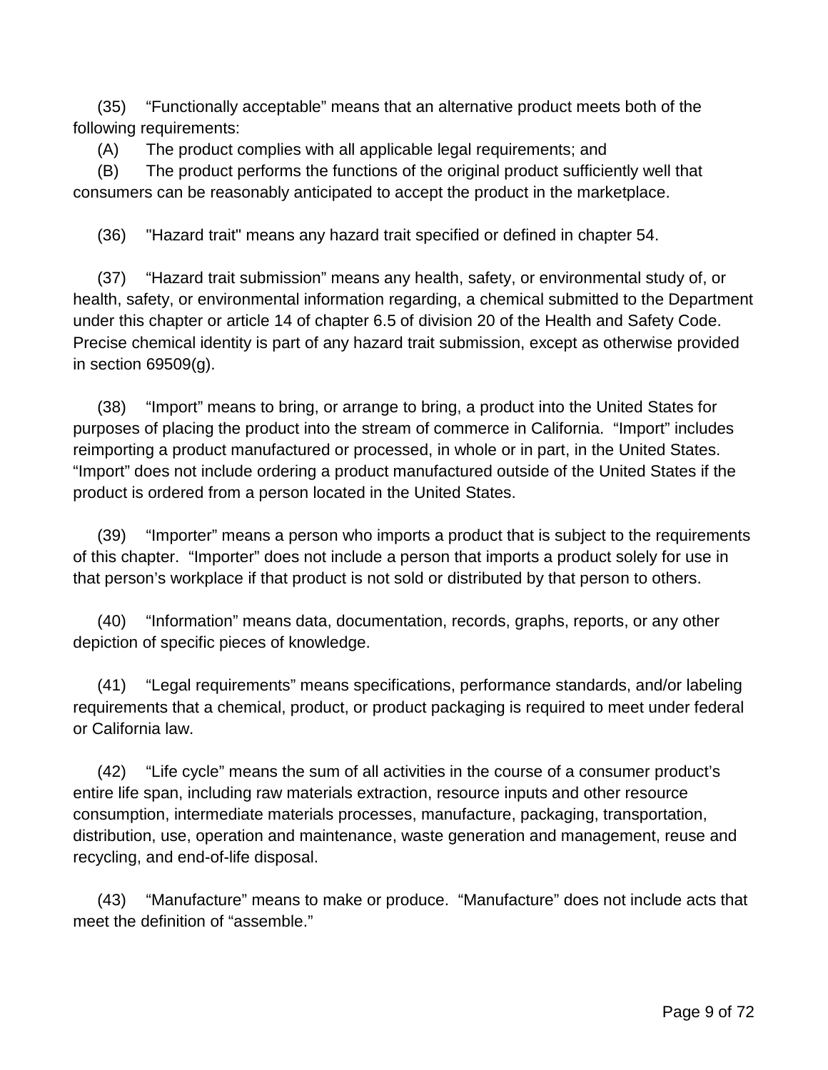(35) “Functionally acceptable” means that an alternative product meets both of the following requirements:

(A) The product complies with all applicable legal requirements; and

(B) The product performs the functions of the original product sufficiently well that consumers can be reasonably anticipated to accept the product in the marketplace.

(36) "Hazard trait" means any hazard trait specified or defined in chapter 54.

(37) “Hazard trait submission” means any health, safety, or environmental study of, or health, safety, or environmental information regarding, a chemical submitted to the Department under this chapter or article 14 of chapter 6.5 of division 20 of the Health and Safety Code. Precise chemical identity is part of any hazard trait submission, except as otherwise provided in section 69509(g).

(38) “Import” means to bring, or arrange to bring, a product into the United States for purposes of placing the product into the stream of commerce in California. “Import” includes reimporting a product manufactured or processed, in whole or in part, in the United States. “Import” does not include ordering a product manufactured outside of the United States if the product is ordered from a person located in the United States.

(39) “Importer” means a person who imports a product that is subject to the requirements of this chapter. “Importer” does not include a person that imports a product solely for use in that person’s workplace if that product is not sold or distributed by that person to others.

(40) “Information” means data, documentation, records, graphs, reports, or any other depiction of specific pieces of knowledge.

(41) “Legal requirements” means specifications, performance standards, and/or labeling requirements that a chemical, product, or product packaging is required to meet under federal or California law.

(42) “Life cycle” means the sum of all activities in the course of a consumer product’s entire life span, including raw materials extraction, resource inputs and other resource consumption, intermediate materials processes, manufacture, packaging, transportation, distribution, use, operation and maintenance, waste generation and management, reuse and recycling, and end-of-life disposal.

(43) “Manufacture” means to make or produce. “Manufacture” does not include acts that meet the definition of “assemble.”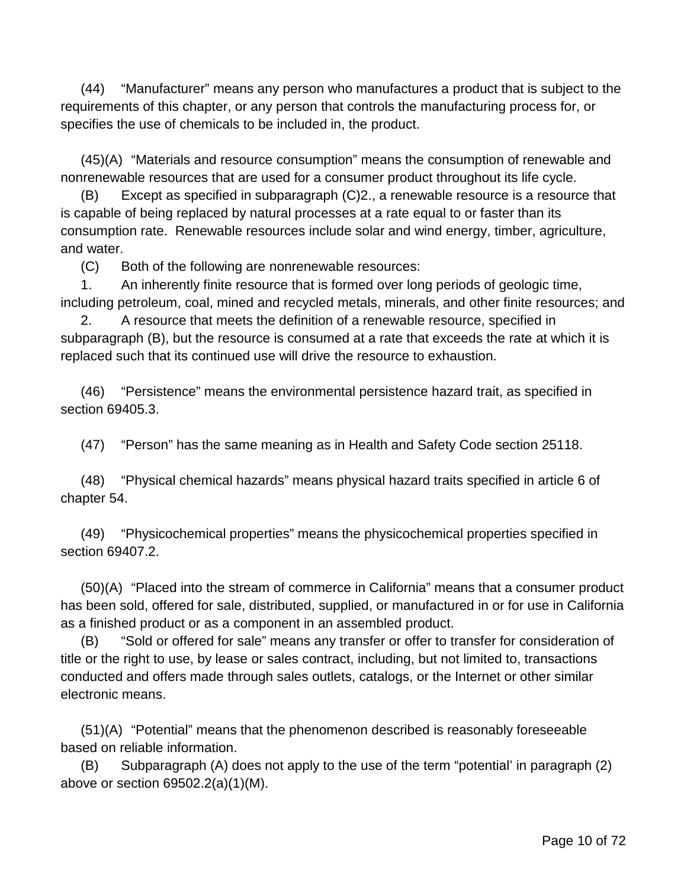(44) "Manufacturer" means any person who manufactures a product that is subject to the requirements of this chapter, or any person that controls the manufacturing process for, or specifies the use of chemicals to be included in, the product.

(45)(A) "Materials and resource consumption" means the consumption of renewable and nonrenewable resources that are used for a consumer product throughout its life cycle.

(B) Except as specified in subparagraph (C)2., a renewable resource is a resource that is capable of being replaced by natural processes at a rate equal to or faster than its consumption rate. Renewable resources include solar and wind energy, timber, agriculture, and water.

(C) Both of the following are nonrenewable resources:

1. An inherently finite resource that is formed over long periods of geologic time, including petroleum, coal, mined and recycled metals, minerals, and other finite resources; and

2. A resource that meets the definition of a renewable resource, specified in subparagraph (B), but the resource is consumed at a rate that exceeds the rate at which it is replaced such that its continued use will drive the resource to exhaustion.

(46) "Persistence" means the environmental persistence hazard trait, as specified in section 69405.3.

(47) "Person" has the same meaning as in Health and Safety Code section 25118.

(48) "Physical chemical hazards" means physical hazard traits specified in article 6 of chapter 54.

(49) "Physicochemical properties" means the physicochemical properties specified in section 69407.2.

(50)(A) "Placed into the stream of commerce in California" means that a consumer product has been sold, offered for sale, distributed, supplied, or manufactured in or for use in California as a finished product or as a component in an assembled product.

(B) "Sold or offered for sale" means any transfer or offer to transfer for consideration of title or the right to use, by lease or sales contract, including, but not limited to, transactions conducted and offers made through sales outlets, catalogs, or the Internet or other similar electronic means.

(51)(A) "Potential" means that the phenomenon described is reasonably foreseeable based on reliable information.

(B) Subparagraph (A) does not apply to the use of the term "potential' in paragraph (2) above or section 69502.2(a)(1)(M).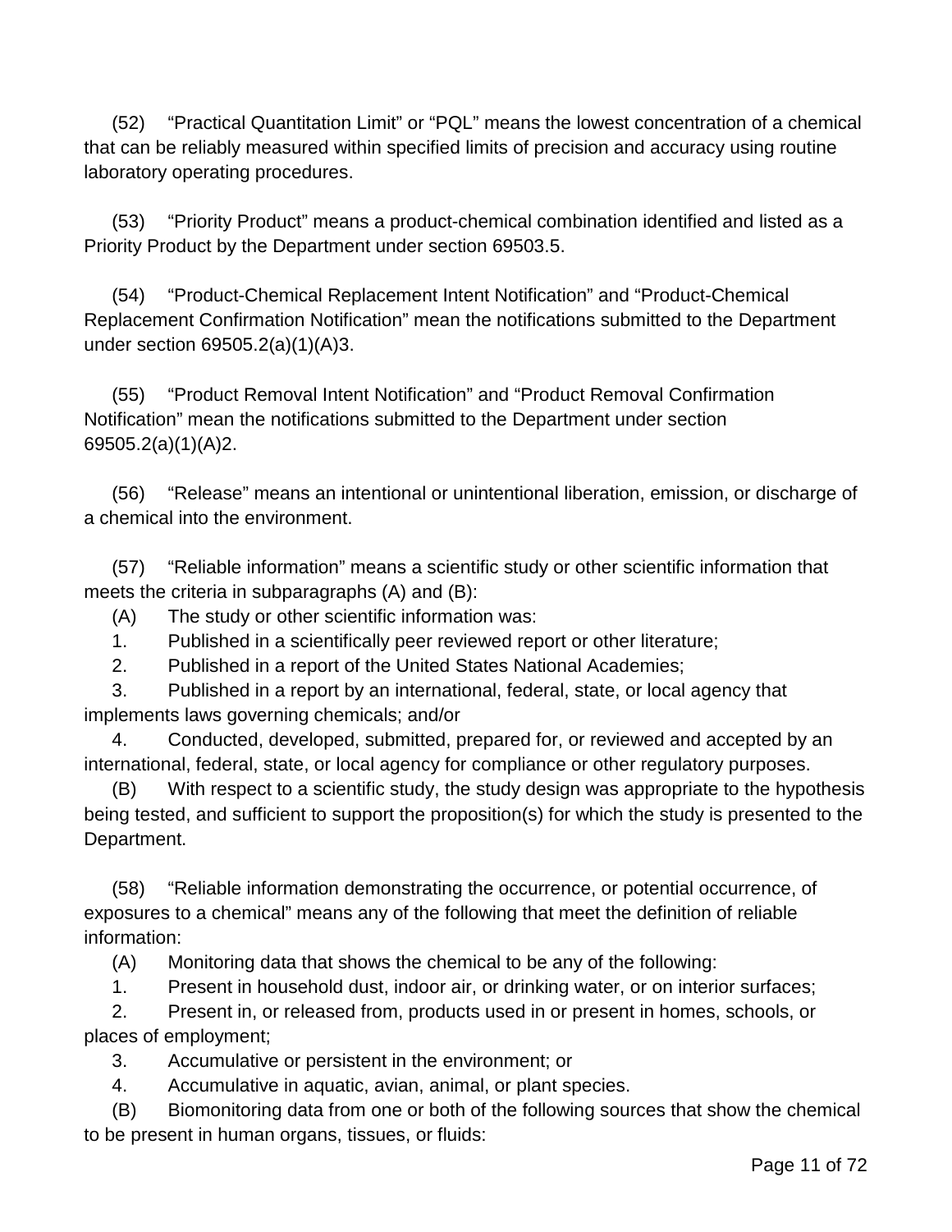(52) “Practical Quantitation Limit” or “PQL” means the lowest concentration of a chemical that can be reliably measured within specified limits of precision and accuracy using routine laboratory operating procedures.

(53) “Priority Product” means a product-chemical combination identified and listed as a Priority Product by the Department under section 69503.5.

(54) “Product-Chemical Replacement Intent Notification” and “Product-Chemical Replacement Confirmation Notification” mean the notifications submitted to the Department under section 69505.2(a)(1)(A)3.

(55) “Product Removal Intent Notification” and “Product Removal Confirmation Notification” mean the notifications submitted to the Department under section 69505.2(a)(1)(A)2.

(56) “Release” means an intentional or unintentional liberation, emission, or discharge of a chemical into the environment.

(57) “Reliable information” means a scientific study or other scientific information that meets the criteria in subparagraphs (A) and (B):

(A) The study or other scientific information was:

1. Published in a scientifically peer reviewed report or other literature;

2. Published in a report of the United States National Academies;

3. Published in a report by an international, federal, state, or local agency that implements laws governing chemicals; and/or

4. Conducted, developed, submitted, prepared for, or reviewed and accepted by an international, federal, state, or local agency for compliance or other regulatory purposes.

(B) With respect to a scientific study, the study design was appropriate to the hypothesis being tested, and sufficient to support the proposition(s) for which the study is presented to the Department.

(58) “Reliable information demonstrating the occurrence, or potential occurrence, of exposures to a chemical” means any of the following that meet the definition of reliable information:

(A) Monitoring data that shows the chemical to be any of the following:

1. Present in household dust, indoor air, or drinking water, or on interior surfaces;

2. Present in, or released from, products used in or present in homes, schools, or places of employment;

3. Accumulative or persistent in the environment; or

4. Accumulative in aquatic, avian, animal, or plant species.

(B) Biomonitoring data from one or both of the following sources that show the chemical to be present in human organs, tissues, or fluids: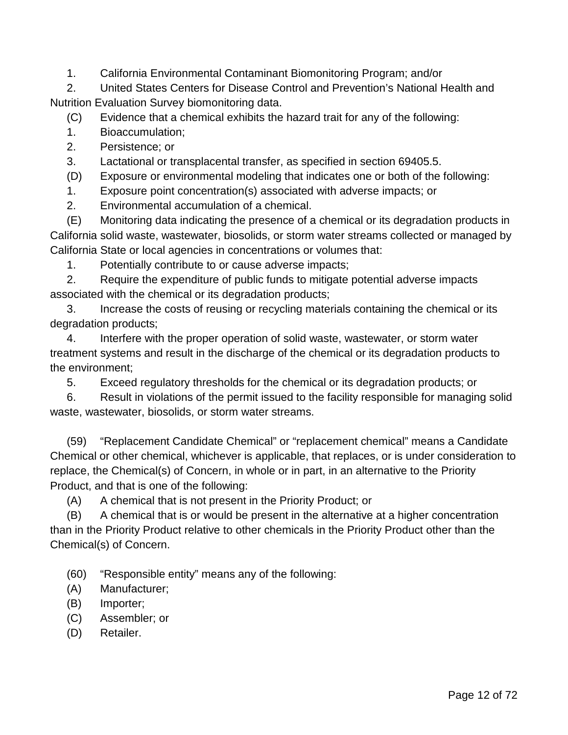1. California Environmental Contaminant Biomonitoring Program; and/or

2. United States Centers for Disease Control and Prevention's National Health and Nutrition Evaluation Survey biomonitoring data.

(C) Evidence that a chemical exhibits the hazard trait for any of the following:

1. Bioaccumulation;

2. Persistence; or

3. Lactational or transplacental transfer, as specified in section 69405.5.

(D) Exposure or environmental modeling that indicates one or both of the following:

1. Exposure point concentration(s) associated with adverse impacts; or

2. Environmental accumulation of a chemical.

(E) Monitoring data indicating the presence of a chemical or its degradation products in California solid waste, wastewater, biosolids, or storm water streams collected or managed by California State or local agencies in concentrations or volumes that:

1. Potentially contribute to or cause adverse impacts;

2. Require the expenditure of public funds to mitigate potential adverse impacts associated with the chemical or its degradation products;

3. Increase the costs of reusing or recycling materials containing the chemical or its degradation products;

4. Interfere with the proper operation of solid waste, wastewater, or storm water treatment systems and result in the discharge of the chemical or its degradation products to the environment;

5. Exceed regulatory thresholds for the chemical or its degradation products; or

6. Result in violations of the permit issued to the facility responsible for managing solid waste, wastewater, biosolids, or storm water streams.

(59) "Replacement Candidate Chemical" or "replacement chemical" means a Candidate Chemical or other chemical, whichever is applicable, that replaces, or is under consideration to replace, the Chemical(s) of Concern, in whole or in part, in an alternative to the Priority Product, and that is one of the following:

(A) A chemical that is not present in the Priority Product; or

(B) A chemical that is or would be present in the alternative at a higher concentration than in the Priority Product relative to other chemicals in the Priority Product other than the Chemical(s) of Concern.

(60) "Responsible entity" means any of the following:

(A) Manufacturer;

(B) Importer;

(C) Assembler; or

(D) Retailer.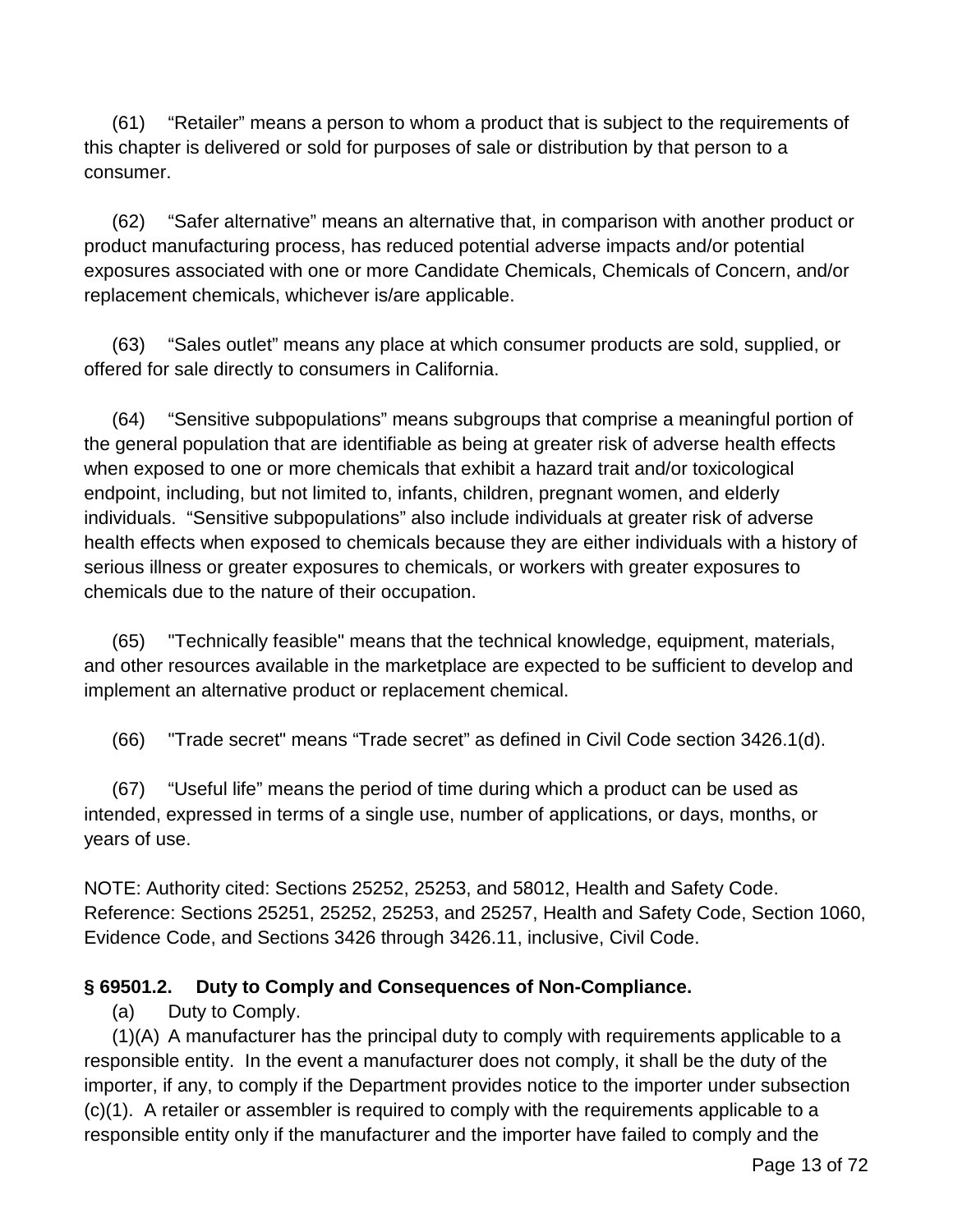(61) "Retailer" means a person to whom a product that is subject to the requirements of this chapter is delivered or sold for purposes of sale or distribution by that person to a consumer.

(62) "Safer alternative" means an alternative that, in comparison with another product or product manufacturing process, has reduced potential adverse impacts and/or potential exposures associated with one or more Candidate Chemicals, Chemicals of Concern, and/or replacement chemicals, whichever is/are applicable.

(63) "Sales outlet" means any place at which consumer products are sold, supplied, or offered for sale directly to consumers in California.

(64) "Sensitive subpopulations" means subgroups that comprise a meaningful portion of the general population that are identifiable as being at greater risk of adverse health effects when exposed to one or more chemicals that exhibit a hazard trait and/or toxicological endpoint, including, but not limited to, infants, children, pregnant women, and elderly individuals. "Sensitive subpopulations" also include individuals at greater risk of adverse health effects when exposed to chemicals because they are either individuals with a history of serious illness or greater exposures to chemicals, or workers with greater exposures to chemicals due to the nature of their occupation.

(65) "Technically feasible" means that the technical knowledge, equipment, materials, and other resources available in the marketplace are expected to be sufficient to develop and implement an alternative product or replacement chemical.

(66) "Trade secret" means "Trade secret" as defined in Civil Code section 3426.1(d).

(67) "Useful life" means the period of time during which a product can be used as intended, expressed in terms of a single use, number of applications, or days, months, or years of use.

NOTE: Authority cited: Sections 25252, 25253, and 58012, Health and Safety Code. Reference: Sections 25251, 25252, 25253, and 25257, Health and Safety Code, Section 1060, Evidence Code, and Sections 3426 through 3426.11, inclusive, Civil Code.

**§ 69501.2. Duty to Comply and Consequences of Non-Compliance.**

(a) Duty to Comply.

(1)(A) A manufacturer has the principal duty to comply with requirements applicable to a responsible entity. In the event a manufacturer does not comply, it shall be the duty of the importer, if any, to comply if the Department provides notice to the importer under subsection (c)(1). A retailer or assembler is required to comply with the requirements applicable to a responsible entity only if the manufacturer and the importer have failed to comply and the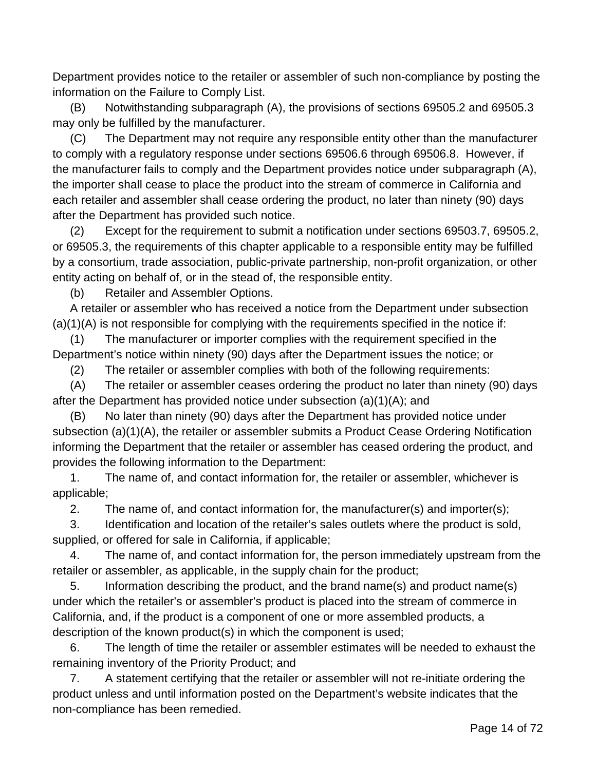Department provides notice to the retailer or assembler of such non-compliance by posting the information on the Failure to Comply List.

(B) Notwithstanding subparagraph (A), the provisions of sections 69505.2 and 69505.3 may only be fulfilled by the manufacturer.

(C) The Department may not require any responsible entity other than the manufacturer to comply with a regulatory response under sections 69506.6 through 69506.8. However, if the manufacturer fails to comply and the Department provides notice under subparagraph (A), the importer shall cease to place the product into the stream of commerce in California and each retailer and assembler shall cease ordering the product, no later than ninety (90) days after the Department has provided such notice.

(2) Except for the requirement to submit a notification under sections 69503.7, 69505.2, or 69505.3, the requirements of this chapter applicable to a responsible entity may be fulfilled by a consortium, trade association, public-private partnership, non-profit organization, or other entity acting on behalf of, or in the stead of, the responsible entity.

(b) Retailer and Assembler Options.

A retailer or assembler who has received a notice from the Department under subsection (a)(1)(A) is not responsible for complying with the requirements specified in the notice if:

(1) The manufacturer or importer complies with the requirement specified in the Department's notice within ninety (90) days after the Department issues the notice; or

(2) The retailer or assembler complies with both of the following requirements:

(A) The retailer or assembler ceases ordering the product no later than ninety (90) days after the Department has provided notice under subsection (a)(1)(A); and

(B) No later than ninety (90) days after the Department has provided notice under subsection (a)(1)(A), the retailer or assembler submits a Product Cease Ordering Notification informing the Department that the retailer or assembler has ceased ordering the product, and provides the following information to the Department:

1. The name of, and contact information for, the retailer or assembler, whichever is applicable;

2. The name of, and contact information for, the manufacturer(s) and importer(s);

3. Identification and location of the retailer's sales outlets where the product is sold, supplied, or offered for sale in California, if applicable;

4. The name of, and contact information for, the person immediately upstream from the retailer or assembler, as applicable, in the supply chain for the product;

5. Information describing the product, and the brand name(s) and product name(s) under which the retailer's or assembler's product is placed into the stream of commerce in California, and, if the product is a component of one or more assembled products, a description of the known product(s) in which the component is used;

6. The length of time the retailer or assembler estimates will be needed to exhaust the remaining inventory of the Priority Product; and

7. A statement certifying that the retailer or assembler will not re-initiate ordering the product unless and until information posted on the Department's website indicates that the non-compliance has been remedied.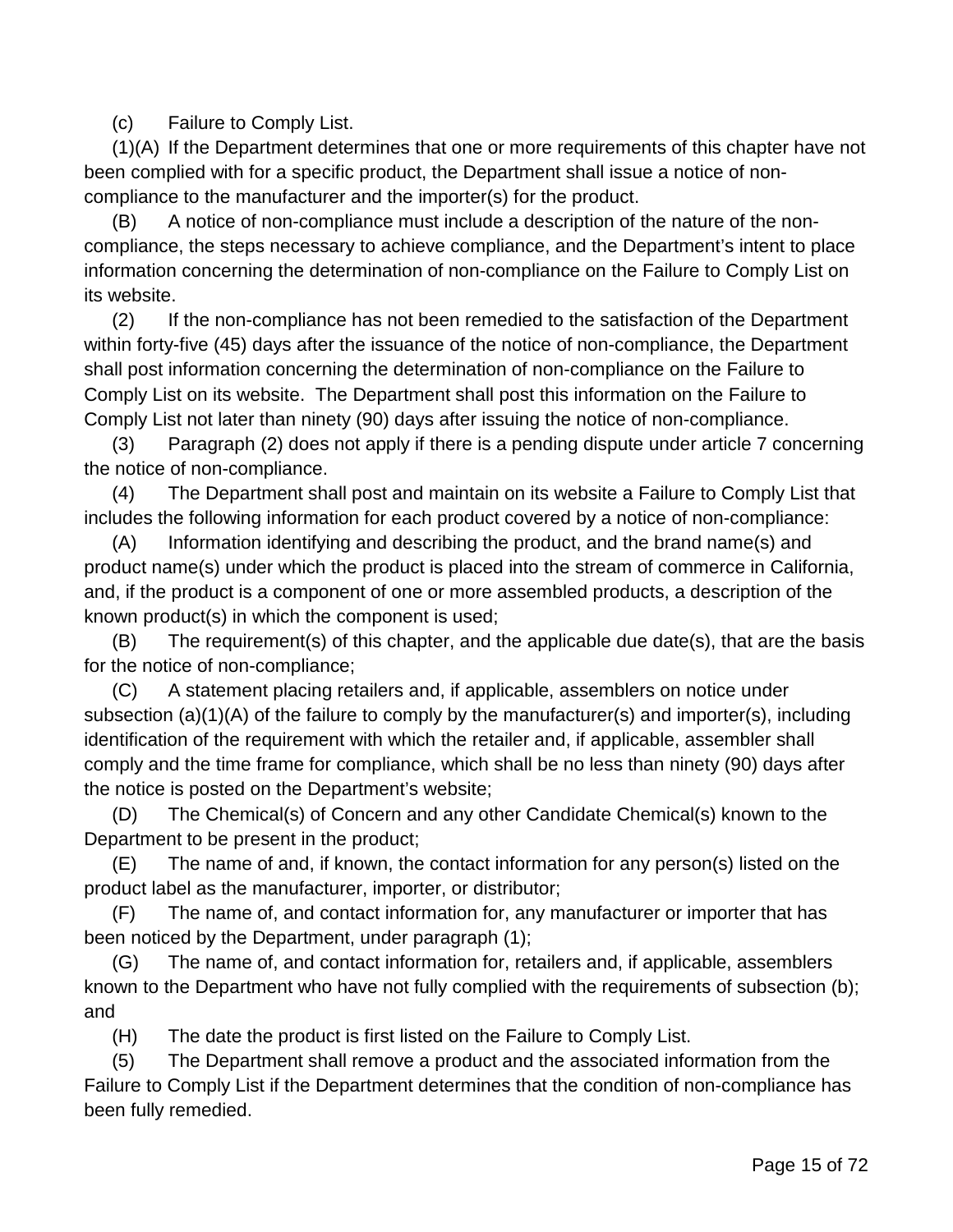(c) Failure to Comply List.

(1)(A) If the Department determines that one or more requirements of this chapter have not been complied with for a specific product, the Department shall issue a notice of non-compliance to the manufacturer and the importer(s) for the product.

(B) A notice of non-compliance must include a description of the nature of the non-compliance, the steps necessary to achieve compliance, and the Department's intent to place information concerning the determination of non-compliance on the Failure to Comply List on its website.

(2) If the non-compliance has not been remedied to the satisfaction of the Department within forty-five (45) days after the issuance of the notice of non-compliance, the Department shall post information concerning the determination of non-compliance on the Failure to Comply List on its website. The Department shall post this information on the Failure to Comply List not later than ninety (90) days after issuing the notice of non-compliance.

(3) Paragraph (2) does not apply if there is a pending dispute under article 7 concerning the notice of non-compliance.

(4) The Department shall post and maintain on its website a Failure to Comply List that includes the following information for each product covered by a notice of non-compliance:

(A) Information identifying and describing the product, and the brand name(s) and product name(s) under which the product is placed into the stream of commerce in California, and, if the product is a component of one or more assembled products, a description of the known product(s) in which the component is used;

(B) The requirement(s) of this chapter, and the applicable due date(s), that are the basis for the notice of non-compliance;

(C) A statement placing retailers and, if applicable, assemblers on notice under subsection (a)(1)(A) of the failure to comply by the manufacturer(s) and importer(s), including identification of the requirement with which the retailer and, if applicable, assembler shall comply and the time frame for compliance, which shall be no less than ninety (90) days after the notice is posted on the Department's website;

(D) The Chemical(s) of Concern and any other Candidate Chemical(s) known to the Department to be present in the product;

(E) The name of and, if known, the contact information for any person(s) listed on the product label as the manufacturer, importer, or distributor;

(F) The name of, and contact information for, any manufacturer or importer that has been noticed by the Department, under paragraph (1);

(G) The name of, and contact information for, retailers and, if applicable, assemblers known to the Department who have not fully complied with the requirements of subsection (b); and

(H) The date the product is first listed on the Failure to Comply List.

(5) The Department shall remove a product and the associated information from the Failure to Comply List if the Department determines that the condition of non-compliance has been fully remedied.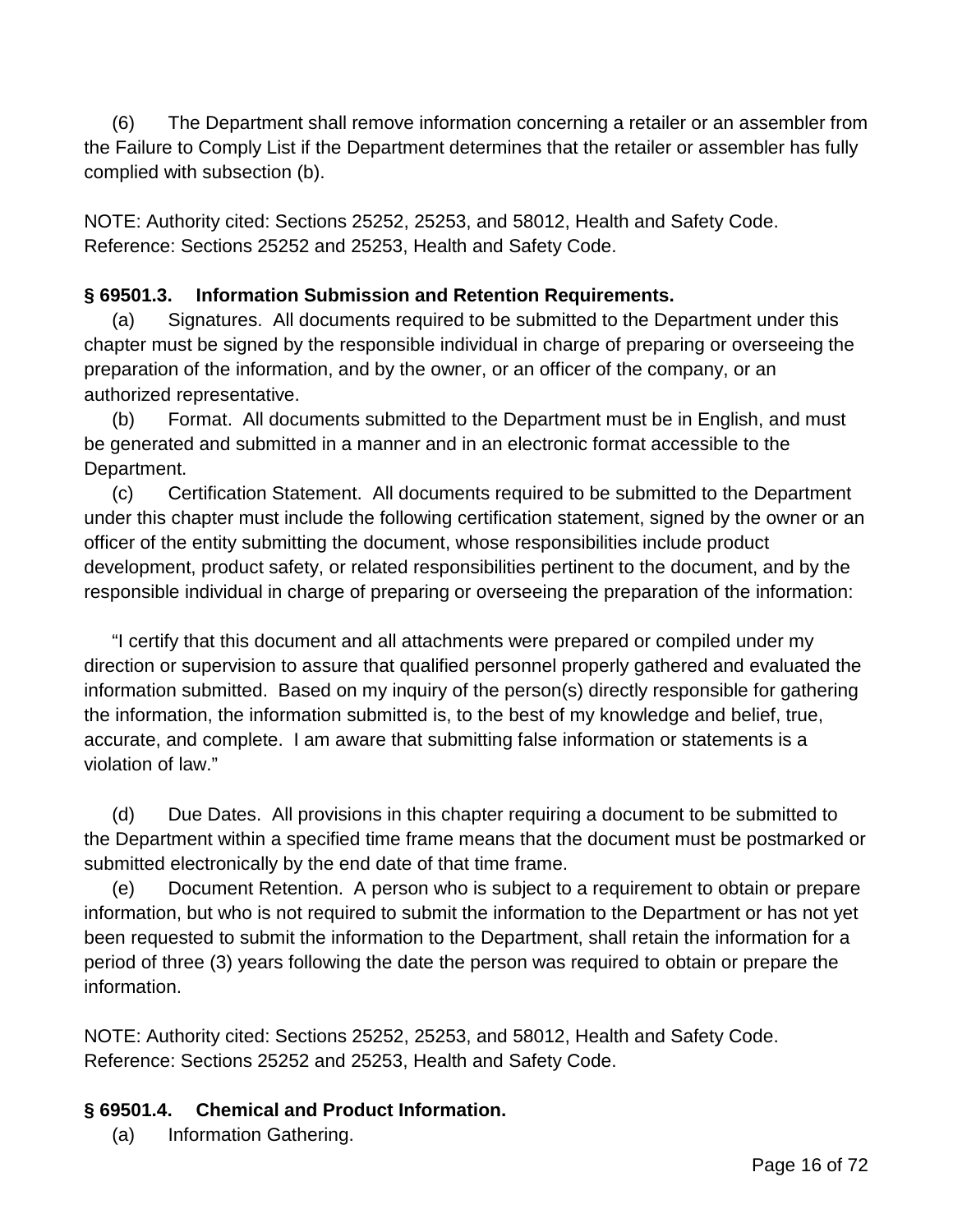(6) The Department shall remove information concerning a retailer or an assembler from the Failure to Comply List if the Department determines that the retailer or assembler has fully complied with subsection (b).

NOTE: Authority cited: Sections 25252, 25253, and 58012, Health and Safety Code. Reference: Sections 25252 and 25253, Health and Safety Code.

**§ 69501.3. Information Submission and Retention Requirements.**

(a) Signatures. All documents required to be submitted to the Department under this chapter must be signed by the responsible individual in charge of preparing or overseeing the preparation of the information, and by the owner, or an officer of the company, or an authorized representative.

(b) Format. All documents submitted to the Department must be in English, and must be generated and submitted in a manner and in an electronic format accessible to the Department.

(c) Certification Statement. All documents required to be submitted to the Department under this chapter must include the following certification statement, signed by the owner or an officer of the entity submitting the document, whose responsibilities include product development, product safety, or related responsibilities pertinent to the document, and by the responsible individual in charge of preparing or overseeing the preparation of the information:

"I certify that this document and all attachments were prepared or compiled under my direction or supervision to assure that qualified personnel properly gathered and evaluated the information submitted. Based on my inquiry of the person(s) directly responsible for gathering the information, the information submitted is, to the best of my knowledge and belief, true, accurate, and complete. I am aware that submitting false information or statements is a violation of law."

(d) Due Dates. All provisions in this chapter requiring a document to be submitted to the Department within a specified time frame means that the document must be postmarked or submitted electronically by the end date of that time frame.

(e) Document Retention. A person who is subject to a requirement to obtain or prepare information, but who is not required to submit the information to the Department or has not yet been requested to submit the information to the Department, shall retain the information for a period of three (3) years following the date the person was required to obtain or prepare the information.

NOTE: Authority cited: Sections 25252, 25253, and 58012, Health and Safety Code. Reference: Sections 25252 and 25253, Health and Safety Code.

**§ 69501.4. Chemical and Product Information.**

(a) Information Gathering.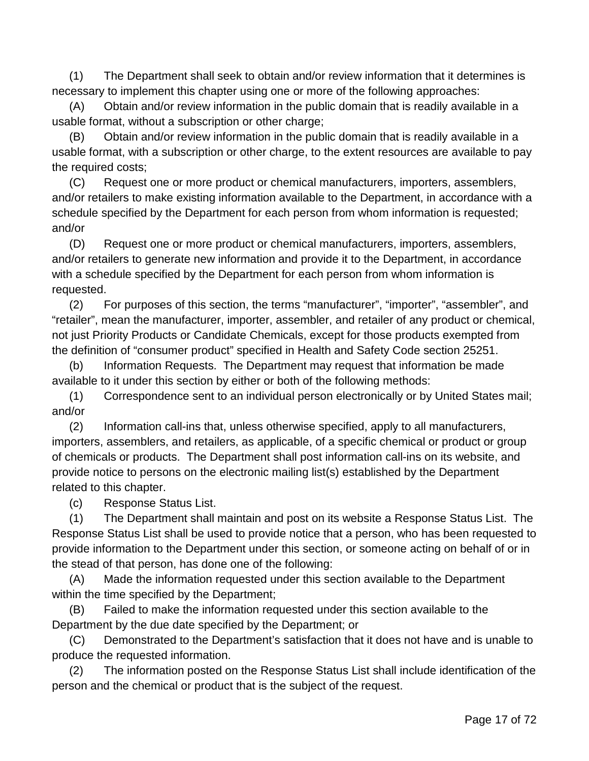(1) The Department shall seek to obtain and/or review information that it determines is necessary to implement this chapter using one or more of the following approaches:

(A) Obtain and/or review information in the public domain that is readily available in a usable format, without a subscription or other charge;

(B) Obtain and/or review information in the public domain that is readily available in a usable format, with a subscription or other charge, to the extent resources are available to pay the required costs;

(C) Request one or more product or chemical manufacturers, importers, assemblers, and/or retailers to make existing information available to the Department, in accordance with a schedule specified by the Department for each person from whom information is requested; and/or

(D) Request one or more product or chemical manufacturers, importers, assemblers, and/or retailers to generate new information and provide it to the Department, in accordance with a schedule specified by the Department for each person from whom information is requested.

(2) For purposes of this section, the terms "manufacturer", "importer", "assembler", and "retailer", mean the manufacturer, importer, assembler, and retailer of any product or chemical, not just Priority Products or Candidate Chemicals, except for those products exempted from the definition of "consumer product" specified in Health and Safety Code section 25251.

(b) Information Requests. The Department may request that information be made available to it under this section by either or both of the following methods:

(1) Correspondence sent to an individual person electronically or by United States mail; and/or

(2) Information call-ins that, unless otherwise specified, apply to all manufacturers, importers, assemblers, and retailers, as applicable, of a specific chemical or product or group of chemicals or products. The Department shall post information call-ins on its website, and provide notice to persons on the electronic mailing list(s) established by the Department related to this chapter.

(c) Response Status List.

(1) The Department shall maintain and post on its website a Response Status List. The Response Status List shall be used to provide notice that a person, who has been requested to provide information to the Department under this section, or someone acting on behalf of or in the stead of that person, has done one of the following:

(A) Made the information requested under this section available to the Department within the time specified by the Department;

(B) Failed to make the information requested under this section available to the Department by the due date specified by the Department; or

(C) Demonstrated to the Department's satisfaction that it does not have and is unable to produce the requested information.

(2) The information posted on the Response Status List shall include identification of the person and the chemical or product that is the subject of the request.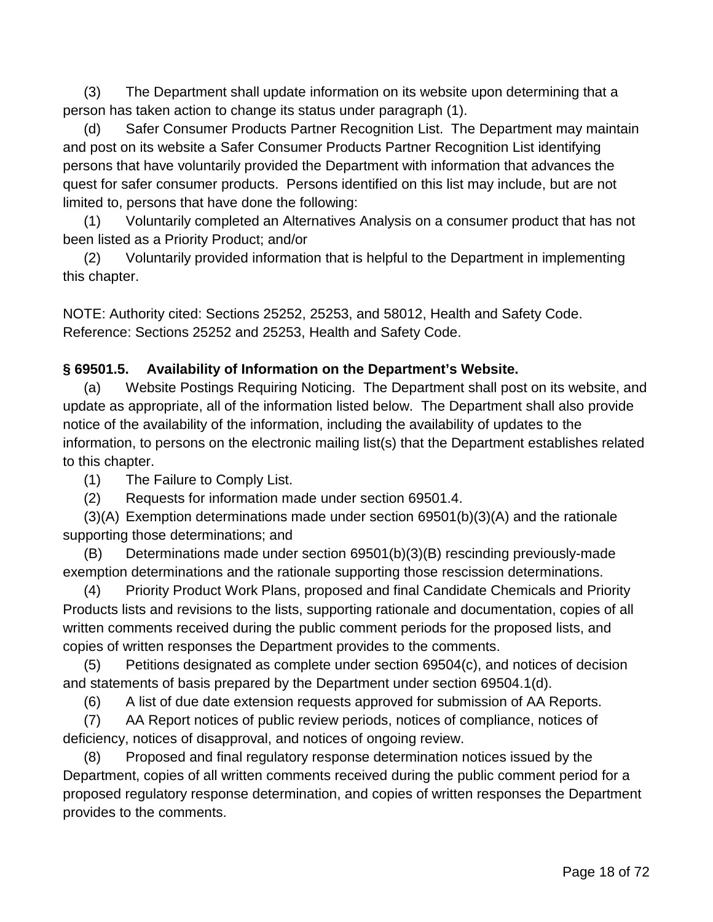(3) The Department shall update information on its website upon determining that a person has taken action to change its status under paragraph (1).

(d) Safer Consumer Products Partner Recognition List. The Department may maintain and post on its website a Safer Consumer Products Partner Recognition List identifying persons that have voluntarily provided the Department with information that advances the quest for safer consumer products. Persons identified on this list may include, but are not limited to, persons that have done the following:

(1) Voluntarily completed an Alternatives Analysis on a consumer product that has not been listed as a Priority Product; and/or

(2) Voluntarily provided information that is helpful to the Department in implementing this chapter.

NOTE: Authority cited: Sections 25252, 25253, and 58012, Health and Safety Code. Reference: Sections 25252 and 25253, Health and Safety Code.

### § 69501.5. Availability of Information on the Department's Website.

(a) Website Postings Requiring Noticing. The Department shall post on its website, and update as appropriate, all of the information listed below. The Department shall also provide notice of the availability of the information, including the availability of updates to the information, to persons on the electronic mailing list(s) that the Department establishes related to this chapter.

(1) The Failure to Comply List.

(2) Requests for information made under section 69501.4.

(3)(A) Exemption determinations made under section 69501(b)(3)(A) and the rationale supporting those determinations; and

(B) Determinations made under section 69501(b)(3)(B) rescinding previously-made exemption determinations and the rationale supporting those rescission determinations.

(4) Priority Product Work Plans, proposed and final Candidate Chemicals and Priority Products lists and revisions to the lists, supporting rationale and documentation, copies of all written comments received during the public comment periods for the proposed lists, and copies of written responses the Department provides to the comments.

(5) Petitions designated as complete under section 69504(c), and notices of decision and statements of basis prepared by the Department under section 69504.1(d).

(6) A list of due date extension requests approved for submission of AA Reports.

(7) AA Report notices of public review periods, notices of compliance, notices of deficiency, notices of disapproval, and notices of ongoing review.

(8) Proposed and final regulatory response determination notices issued by the Department, copies of all written comments received during the public comment period for a proposed regulatory response determination, and copies of written responses the Department provides to the comments.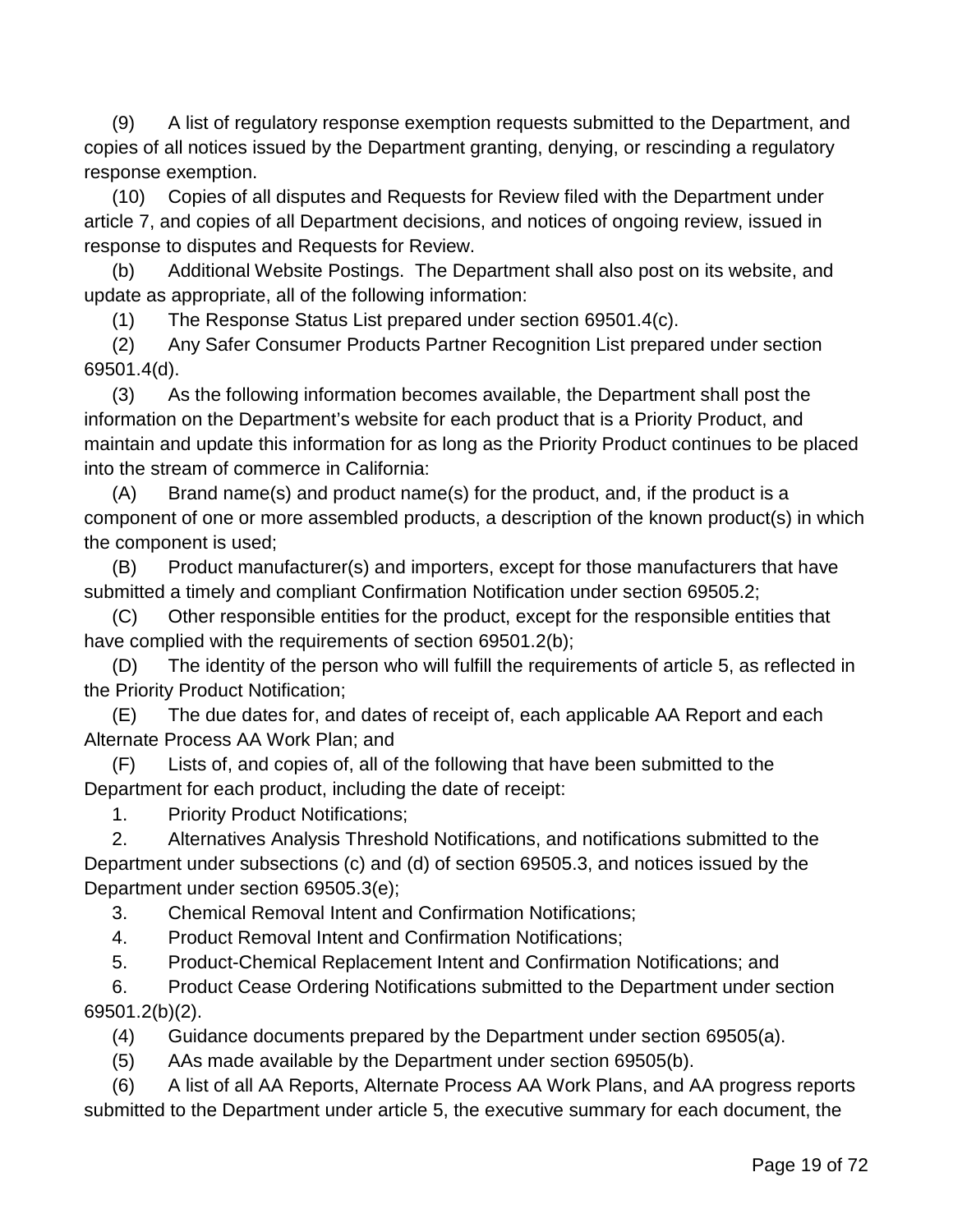(9) A list of regulatory response exemption requests submitted to the Department, and copies of all notices issued by the Department granting, denying, or rescinding a regulatory response exemption.

(10) Copies of all disputes and Requests for Review filed with the Department under article 7, and copies of all Department decisions, and notices of ongoing review, issued in response to disputes and Requests for Review.

(b) Additional Website Postings. The Department shall also post on its website, and update as appropriate, all of the following information:

(1) The Response Status List prepared under section 69501.4(c).

(2) Any Safer Consumer Products Partner Recognition List prepared under section 69501.4(d).

(3) As the following information becomes available, the Department shall post the information on the Department's website for each product that is a Priority Product, and maintain and update this information for as long as the Priority Product continues to be placed into the stream of commerce in California:

(A) Brand name(s) and product name(s) for the product, and, if the product is a component of one or more assembled products, a description of the known product(s) in which the component is used;

(B) Product manufacturer(s) and importers, except for those manufacturers that have submitted a timely and compliant Confirmation Notification under section 69505.2;

(C) Other responsible entities for the product, except for the responsible entities that have complied with the requirements of section 69501.2(b);

(D) The identity of the person who will fulfill the requirements of article 5, as reflected in the Priority Product Notification;

(E) The due dates for, and dates of receipt of, each applicable AA Report and each Alternate Process AA Work Plan; and

(F) Lists of, and copies of, all of the following that have been submitted to the Department for each product, including the date of receipt:

1. Priority Product Notifications;

2. Alternatives Analysis Threshold Notifications, and notifications submitted to the Department under subsections (c) and (d) of section 69505.3, and notices issued by the Department under section 69505.3(e);

3. Chemical Removal Intent and Confirmation Notifications;

4. Product Removal Intent and Confirmation Notifications;

5. Product-Chemical Replacement Intent and Confirmation Notifications; and

6. Product Cease Ordering Notifications submitted to the Department under section 69501.2(b)(2).

(4) Guidance documents prepared by the Department under section 69505(a).

(5) AAs made available by the Department under section 69505(b).

(6) A list of all AA Reports, Alternate Process AA Work Plans, and AA progress reports submitted to the Department under article 5, the executive summary for each document, the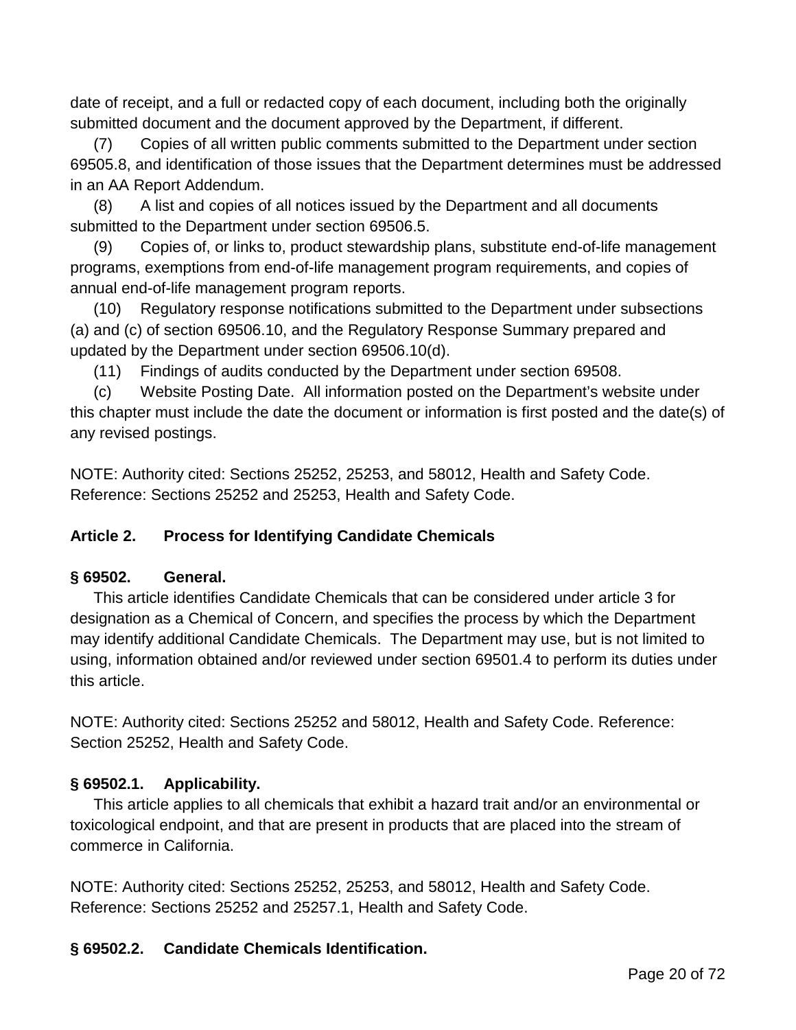date of receipt, and a full or redacted copy of each document, including both the originally submitted document and the document approved by the Department, if different.

(7) Copies of all written public comments submitted to the Department under section 69505.8, and identification of those issues that the Department determines must be addressed in an AA Report Addendum.

(8) A list and copies of all notices issued by the Department and all documents submitted to the Department under section 69506.5.

(9) Copies of, or links to, product stewardship plans, substitute end-of-life management programs, exemptions from end-of-life management program requirements, and copies of annual end-of-life management program reports.

(10) Regulatory response notifications submitted to the Department under subsections (a) and (c) of section 69506.10, and the Regulatory Response Summary prepared and updated by the Department under section 69506.10(d).

(11) Findings of audits conducted by the Department under section 69508.

(c) Website Posting Date. All information posted on the Department's website under this chapter must include the date the document or information is first posted and the date(s) of any revised postings.

NOTE: Authority cited: Sections 25252, 25253, and 58012, Health and Safety Code. Reference: Sections 25252 and 25253, Health and Safety Code.

### Article 2. Process for Identifying Candidate Chemicals

#### § 69502. General.

This article identifies Candidate Chemicals that can be considered under article 3 for designation as a Chemical of Concern, and specifies the process by which the Department may identify additional Candidate Chemicals. The Department may use, but is not limited to using, information obtained and/or reviewed under section 69501.4 to perform its duties under this article.

NOTE: Authority cited: Sections 25252 and 58012, Health and Safety Code. Reference: Section 25252, Health and Safety Code.

#### § 69502.1. Applicability.

This article applies to all chemicals that exhibit a hazard trait and/or an environmental or toxicological endpoint, and that are present in products that are placed into the stream of commerce in California.

NOTE: Authority cited: Sections 25252, 25253, and 58012, Health and Safety Code. Reference: Sections 25252 and 25257.1, Health and Safety Code.

#### § 69502.2. Candidate Chemicals Identification.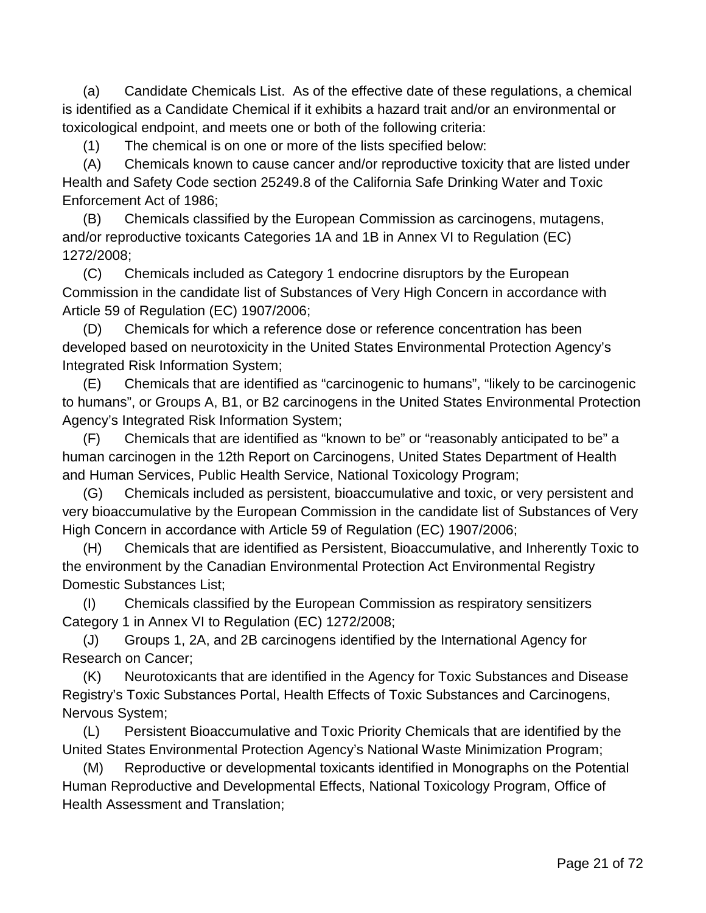(a) Candidate Chemicals List. As of the effective date of these regulations, a chemical is identified as a Candidate Chemical if it exhibits a hazard trait and/or an environmental or toxicological endpoint, and meets one or both of the following criteria:

(1) The chemical is on one or more of the lists specified below:

(A) Chemicals known to cause cancer and/or reproductive toxicity that are listed under Health and Safety Code section 25249.8 of the California Safe Drinking Water and Toxic Enforcement Act of 1986;

(B) Chemicals classified by the European Commission as carcinogens, mutagens, and/or reproductive toxicants Categories 1A and 1B in Annex VI to Regulation (EC) 1272/2008;

(C) Chemicals included as Category 1 endocrine disruptors by the European Commission in the candidate list of Substances of Very High Concern in accordance with Article 59 of Regulation (EC) 1907/2006;

(D) Chemicals for which a reference dose or reference concentration has been developed based on neurotoxicity in the United States Environmental Protection Agency's Integrated Risk Information System;

(E) Chemicals that are identified as "carcinogenic to humans", "likely to be carcinogenic to humans", or Groups A, B1, or B2 carcinogens in the United States Environmental Protection Agency's Integrated Risk Information System;

(F) Chemicals that are identified as "known to be" or "reasonably anticipated to be" a human carcinogen in the 12th Report on Carcinogens, United States Department of Health and Human Services, Public Health Service, National Toxicology Program;

(G) Chemicals included as persistent, bioaccumulative and toxic, or very persistent and very bioaccumulative by the European Commission in the candidate list of Substances of Very High Concern in accordance with Article 59 of Regulation (EC) 1907/2006;

(H) Chemicals that are identified as Persistent, Bioaccumulative, and Inherently Toxic to the environment by the Canadian Environmental Protection Act Environmental Registry Domestic Substances List;

(I) Chemicals classified by the European Commission as respiratory sensitizers Category 1 in Annex VI to Regulation (EC) 1272/2008;

(J) Groups 1, 2A, and 2B carcinogens identified by the International Agency for Research on Cancer;

(K) Neurotoxicants that are identified in the Agency for Toxic Substances and Disease Registry's Toxic Substances Portal, Health Effects of Toxic Substances and Carcinogens, Nervous System;

(L) Persistent Bioaccumulative and Toxic Priority Chemicals that are identified by the United States Environmental Protection Agency's National Waste Minimization Program;

(M) Reproductive or developmental toxicants identified in Monographs on the Potential Human Reproductive and Developmental Effects, National Toxicology Program, Office of Health Assessment and Translation;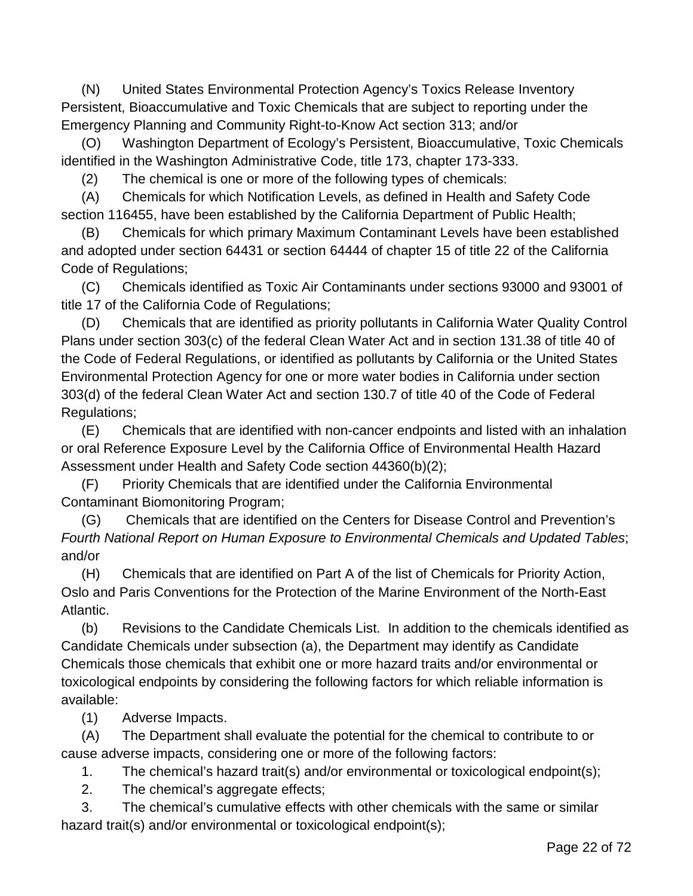(N) United States Environmental Protection Agency's Toxics Release Inventory Persistent, Bioaccumulative and Toxic Chemicals that are subject to reporting under the Emergency Planning and Community Right-to-Know Act section 313; and/or

(O) Washington Department of Ecology's Persistent, Bioaccumulative, Toxic Chemicals identified in the Washington Administrative Code, title 173, chapter 173-333.

(2) The chemical is one or more of the following types of chemicals:

(A) Chemicals for which Notification Levels, as defined in Health and Safety Code section 116455, have been established by the California Department of Public Health;

(B) Chemicals for which primary Maximum Contaminant Levels have been established and adopted under section 64431 or section 64444 of chapter 15 of title 22 of the California Code of Regulations;

(C) Chemicals identified as Toxic Air Contaminants under sections 93000 and 93001 of title 17 of the California Code of Regulations;

(D) Chemicals that are identified as priority pollutants in California Water Quality Control Plans under section 303(c) of the federal Clean Water Act and in section 131.38 of title 40 of the Code of Federal Regulations, or identified as pollutants by California or the United States Environmental Protection Agency for one or more water bodies in California under section 303(d) of the federal Clean Water Act and section 130.7 of title 40 of the Code of Federal Regulations;

(E) Chemicals that are identified with non-cancer endpoints and listed with an inhalation or oral Reference Exposure Level by the California Office of Environmental Health Hazard Assessment under Health and Safety Code section 44360(b)(2);

(F) Priority Chemicals that are identified under the California Environmental Contaminant Biomonitoring Program;

(G) Chemicals that are identified on the Centers for Disease Control and Prevention's *Fourth National Report on Human Exposure to Environmental Chemicals and Updated Tables*; and/or

(H) Chemicals that are identified on Part A of the list of Chemicals for Priority Action, Oslo and Paris Conventions for the Protection of the Marine Environment of the North-East Atlantic.

(b) Revisions to the Candidate Chemicals List. In addition to the chemicals identified as Candidate Chemicals under subsection (a), the Department may identify as Candidate Chemicals those chemicals that exhibit one or more hazard traits and/or environmental or toxicological endpoints by considering the following factors for which reliable information is available:

(1) Adverse Impacts.

(A) The Department shall evaluate the potential for the chemical to contribute to or cause adverse impacts, considering one or more of the following factors:

1. The chemical's hazard trait(s) and/or environmental or toxicological endpoint(s);

2. The chemical's aggregate effects;

3. The chemical's cumulative effects with other chemicals with the same or similar hazard trait(s) and/or environmental or toxicological endpoint(s);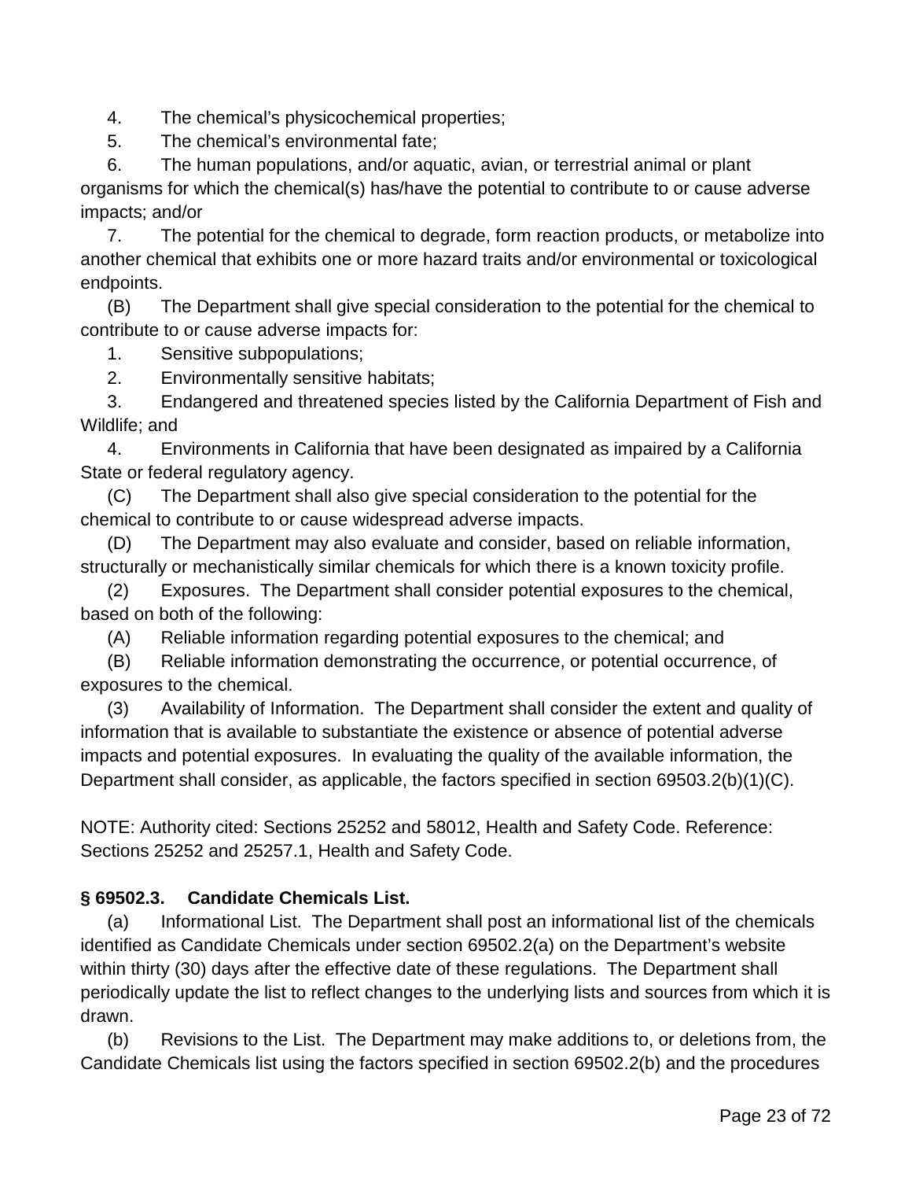4. The chemical's physicochemical properties;

5. The chemical's environmental fate;

6. The human populations, and/or aquatic, avian, or terrestrial animal or plant organisms for which the chemical(s) has/have the potential to contribute to or cause adverse impacts; and/or

7. The potential for the chemical to degrade, form reaction products, or metabolize into another chemical that exhibits one or more hazard traits and/or environmental or toxicological endpoints.

(B) The Department shall give special consideration to the potential for the chemical to contribute to or cause adverse impacts for:

1. Sensitive subpopulations;

2. Environmentally sensitive habitats;

3. Endangered and threatened species listed by the California Department of Fish and Wildlife; and

4. Environments in California that have been designated as impaired by a California State or federal regulatory agency.

(C) The Department shall also give special consideration to the potential for the chemical to contribute to or cause widespread adverse impacts.

(D) The Department may also evaluate and consider, based on reliable information, structurally or mechanistically similar chemicals for which there is a known toxicity profile.

(2) Exposures. The Department shall consider potential exposures to the chemical, based on both of the following:

(A) Reliable information regarding potential exposures to the chemical; and

(B) Reliable information demonstrating the occurrence, or potential occurrence, of exposures to the chemical.

(3) Availability of Information. The Department shall consider the extent and quality of information that is available to substantiate the existence or absence of potential adverse impacts and potential exposures. In evaluating the quality of the available information, the Department shall consider, as applicable, the factors specified in section 69503.2(b)(1)(C).

NOTE: Authority cited: Sections 25252 and 58012, Health and Safety Code. Reference: Sections 25252 and 25257.1, Health and Safety Code.

**§ 69502.3. Candidate Chemicals List.**

(a) Informational List. The Department shall post an informational list of the chemicals identified as Candidate Chemicals under section 69502.2(a) on the Department's website within thirty (30) days after the effective date of these regulations. The Department shall periodically update the list to reflect changes to the underlying lists and sources from which it is drawn.

(b) Revisions to the List. The Department may make additions to, or deletions from, the Candidate Chemicals list using the factors specified in section 69502.2(b) and the procedures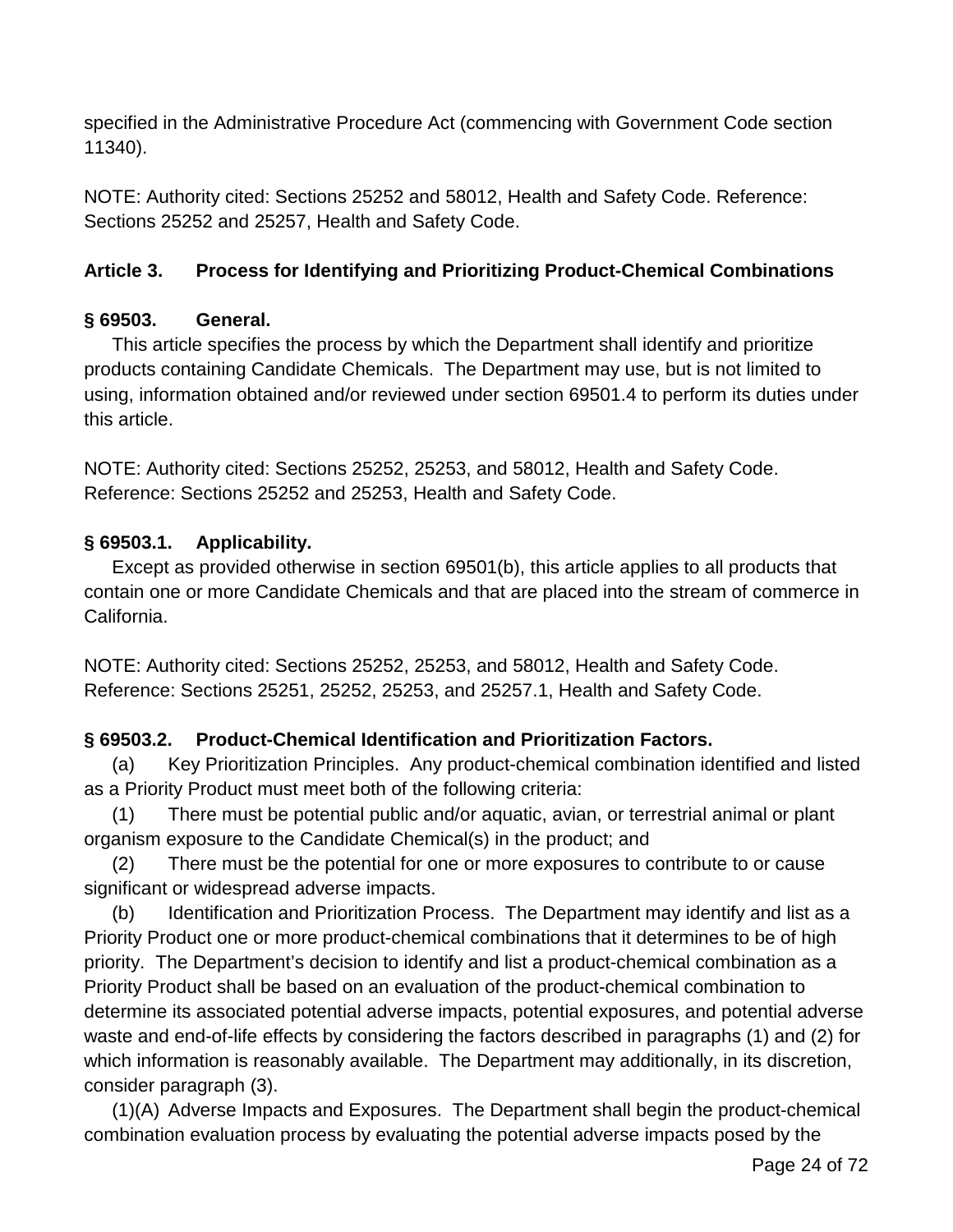specified in the Administrative Procedure Act (commencing with Government Code section 11340).

NOTE: Authority cited: Sections 25252 and 58012, Health and Safety Code. Reference: Sections 25252 and 25257, Health and Safety Code.

### Article 3. Process for Identifying and Prioritizing Product-Chemical Combinations

**§ 69503. General.**

This article specifies the process by which the Department shall identify and prioritize products containing Candidate Chemicals. The Department may use, but is not limited to using, information obtained and/or reviewed under section 69501.4 to perform its duties under this article.

NOTE: Authority cited: Sections 25252, 25253, and 58012, Health and Safety Code. Reference: Sections 25252 and 25253, Health and Safety Code.

**§ 69503.1. Applicability.**

Except as provided otherwise in section 69501(b), this article applies to all products that contain one or more Candidate Chemicals and that are placed into the stream of commerce in California.

NOTE: Authority cited: Sections 25252, 25253, and 58012, Health and Safety Code. Reference: Sections 25251, 25252, 25253, and 25257.1, Health and Safety Code.

**§ 69503.2. Product-Chemical Identification and Prioritization Factors.**

(a) Key Prioritization Principles. Any product-chemical combination identified and listed as a Priority Product must meet both of the following criteria:

(1) There must be potential public and/or aquatic, avian, or terrestrial animal or plant organism exposure to the Candidate Chemical(s) in the product; and

(2) There must be the potential for one or more exposures to contribute to or cause significant or widespread adverse impacts.

(b) Identification and Prioritization Process. The Department may identify and list as a Priority Product one or more product-chemical combinations that it determines to be of high priority. The Department's decision to identify and list a product-chemical combination as a Priority Product shall be based on an evaluation of the product-chemical combination to determine its associated potential adverse impacts, potential exposures, and potential adverse waste and end-of-life effects by considering the factors described in paragraphs (1) and (2) for which information is reasonably available. The Department may additionally, in its discretion, consider paragraph (3).

(1)(A) Adverse Impacts and Exposures. The Department shall begin the product-chemical combination evaluation process by evaluating the potential adverse impacts posed by the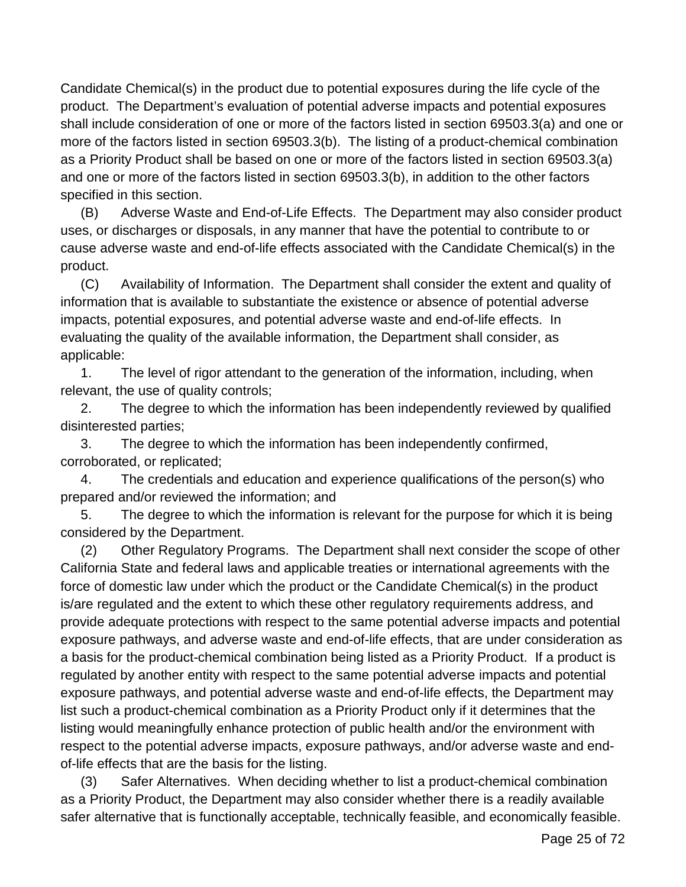Candidate Chemical(s) in the product due to potential exposures during the life cycle of the product. The Department's evaluation of potential adverse impacts and potential exposures shall include consideration of one or more of the factors listed in section 69503.3(a) and one or more of the factors listed in section 69503.3(b). The listing of a product-chemical combination as a Priority Product shall be based on one or more of the factors listed in section 69503.3(a) and one or more of the factors listed in section 69503.3(b), in addition to the other factors specified in this section.

(B) Adverse Waste and End-of-Life Effects. The Department may also consider product uses, or discharges or disposals, in any manner that have the potential to contribute to or cause adverse waste and end-of-life effects associated with the Candidate Chemical(s) in the product.

(C) Availability of Information. The Department shall consider the extent and quality of information that is available to substantiate the existence or absence of potential adverse impacts, potential exposures, and potential adverse waste and end-of-life effects. In evaluating the quality of the available information, the Department shall consider, as applicable:

1. The level of rigor attendant to the generation of the information, including, when relevant, the use of quality controls;

2. The degree to which the information has been independently reviewed by qualified disinterested parties;

3. The degree to which the information has been independently confirmed, corroborated, or replicated;

4. The credentials and education and experience qualifications of the person(s) who prepared and/or reviewed the information; and

5. The degree to which the information is relevant for the purpose for which it is being considered by the Department.

(2) Other Regulatory Programs. The Department shall next consider the scope of other California State and federal laws and applicable treaties or international agreements with the force of domestic law under which the product or the Candidate Chemical(s) in the product is/are regulated and the extent to which these other regulatory requirements address, and provide adequate protections with respect to the same potential adverse impacts and potential exposure pathways, and adverse waste and end-of-life effects, that are under consideration as a basis for the product-chemical combination being listed as a Priority Product. If a product is regulated by another entity with respect to the same potential adverse impacts and potential exposure pathways, and potential adverse waste and end-of-life effects, the Department may list such a product-chemical combination as a Priority Product only if it determines that the listing would meaningfully enhance protection of public health and/or the environment with respect to the potential adverse impacts, exposure pathways, and/or adverse waste and end-of-life effects that are the basis for the listing.

(3) Safer Alternatives. When deciding whether to list a product-chemical combination as a Priority Product, the Department may also consider whether there is a readily available safer alternative that is functionally acceptable, technically feasible, and economically feasible.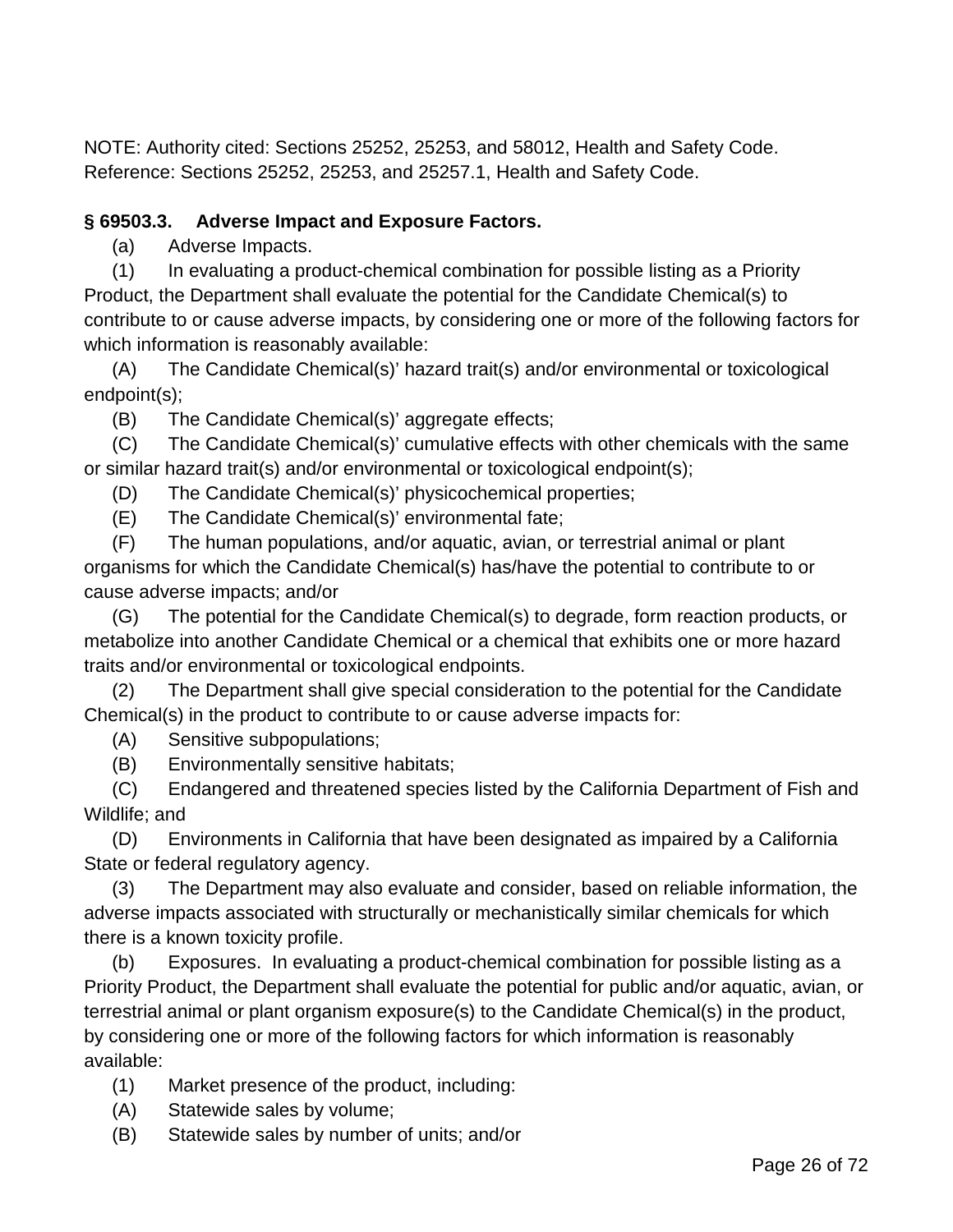NOTE: Authority cited: Sections 25252, 25253, and 58012, Health and Safety Code. Reference: Sections 25252, 25253, and 25257.1, Health and Safety Code.

**§ 69503.3. Adverse Impact and Exposure Factors.**

(a) Adverse Impacts.

(1) In evaluating a product-chemical combination for possible listing as a Priority Product, the Department shall evaluate the potential for the Candidate Chemical(s) to contribute to or cause adverse impacts, by considering one or more of the following factors for which information is reasonably available:

(A) The Candidate Chemical(s)' hazard trait(s) and/or environmental or toxicological endpoint(s);

(B) The Candidate Chemical(s)' aggregate effects;

(C) The Candidate Chemical(s)' cumulative effects with other chemicals with the same or similar hazard trait(s) and/or environmental or toxicological endpoint(s);

(D) The Candidate Chemical(s)' physicochemical properties;

(E) The Candidate Chemical(s)' environmental fate;

(F) The human populations, and/or aquatic, avian, or terrestrial animal or plant organisms for which the Candidate Chemical(s) has/have the potential to contribute to or cause adverse impacts; and/or

(G) The potential for the Candidate Chemical(s) to degrade, form reaction products, or metabolize into another Candidate Chemical or a chemical that exhibits one or more hazard traits and/or environmental or toxicological endpoints.

(2) The Department shall give special consideration to the potential for the Candidate Chemical(s) in the product to contribute to or cause adverse impacts for:

(A) Sensitive subpopulations;

(B) Environmentally sensitive habitats;

(C) Endangered and threatened species listed by the California Department of Fish and Wildlife; and

(D) Environments in California that have been designated as impaired by a California State or federal regulatory agency.

(3) The Department may also evaluate and consider, based on reliable information, the adverse impacts associated with structurally or mechanistically similar chemicals for which there is a known toxicity profile.

(b) Exposures. In evaluating a product-chemical combination for possible listing as a Priority Product, the Department shall evaluate the potential for public and/or aquatic, avian, or terrestrial animal or plant organism exposure(s) to the Candidate Chemical(s) in the product, by considering one or more of the following factors for which information is reasonably available:

(1) Market presence of the product, including:

(A) Statewide sales by volume;

(B) Statewide sales by number of units; and/or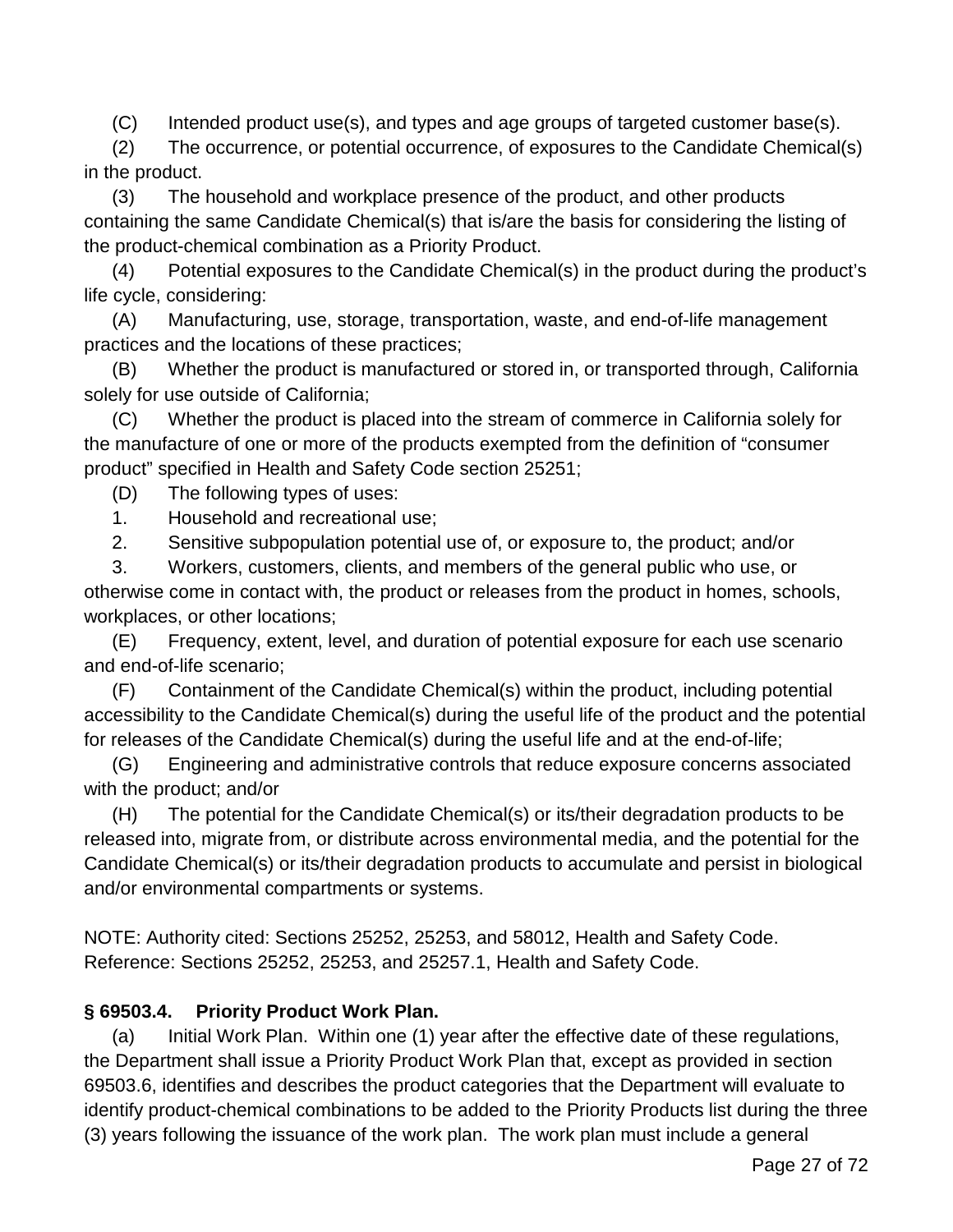(C) Intended product use(s), and types and age groups of targeted customer base(s).

(2) The occurrence, or potential occurrence, of exposures to the Candidate Chemical(s) in the product.

(3) The household and workplace presence of the product, and other products containing the same Candidate Chemical(s) that is/are the basis for considering the listing of the product-chemical combination as a Priority Product.

(4) Potential exposures to the Candidate Chemical(s) in the product during the product's life cycle, considering:

(A) Manufacturing, use, storage, transportation, waste, and end-of-life management practices and the locations of these practices;

(B) Whether the product is manufactured or stored in, or transported through, California solely for use outside of California;

(C) Whether the product is placed into the stream of commerce in California solely for the manufacture of one or more of the products exempted from the definition of "consumer product" specified in Health and Safety Code section 25251;

(D) The following types of uses:

1. Household and recreational use;

2. Sensitive subpopulation potential use of, or exposure to, the product; and/or

3. Workers, customers, clients, and members of the general public who use, or otherwise come in contact with, the product or releases from the product in homes, schools, workplaces, or other locations;

(E) Frequency, extent, level, and duration of potential exposure for each use scenario and end-of-life scenario;

(F) Containment of the Candidate Chemical(s) within the product, including potential accessibility to the Candidate Chemical(s) during the useful life of the product and the potential for releases of the Candidate Chemical(s) during the useful life and at the end-of-life;

(G) Engineering and administrative controls that reduce exposure concerns associated with the product; and/or

(H) The potential for the Candidate Chemical(s) or its/their degradation products to be released into, migrate from, or distribute across environmental media, and the potential for the Candidate Chemical(s) or its/their degradation products to accumulate and persist in biological and/or environmental compartments or systems.

NOTE: Authority cited: Sections 25252, 25253, and 58012, Health and Safety Code. Reference: Sections 25252, 25253, and 25257.1, Health and Safety Code.

**§ 69503.4. Priority Product Work Plan.**

(a) Initial Work Plan. Within one (1) year after the effective date of these regulations, the Department shall issue a Priority Product Work Plan that, except as provided in section 69503.6, identifies and describes the product categories that the Department will evaluate to identify product-chemical combinations to be added to the Priority Products list during the three (3) years following the issuance of the work plan. The work plan must include a general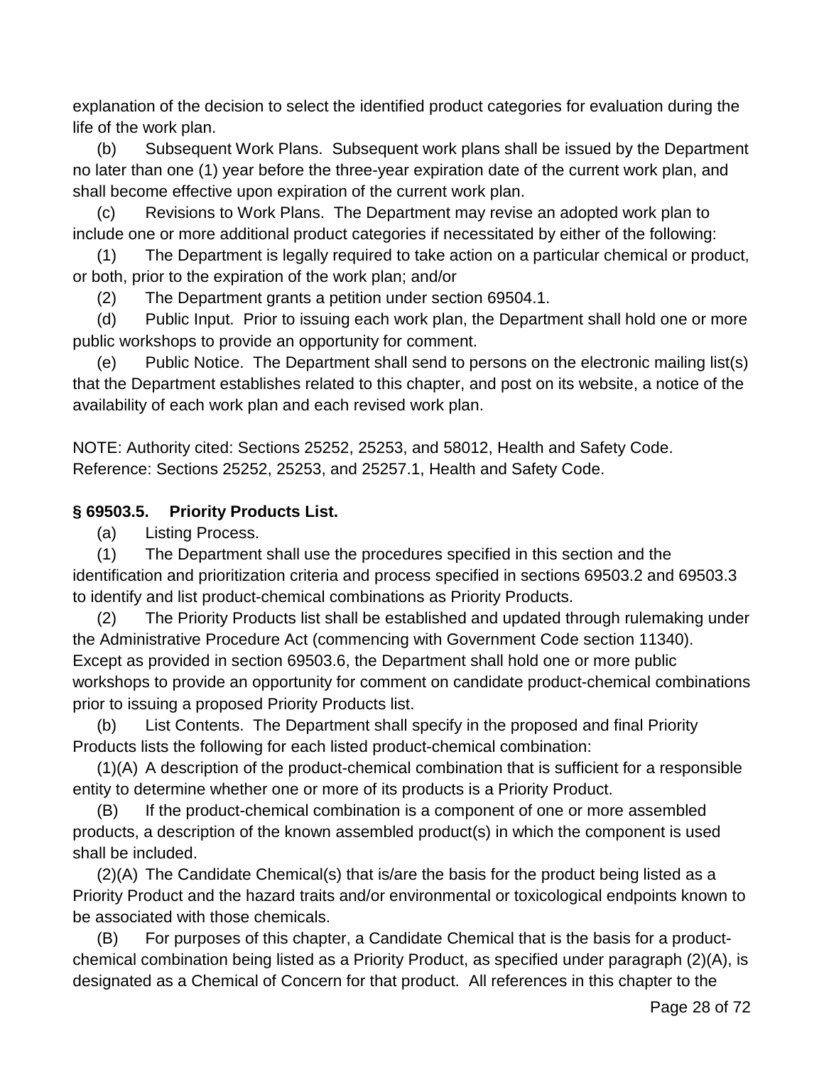explanation of the decision to select the identified product categories for evaluation during the life of the work plan.

(b) Subsequent Work Plans. Subsequent work plans shall be issued by the Department no later than one (1) year before the three-year expiration date of the current work plan, and shall become effective upon expiration of the current work plan.

(c) Revisions to Work Plans. The Department may revise an adopted work plan to include one or more additional product categories if necessitated by either of the following:

(1) The Department is legally required to take action on a particular chemical or product, or both, prior to the expiration of the work plan; and/or

(2) The Department grants a petition under section 69504.1.

(d) Public Input. Prior to issuing each work plan, the Department shall hold one or more public workshops to provide an opportunity for comment.

(e) Public Notice. The Department shall send to persons on the electronic mailing list(s) that the Department establishes related to this chapter, and post on its website, a notice of the availability of each work plan and each revised work plan.

NOTE: Authority cited: Sections 25252, 25253, and 58012, Health and Safety Code. Reference: Sections 25252, 25253, and 25257.1, Health and Safety Code.

### § 69503.5. Priority Products List.

(a) Listing Process.

(1) The Department shall use the procedures specified in this section and the identification and prioritization criteria and process specified in sections 69503.2 and 69503.3 to identify and list product-chemical combinations as Priority Products.

(2) The Priority Products list shall be established and updated through rulemaking under the Administrative Procedure Act (commencing with Government Code section 11340). Except as provided in section 69503.6, the Department shall hold one or more public workshops to provide an opportunity for comment on candidate product-chemical combinations prior to issuing a proposed Priority Products list.

(b) List Contents. The Department shall specify in the proposed and final Priority Products lists the following for each listed product-chemical combination:

(1)(A) A description of the product-chemical combination that is sufficient for a responsible entity to determine whether one or more of its products is a Priority Product.

(B) If the product-chemical combination is a component of one or more assembled products, a description of the known assembled product(s) in which the component is used shall be included.

(2)(A) The Candidate Chemical(s) that is/are the basis for the product being listed as a Priority Product and the hazard traits and/or environmental or toxicological endpoints known to be associated with those chemicals.

(B) For purposes of this chapter, a Candidate Chemical that is the basis for a product-chemical combination being listed as a Priority Product, as specified under paragraph (2)(A), is designated as a Chemical of Concern for that product. All references in this chapter to the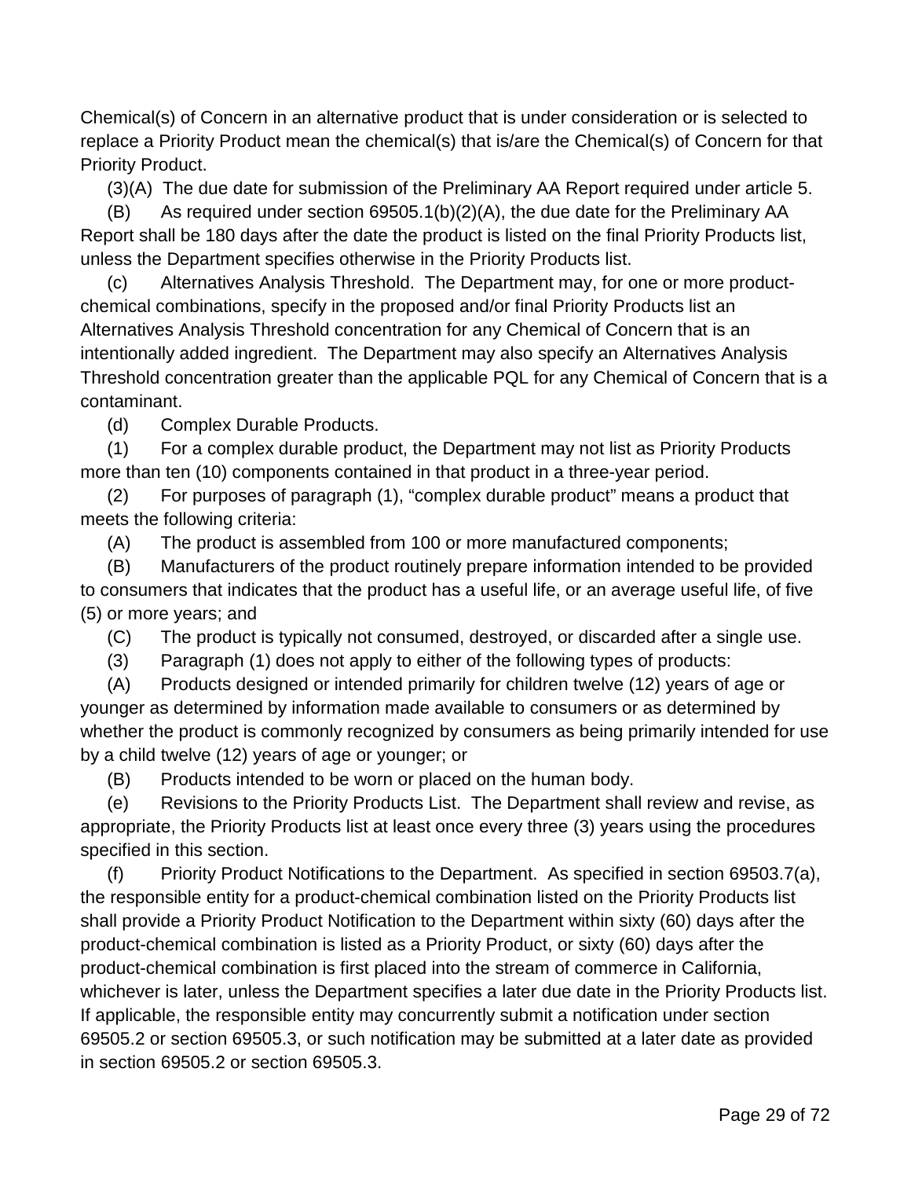Chemical(s) of Concern in an alternative product that is under consideration or is selected to replace a Priority Product mean the chemical(s) that is/are the Chemical(s) of Concern for that Priority Product.

(3)(A) The due date for submission of the Preliminary AA Report required under article 5.

(B) As required under section 69505.1(b)(2)(A), the due date for the Preliminary AA Report shall be 180 days after the date the product is listed on the final Priority Products list, unless the Department specifies otherwise in the Priority Products list.

(c) Alternatives Analysis Threshold. The Department may, for one or more product-chemical combinations, specify in the proposed and/or final Priority Products list an Alternatives Analysis Threshold concentration for any Chemical of Concern that is an intentionally added ingredient. The Department may also specify an Alternatives Analysis Threshold concentration greater than the applicable PQL for any Chemical of Concern that is a contaminant.

(d) Complex Durable Products.

(1) For a complex durable product, the Department may not list as Priority Products more than ten (10) components contained in that product in a three-year period.

(2) For purposes of paragraph (1), "complex durable product" means a product that meets the following criteria:

(A) The product is assembled from 100 or more manufactured components;

(B) Manufacturers of the product routinely prepare information intended to be provided to consumers that indicates that the product has a useful life, or an average useful life, of five (5) or more years; and

(C) The product is typically not consumed, destroyed, or discarded after a single use.

(3) Paragraph (1) does not apply to either of the following types of products:

(A) Products designed or intended primarily for children twelve (12) years of age or younger as determined by information made available to consumers or as determined by whether the product is commonly recognized by consumers as being primarily intended for use by a child twelve (12) years of age or younger; or

(B) Products intended to be worn or placed on the human body.

(e) Revisions to the Priority Products List. The Department shall review and revise, as appropriate, the Priority Products list at least once every three (3) years using the procedures specified in this section.

(f) Priority Product Notifications to the Department. As specified in section 69503.7(a), the responsible entity for a product-chemical combination listed on the Priority Products list shall provide a Priority Product Notification to the Department within sixty (60) days after the product-chemical combination is listed as a Priority Product, or sixty (60) days after the product-chemical combination is first placed into the stream of commerce in California, whichever is later, unless the Department specifies a later due date in the Priority Products list. If applicable, the responsible entity may concurrently submit a notification under section 69505.2 or section 69505.3, or such notification may be submitted at a later date as provided in section 69505.2 or section 69505.3.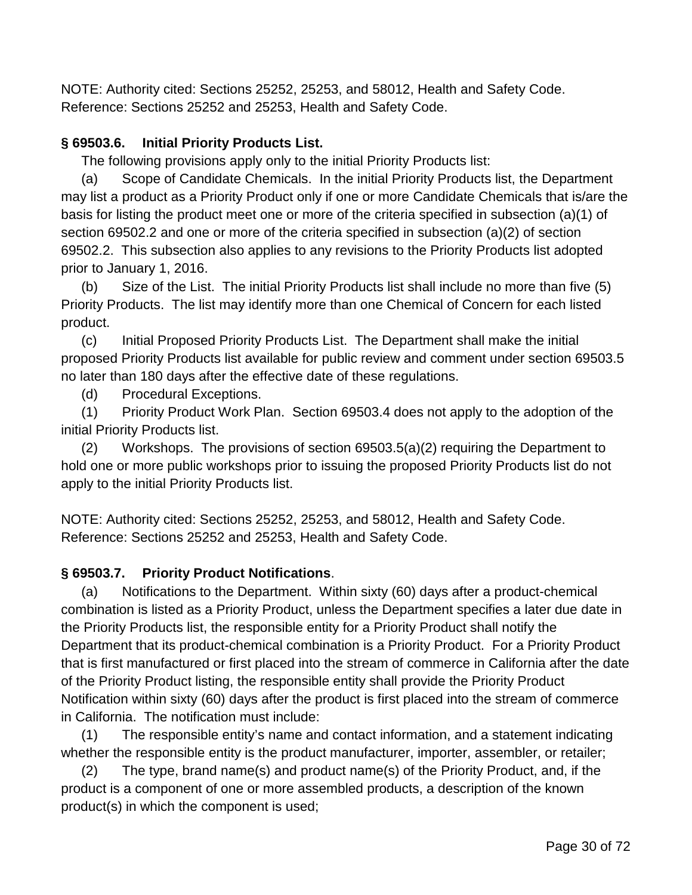NOTE: Authority cited: Sections 25252, 25253, and 58012, Health and Safety Code. Reference: Sections 25252 and 25253, Health and Safety Code.

**§ 69503.6. Initial Priority Products List.**

The following provisions apply only to the initial Priority Products list:

(a) Scope of Candidate Chemicals. In the initial Priority Products list, the Department may list a product as a Priority Product only if one or more Candidate Chemicals that is/are the basis for listing the product meet one or more of the criteria specified in subsection (a)(1) of section 69502.2 and one or more of the criteria specified in subsection (a)(2) of section 69502.2. This subsection also applies to any revisions to the Priority Products list adopted prior to January 1, 2016.

(b) Size of the List. The initial Priority Products list shall include no more than five (5) Priority Products. The list may identify more than one Chemical of Concern for each listed product.

(c) Initial Proposed Priority Products List. The Department shall make the initial proposed Priority Products list available for public review and comment under section 69503.5 no later than 180 days after the effective date of these regulations.

(d) Procedural Exceptions.

(1) Priority Product Work Plan. Section 69503.4 does not apply to the adoption of the initial Priority Products list.

(2) Workshops. The provisions of section 69503.5(a)(2) requiring the Department to hold one or more public workshops prior to issuing the proposed Priority Products list do not apply to the initial Priority Products list.

NOTE: Authority cited: Sections 25252, 25253, and 58012, Health and Safety Code. Reference: Sections 25252 and 25253, Health and Safety Code.

**§ 69503.7. Priority Product Notifications**.

(a) Notifications to the Department. Within sixty (60) days after a product-chemical combination is listed as a Priority Product, unless the Department specifies a later due date in the Priority Products list, the responsible entity for a Priority Product shall notify the Department that its product-chemical combination is a Priority Product. For a Priority Product that is first manufactured or first placed into the stream of commerce in California after the date of the Priority Product listing, the responsible entity shall provide the Priority Product Notification within sixty (60) days after the product is first placed into the stream of commerce in California. The notification must include:

(1) The responsible entity's name and contact information, and a statement indicating whether the responsible entity is the product manufacturer, importer, assembler, or retailer;

(2) The type, brand name(s) and product name(s) of the Priority Product, and, if the product is a component of one or more assembled products, a description of the known product(s) in which the component is used;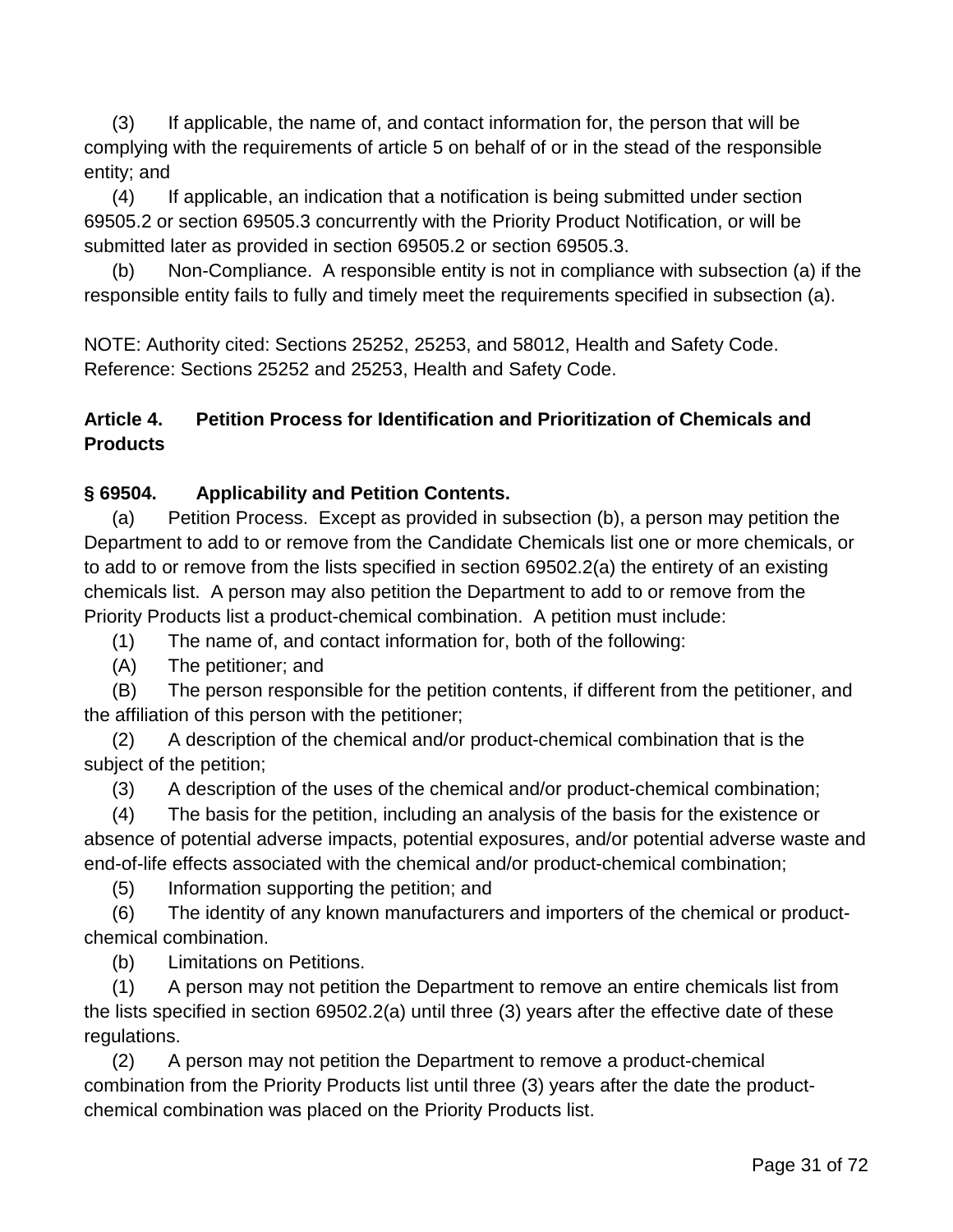(3) If applicable, the name of, and contact information for, the person that will be complying with the requirements of article 5 on behalf of or in the stead of the responsible entity; and

(4) If applicable, an indication that a notification is being submitted under section 69505.2 or section 69505.3 concurrently with the Priority Product Notification, or will be submitted later as provided in section 69505.2 or section 69505.3.

(b) Non-Compliance. A responsible entity is not in compliance with subsection (a) if the responsible entity fails to fully and timely meet the requirements specified in subsection (a).

NOTE: Authority cited: Sections 25252, 25253, and 58012, Health and Safety Code. Reference: Sections 25252 and 25253, Health and Safety Code.

### Article 4. Petition Process for Identification and Prioritization of Chemicals and Products

### § 69504. Applicability and Petition Contents.

(a) Petition Process. Except as provided in subsection (b), a person may petition the Department to add to or remove from the Candidate Chemicals list one or more chemicals, or to add to or remove from the lists specified in section 69502.2(a) the entirety of an existing chemicals list. A person may also petition the Department to add to or remove from the Priority Products list a product-chemical combination. A petition must include:

(1) The name of, and contact information for, both of the following:

(A) The petitioner; and

(B) The person responsible for the petition contents, if different from the petitioner, and the affiliation of this person with the petitioner;

(2) A description of the chemical and/or product-chemical combination that is the subject of the petition;

(3) A description of the uses of the chemical and/or product-chemical combination;

(4) The basis for the petition, including an analysis of the basis for the existence or absence of potential adverse impacts, potential exposures, and/or potential adverse waste and end-of-life effects associated with the chemical and/or product-chemical combination;

(5) Information supporting the petition; and

(6) The identity of any known manufacturers and importers of the chemical or product-chemical combination.

(b) Limitations on Petitions.

(1) A person may not petition the Department to remove an entire chemicals list from the lists specified in section 69502.2(a) until three (3) years after the effective date of these regulations.

(2) A person may not petition the Department to remove a product-chemical combination from the Priority Products list until three (3) years after the date the product-chemical combination was placed on the Priority Products list.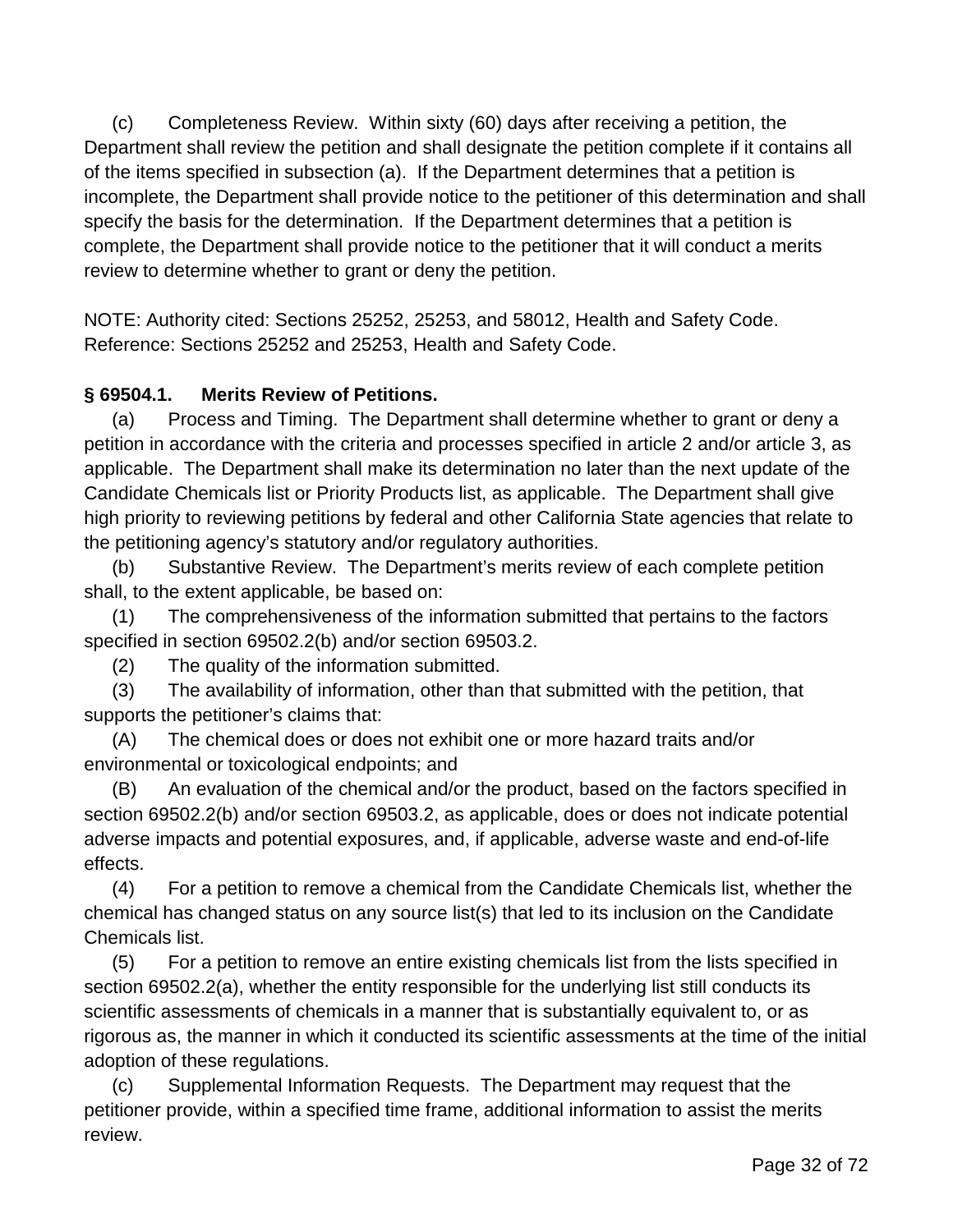(c) Completeness Review. Within sixty (60) days after receiving a petition, the Department shall review the petition and shall designate the petition complete if it contains all of the items specified in subsection (a). If the Department determines that a petition is incomplete, the Department shall provide notice to the petitioner of this determination and shall specify the basis for the determination. If the Department determines that a petition is complete, the Department shall provide notice to the petitioner that it will conduct a merits review to determine whether to grant or deny the petition.

NOTE: Authority cited: Sections 25252, 25253, and 58012, Health and Safety Code. Reference: Sections 25252 and 25253, Health and Safety Code.

**§ 69504.1. Merits Review of Petitions.**

(a) Process and Timing. The Department shall determine whether to grant or deny a petition in accordance with the criteria and processes specified in article 2 and/or article 3, as applicable. The Department shall make its determination no later than the next update of the Candidate Chemicals list or Priority Products list, as applicable. The Department shall give high priority to reviewing petitions by federal and other California State agencies that relate to the petitioning agency's statutory and/or regulatory authorities.

(b) Substantive Review. The Department's merits review of each complete petition shall, to the extent applicable, be based on:

(1) The comprehensiveness of the information submitted that pertains to the factors specified in section 69502.2(b) and/or section 69503.2.

(2) The quality of the information submitted.

(3) The availability of information, other than that submitted with the petition, that supports the petitioner's claims that:

(A) The chemical does or does not exhibit one or more hazard traits and/or environmental or toxicological endpoints; and

(B) An evaluation of the chemical and/or the product, based on the factors specified in section 69502.2(b) and/or section 69503.2, as applicable, does or does not indicate potential adverse impacts and potential exposures, and, if applicable, adverse waste and end-of-life effects.

(4) For a petition to remove a chemical from the Candidate Chemicals list, whether the chemical has changed status on any source list(s) that led to its inclusion on the Candidate Chemicals list.

(5) For a petition to remove an entire existing chemicals list from the lists specified in section 69502.2(a), whether the entity responsible for the underlying list still conducts its scientific assessments of chemicals in a manner that is substantially equivalent to, or as rigorous as, the manner in which it conducted its scientific assessments at the time of the initial adoption of these regulations.

(c) Supplemental Information Requests. The Department may request that the petitioner provide, within a specified time frame, additional information to assist the merits review.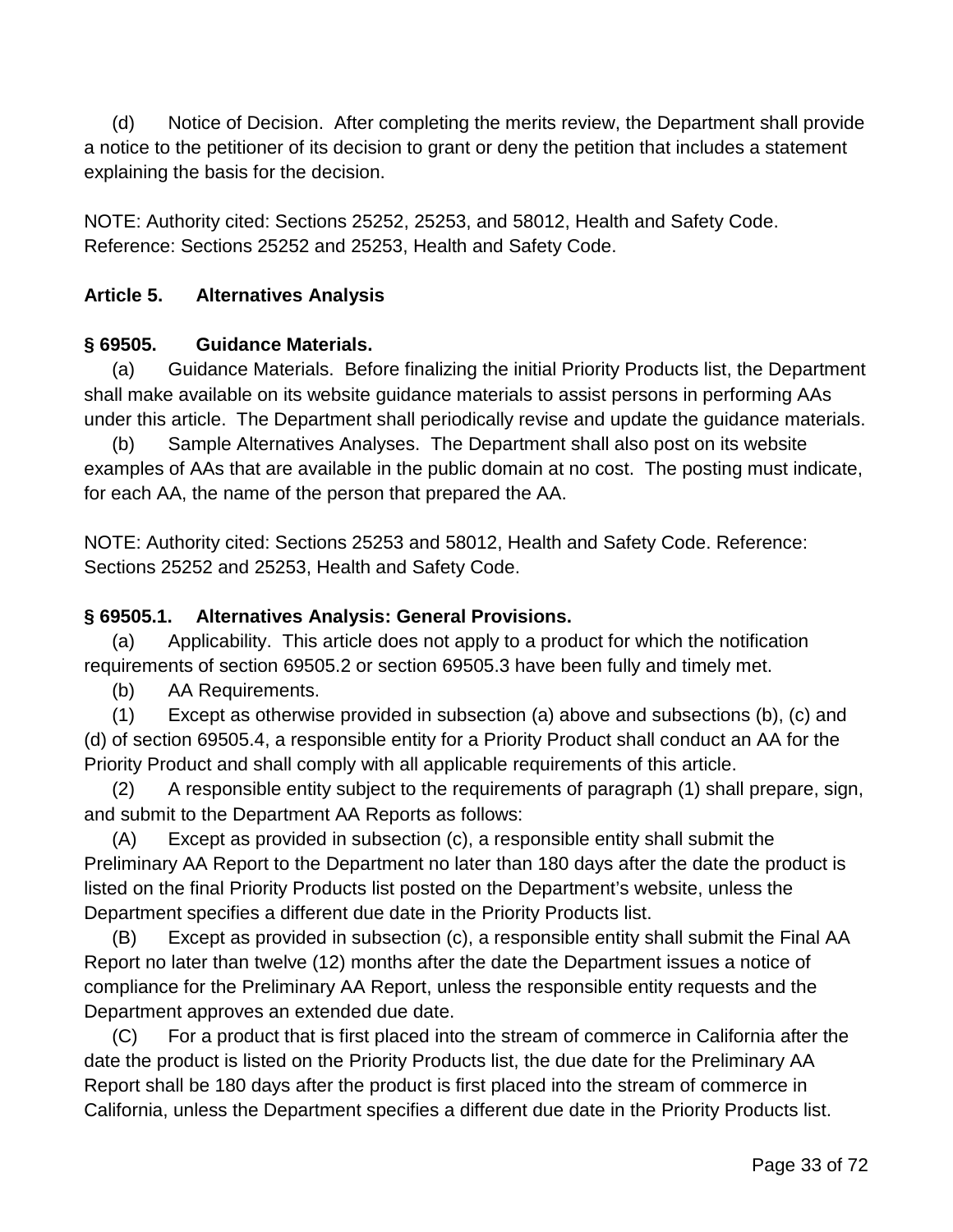(d) Notice of Decision. After completing the merits review, the Department shall provide a notice to the petitioner of its decision to grant or deny the petition that includes a statement explaining the basis for the decision.

NOTE: Authority cited: Sections 25252, 25253, and 58012, Health and Safety Code. Reference: Sections 25252 and 25253, Health and Safety Code.

## Article 5. Alternatives Analysis

### § 69505. Guidance Materials.

(a) Guidance Materials. Before finalizing the initial Priority Products list, the Department shall make available on its website guidance materials to assist persons in performing AAs under this article. The Department shall periodically revise and update the guidance materials.

(b) Sample Alternatives Analyses. The Department shall also post on its website examples of AAs that are available in the public domain at no cost. The posting must indicate, for each AA, the name of the person that prepared the AA.

NOTE: Authority cited: Sections 25253 and 58012, Health and Safety Code. Reference: Sections 25252 and 25253, Health and Safety Code.

### § 69505.1. Alternatives Analysis: General Provisions.

(a) Applicability. This article does not apply to a product for which the notification requirements of section 69505.2 or section 69505.3 have been fully and timely met.

(b) AA Requirements.

(1) Except as otherwise provided in subsection (a) above and subsections (b), (c) and (d) of section 69505.4, a responsible entity for a Priority Product shall conduct an AA for the Priority Product and shall comply with all applicable requirements of this article.

(2) A responsible entity subject to the requirements of paragraph (1) shall prepare, sign, and submit to the Department AA Reports as follows:

(A) Except as provided in subsection (c), a responsible entity shall submit the Preliminary AA Report to the Department no later than 180 days after the date the product is listed on the final Priority Products list posted on the Department's website, unless the Department specifies a different due date in the Priority Products list.

(B) Except as provided in subsection (c), a responsible entity shall submit the Final AA Report no later than twelve (12) months after the date the Department issues a notice of compliance for the Preliminary AA Report, unless the responsible entity requests and the Department approves an extended due date.

(C) For a product that is first placed into the stream of commerce in California after the date the product is listed on the Priority Products list, the due date for the Preliminary AA Report shall be 180 days after the product is first placed into the stream of commerce in California, unless the Department specifies a different due date in the Priority Products list.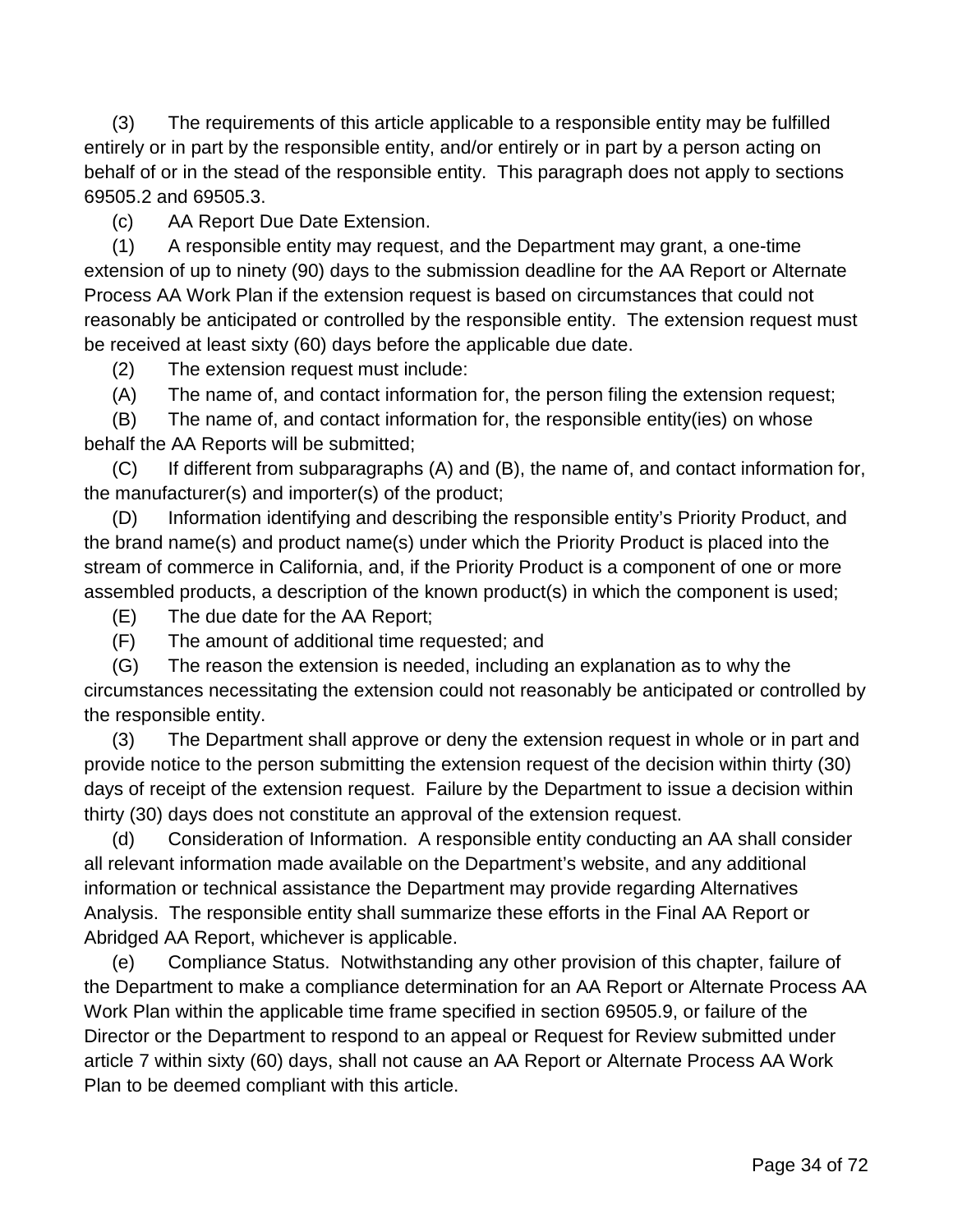(3) The requirements of this article applicable to a responsible entity may be fulfilled entirely or in part by the responsible entity, and/or entirely or in part by a person acting on behalf of or in the stead of the responsible entity. This paragraph does not apply to sections 69505.2 and 69505.3.

(c) AA Report Due Date Extension.

(1) A responsible entity may request, and the Department may grant, a one-time extension of up to ninety (90) days to the submission deadline for the AA Report or Alternate Process AA Work Plan if the extension request is based on circumstances that could not reasonably be anticipated or controlled by the responsible entity. The extension request must be received at least sixty (60) days before the applicable due date.

(2) The extension request must include:

(A) The name of, and contact information for, the person filing the extension request;

(B) The name of, and contact information for, the responsible entity(ies) on whose behalf the AA Reports will be submitted;

(C) If different from subparagraphs (A) and (B), the name of, and contact information for, the manufacturer(s) and importer(s) of the product;

(D) Information identifying and describing the responsible entity's Priority Product, and the brand name(s) and product name(s) under which the Priority Product is placed into the stream of commerce in California, and, if the Priority Product is a component of one or more assembled products, a description of the known product(s) in which the component is used;

(E) The due date for the AA Report;

(F) The amount of additional time requested; and

(G) The reason the extension is needed, including an explanation as to why the circumstances necessitating the extension could not reasonably be anticipated or controlled by the responsible entity.

(3) The Department shall approve or deny the extension request in whole or in part and provide notice to the person submitting the extension request of the decision within thirty (30) days of receipt of the extension request. Failure by the Department to issue a decision within thirty (30) days does not constitute an approval of the extension request.

(d) Consideration of Information. A responsible entity conducting an AA shall consider all relevant information made available on the Department's website, and any additional information or technical assistance the Department may provide regarding Alternatives Analysis. The responsible entity shall summarize these efforts in the Final AA Report or Abridged AA Report, whichever is applicable.

(e) Compliance Status. Notwithstanding any other provision of this chapter, failure of the Department to make a compliance determination for an AA Report or Alternate Process AA Work Plan within the applicable time frame specified in section 69505.9, or failure of the Director or the Department to respond to an appeal or Request for Review submitted under article 7 within sixty (60) days, shall not cause an AA Report or Alternate Process AA Work Plan to be deemed compliant with this article.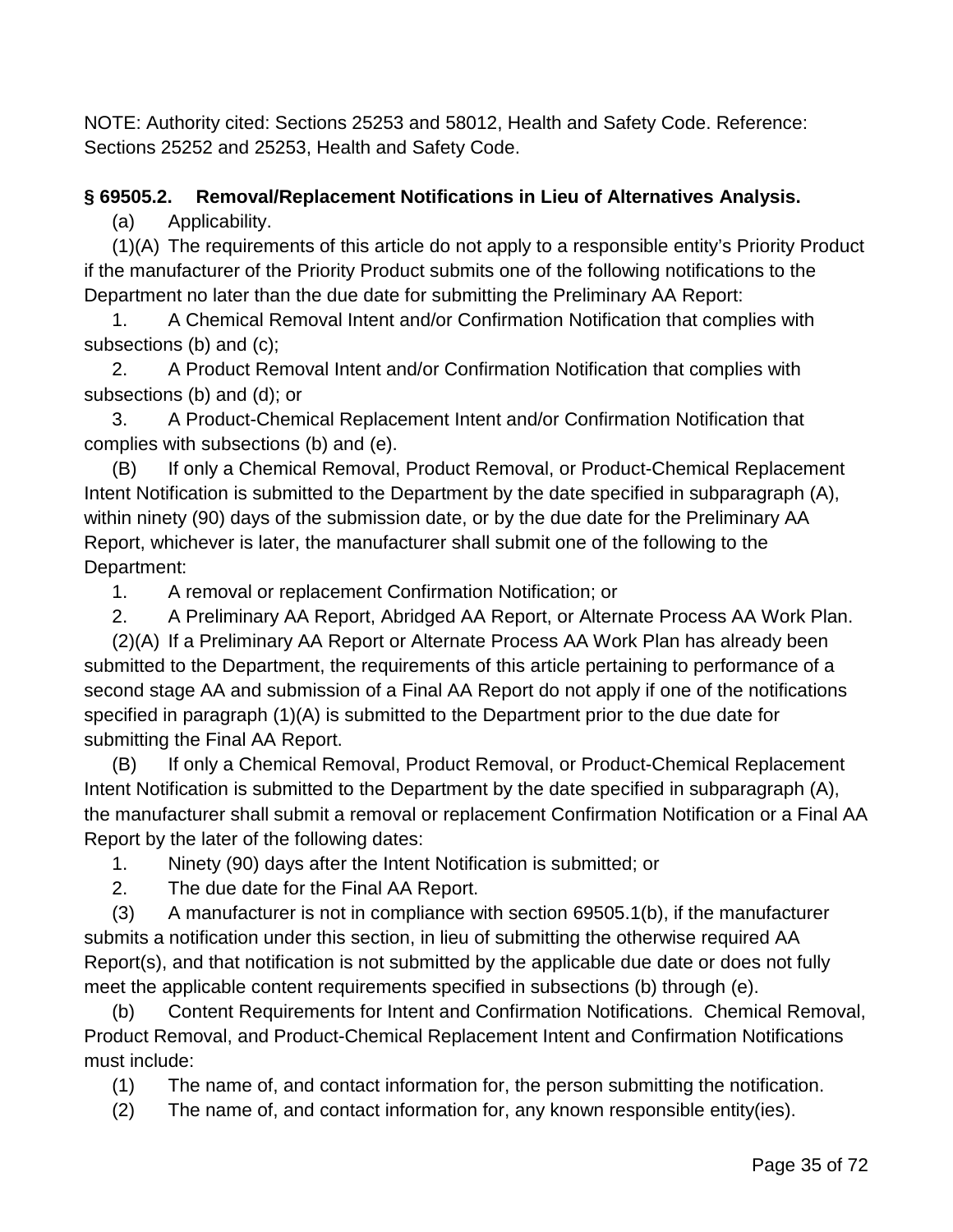NOTE: Authority cited: Sections 25253 and 58012, Health and Safety Code. Reference: Sections 25252 and 25253, Health and Safety Code.

**§ 69505.2. Removal/Replacement Notifications in Lieu of Alternatives Analysis.**

(a) Applicability.

(1)(A) The requirements of this article do not apply to a responsible entity's Priority Product if the manufacturer of the Priority Product submits one of the following notifications to the Department no later than the due date for submitting the Preliminary AA Report:

1. A Chemical Removal Intent and/or Confirmation Notification that complies with subsections (b) and (c);

2. A Product Removal Intent and/or Confirmation Notification that complies with subsections (b) and (d); or

3. A Product-Chemical Replacement Intent and/or Confirmation Notification that complies with subsections (b) and (e).

(B) If only a Chemical Removal, Product Removal, or Product-Chemical Replacement Intent Notification is submitted to the Department by the date specified in subparagraph (A), within ninety (90) days of the submission date, or by the due date for the Preliminary AA Report, whichever is later, the manufacturer shall submit one of the following to the Department:

1. A removal or replacement Confirmation Notification; or

2. A Preliminary AA Report, Abridged AA Report, or Alternate Process AA Work Plan.

(2)(A) If a Preliminary AA Report or Alternate Process AA Work Plan has already been submitted to the Department, the requirements of this article pertaining to performance of a second stage AA and submission of a Final AA Report do not apply if one of the notifications specified in paragraph (1)(A) is submitted to the Department prior to the due date for submitting the Final AA Report.

(B) If only a Chemical Removal, Product Removal, or Product-Chemical Replacement Intent Notification is submitted to the Department by the date specified in subparagraph (A), the manufacturer shall submit a removal or replacement Confirmation Notification or a Final AA Report by the later of the following dates:

1. Ninety (90) days after the Intent Notification is submitted; or

2. The due date for the Final AA Report.

(3) A manufacturer is not in compliance with section 69505.1(b), if the manufacturer submits a notification under this section, in lieu of submitting the otherwise required AA Report(s), and that notification is not submitted by the applicable due date or does not fully meet the applicable content requirements specified in subsections (b) through (e).

(b) Content Requirements for Intent and Confirmation Notifications. Chemical Removal, Product Removal, and Product-Chemical Replacement Intent and Confirmation Notifications must include:

(1) The name of, and contact information for, the person submitting the notification.

(2) The name of, and contact information for, any known responsible entity(ies).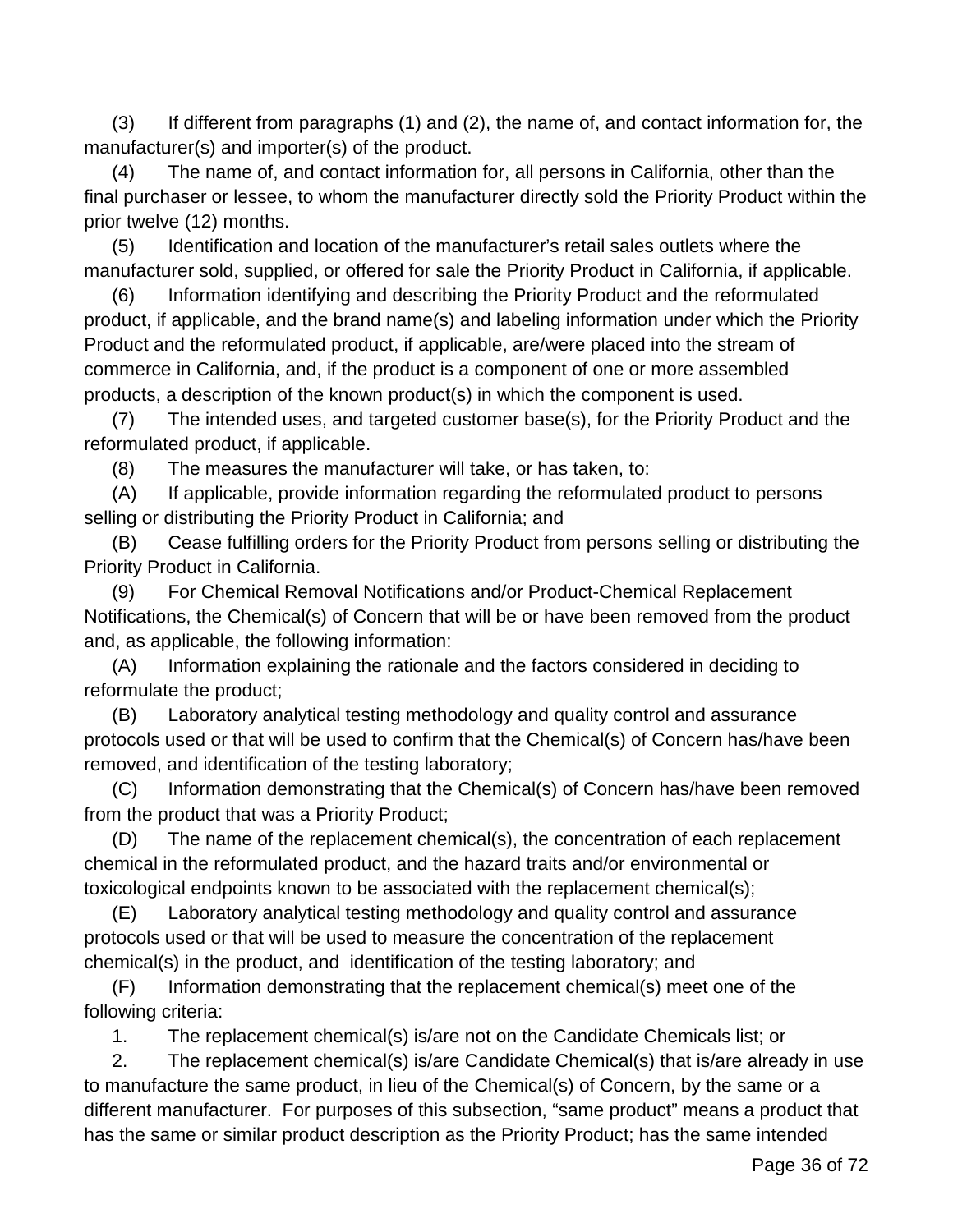(3) If different from paragraphs (1) and (2), the name of, and contact information for, the manufacturer(s) and importer(s) of the product.

(4) The name of, and contact information for, all persons in California, other than the final purchaser or lessee, to whom the manufacturer directly sold the Priority Product within the prior twelve (12) months.

(5) Identification and location of the manufacturer's retail sales outlets where the manufacturer sold, supplied, or offered for sale the Priority Product in California, if applicable.

(6) Information identifying and describing the Priority Product and the reformulated product, if applicable, and the brand name(s) and labeling information under which the Priority Product and the reformulated product, if applicable, are/were placed into the stream of commerce in California, and, if the product is a component of one or more assembled products, a description of the known product(s) in which the component is used.

(7) The intended uses, and targeted customer base(s), for the Priority Product and the reformulated product, if applicable.

(8) The measures the manufacturer will take, or has taken, to:

(A) If applicable, provide information regarding the reformulated product to persons selling or distributing the Priority Product in California; and

(B) Cease fulfilling orders for the Priority Product from persons selling or distributing the Priority Product in California.

(9) For Chemical Removal Notifications and/or Product-Chemical Replacement Notifications, the Chemical(s) of Concern that will be or have been removed from the product and, as applicable, the following information:

(A) Information explaining the rationale and the factors considered in deciding to reformulate the product;

(B) Laboratory analytical testing methodology and quality control and assurance protocols used or that will be used to confirm that the Chemical(s) of Concern has/have been removed, and identification of the testing laboratory;

(C) Information demonstrating that the Chemical(s) of Concern has/have been removed from the product that was a Priority Product;

(D) The name of the replacement chemical(s), the concentration of each replacement chemical in the reformulated product, and the hazard traits and/or environmental or toxicological endpoints known to be associated with the replacement chemical(s);

(E) Laboratory analytical testing methodology and quality control and assurance protocols used or that will be used to measure the concentration of the replacement chemical(s) in the product, and identification of the testing laboratory; and

(F) Information demonstrating that the replacement chemical(s) meet one of the following criteria:

1. The replacement chemical(s) is/are not on the Candidate Chemicals list; or

2. The replacement chemical(s) is/are Candidate Chemical(s) that is/are already in use to manufacture the same product, in lieu of the Chemical(s) of Concern, by the same or a different manufacturer. For purposes of this subsection, "same product" means a product that has the same or similar product description as the Priority Product; has the same intended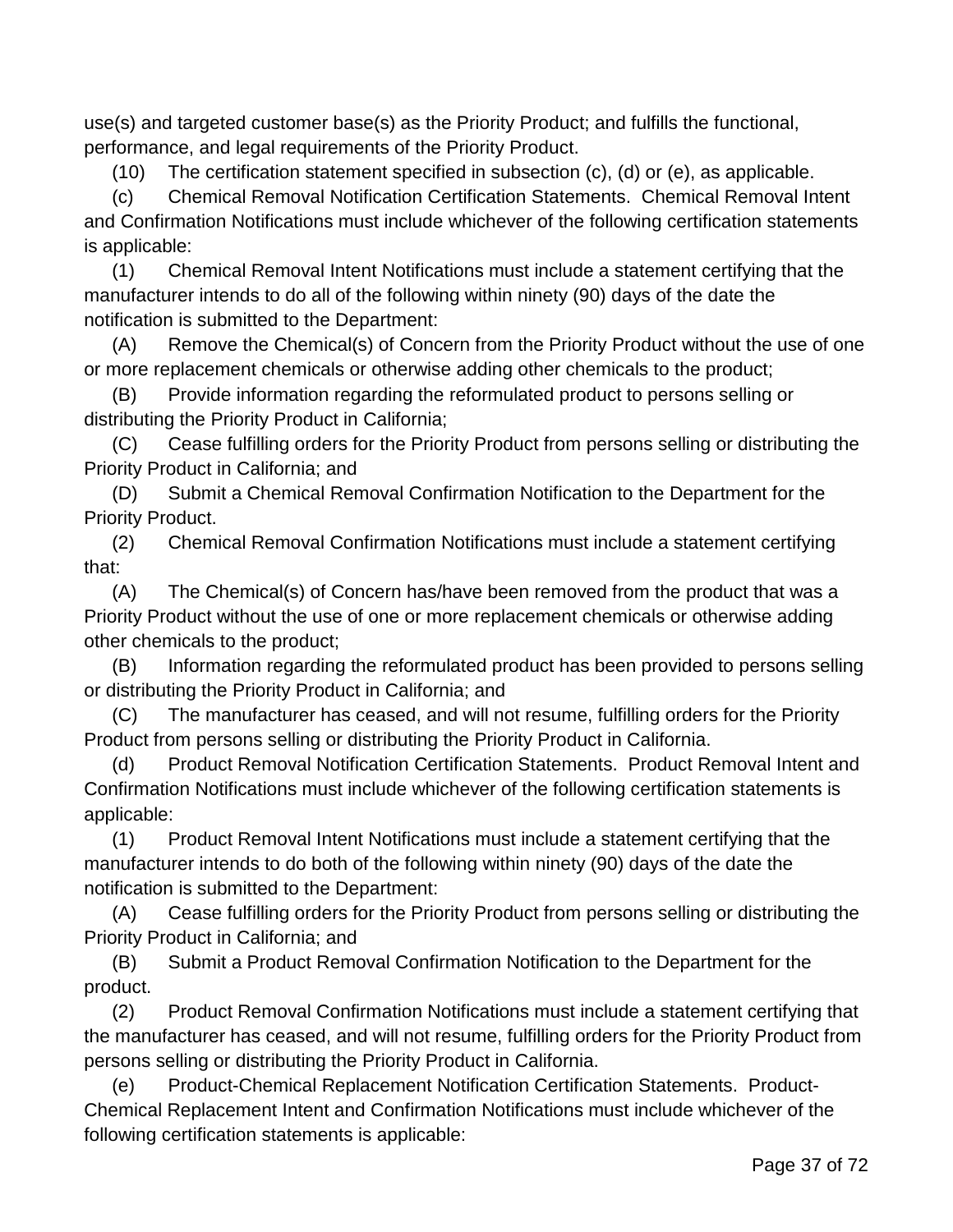use(s) and targeted customer base(s) as the Priority Product; and fulfills the functional, performance, and legal requirements of the Priority Product.

(10) The certification statement specified in subsection (c), (d) or (e), as applicable.

(c) Chemical Removal Notification Certification Statements. Chemical Removal Intent and Confirmation Notifications must include whichever of the following certification statements is applicable:

(1) Chemical Removal Intent Notifications must include a statement certifying that the manufacturer intends to do all of the following within ninety (90) days of the date the notification is submitted to the Department:

(A) Remove the Chemical(s) of Concern from the Priority Product without the use of one or more replacement chemicals or otherwise adding other chemicals to the product;

(B) Provide information regarding the reformulated product to persons selling or distributing the Priority Product in California;

(C) Cease fulfilling orders for the Priority Product from persons selling or distributing the Priority Product in California; and

(D) Submit a Chemical Removal Confirmation Notification to the Department for the Priority Product.

(2) Chemical Removal Confirmation Notifications must include a statement certifying that:

(A) The Chemical(s) of Concern has/have been removed from the product that was a Priority Product without the use of one or more replacement chemicals or otherwise adding other chemicals to the product;

(B) Information regarding the reformulated product has been provided to persons selling or distributing the Priority Product in California; and

(C) The manufacturer has ceased, and will not resume, fulfilling orders for the Priority Product from persons selling or distributing the Priority Product in California.

(d) Product Removal Notification Certification Statements. Product Removal Intent and Confirmation Notifications must include whichever of the following certification statements is applicable:

(1) Product Removal Intent Notifications must include a statement certifying that the manufacturer intends to do both of the following within ninety (90) days of the date the notification is submitted to the Department:

(A) Cease fulfilling orders for the Priority Product from persons selling or distributing the Priority Product in California; and

(B) Submit a Product Removal Confirmation Notification to the Department for the product.

(2) Product Removal Confirmation Notifications must include a statement certifying that the manufacturer has ceased, and will not resume, fulfilling orders for the Priority Product from persons selling or distributing the Priority Product in California.

(e) Product-Chemical Replacement Notification Certification Statements. Product-Chemical Replacement Intent and Confirmation Notifications must include whichever of the following certification statements is applicable: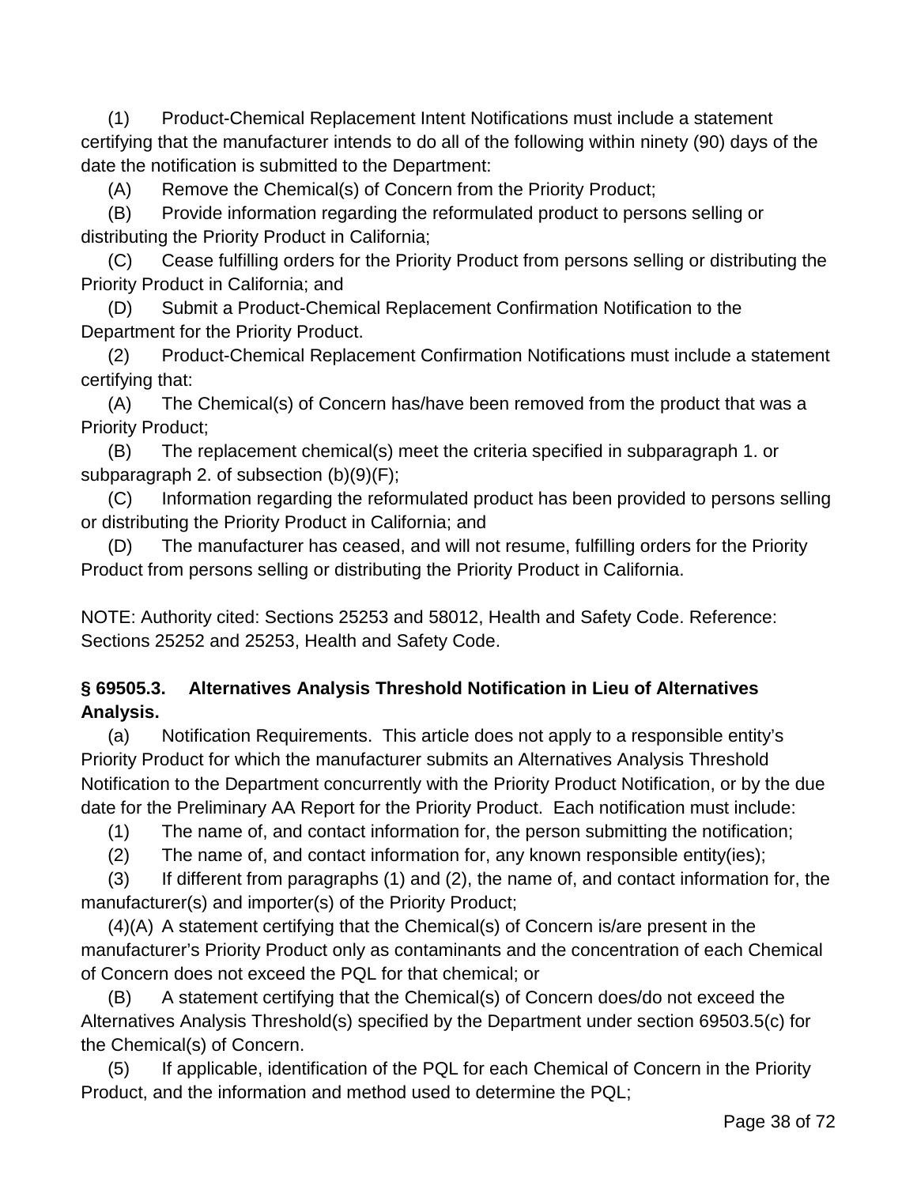(1) Product-Chemical Replacement Intent Notifications must include a statement certifying that the manufacturer intends to do all of the following within ninety (90) days of the date the notification is submitted to the Department:

(A) Remove the Chemical(s) of Concern from the Priority Product;

(B) Provide information regarding the reformulated product to persons selling or distributing the Priority Product in California;

(C) Cease fulfilling orders for the Priority Product from persons selling or distributing the Priority Product in California; and

(D) Submit a Product-Chemical Replacement Confirmation Notification to the Department for the Priority Product.

(2) Product-Chemical Replacement Confirmation Notifications must include a statement certifying that:

(A) The Chemical(s) of Concern has/have been removed from the product that was a Priority Product;

(B) The replacement chemical(s) meet the criteria specified in subparagraph 1. or subparagraph 2. of subsection (b)(9)(F);

(C) Information regarding the reformulated product has been provided to persons selling or distributing the Priority Product in California; and

(D) The manufacturer has ceased, and will not resume, fulfilling orders for the Priority Product from persons selling or distributing the Priority Product in California.

NOTE: Authority cited: Sections 25253 and 58012, Health and Safety Code. Reference: Sections 25252 and 25253, Health and Safety Code.

**§ 69505.3. Alternatives Analysis Threshold Notification in Lieu of Alternatives Analysis.**

(a) Notification Requirements. This article does not apply to a responsible entity's Priority Product for which the manufacturer submits an Alternatives Analysis Threshold Notification to the Department concurrently with the Priority Product Notification, or by the due date for the Preliminary AA Report for the Priority Product. Each notification must include:

(1) The name of, and contact information for, the person submitting the notification;

(2) The name of, and contact information for, any known responsible entity(ies);

(3) If different from paragraphs (1) and (2), the name of, and contact information for, the manufacturer(s) and importer(s) of the Priority Product;

(4)(A) A statement certifying that the Chemical(s) of Concern is/are present in the manufacturer's Priority Product only as contaminants and the concentration of each Chemical of Concern does not exceed the PQL for that chemical; or

(B) A statement certifying that the Chemical(s) of Concern does/do not exceed the Alternatives Analysis Threshold(s) specified by the Department under section 69503.5(c) for the Chemical(s) of Concern.

(5) If applicable, identification of the PQL for each Chemical of Concern in the Priority Product, and the information and method used to determine the PQL;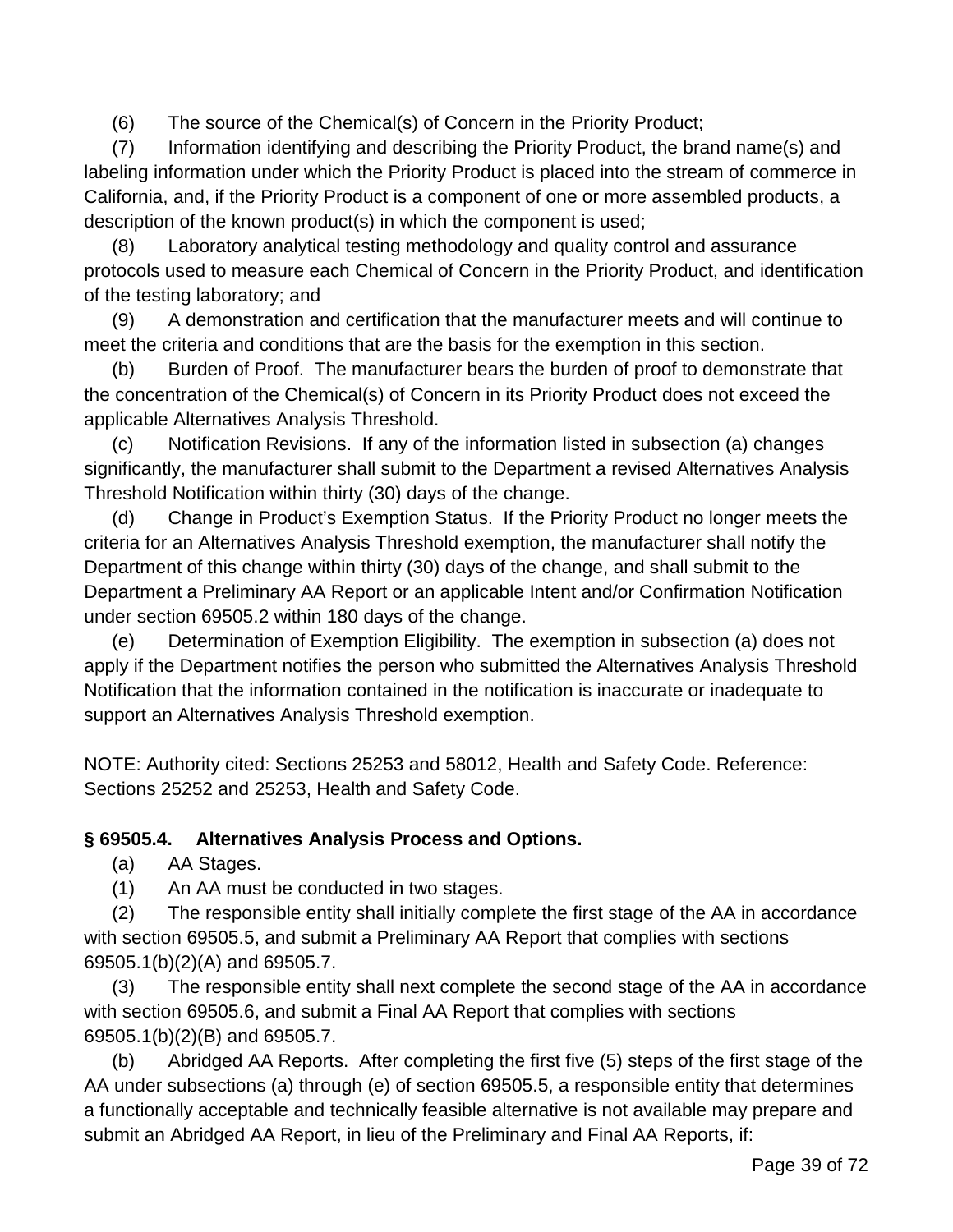(6) The source of the Chemical(s) of Concern in the Priority Product;

(7) Information identifying and describing the Priority Product, the brand name(s) and labeling information under which the Priority Product is placed into the stream of commerce in California, and, if the Priority Product is a component of one or more assembled products, a description of the known product(s) in which the component is used;

(8) Laboratory analytical testing methodology and quality control and assurance protocols used to measure each Chemical of Concern in the Priority Product, and identification of the testing laboratory; and

(9) A demonstration and certification that the manufacturer meets and will continue to meet the criteria and conditions that are the basis for the exemption in this section.

(b) Burden of Proof. The manufacturer bears the burden of proof to demonstrate that the concentration of the Chemical(s) of Concern in its Priority Product does not exceed the applicable Alternatives Analysis Threshold.

(c) Notification Revisions. If any of the information listed in subsection (a) changes significantly, the manufacturer shall submit to the Department a revised Alternatives Analysis Threshold Notification within thirty (30) days of the change.

(d) Change in Product's Exemption Status. If the Priority Product no longer meets the criteria for an Alternatives Analysis Threshold exemption, the manufacturer shall notify the Department of this change within thirty (30) days of the change, and shall submit to the Department a Preliminary AA Report or an applicable Intent and/or Confirmation Notification under section 69505.2 within 180 days of the change.

(e) Determination of Exemption Eligibility. The exemption in subsection (a) does not apply if the Department notifies the person who submitted the Alternatives Analysis Threshold Notification that the information contained in the notification is inaccurate or inadequate to support an Alternatives Analysis Threshold exemption.

NOTE: Authority cited: Sections 25253 and 58012, Health and Safety Code. Reference: Sections 25252 and 25253, Health and Safety Code.

### § 69505.4. Alternatives Analysis Process and Options.

(a) AA Stages.

(1) An AA must be conducted in two stages.

(2) The responsible entity shall initially complete the first stage of the AA in accordance with section 69505.5, and submit a Preliminary AA Report that complies with sections 69505.1(b)(2)(A) and 69505.7.

(3) The responsible entity shall next complete the second stage of the AA in accordance with section 69505.6, and submit a Final AA Report that complies with sections 69505.1(b)(2)(B) and 69505.7.

(b) Abridged AA Reports. After completing the first five (5) steps of the first stage of the AA under subsections (a) through (e) of section 69505.5, a responsible entity that determines a functionally acceptable and technically feasible alternative is not available may prepare and submit an Abridged AA Report, in lieu of the Preliminary and Final AA Reports, if: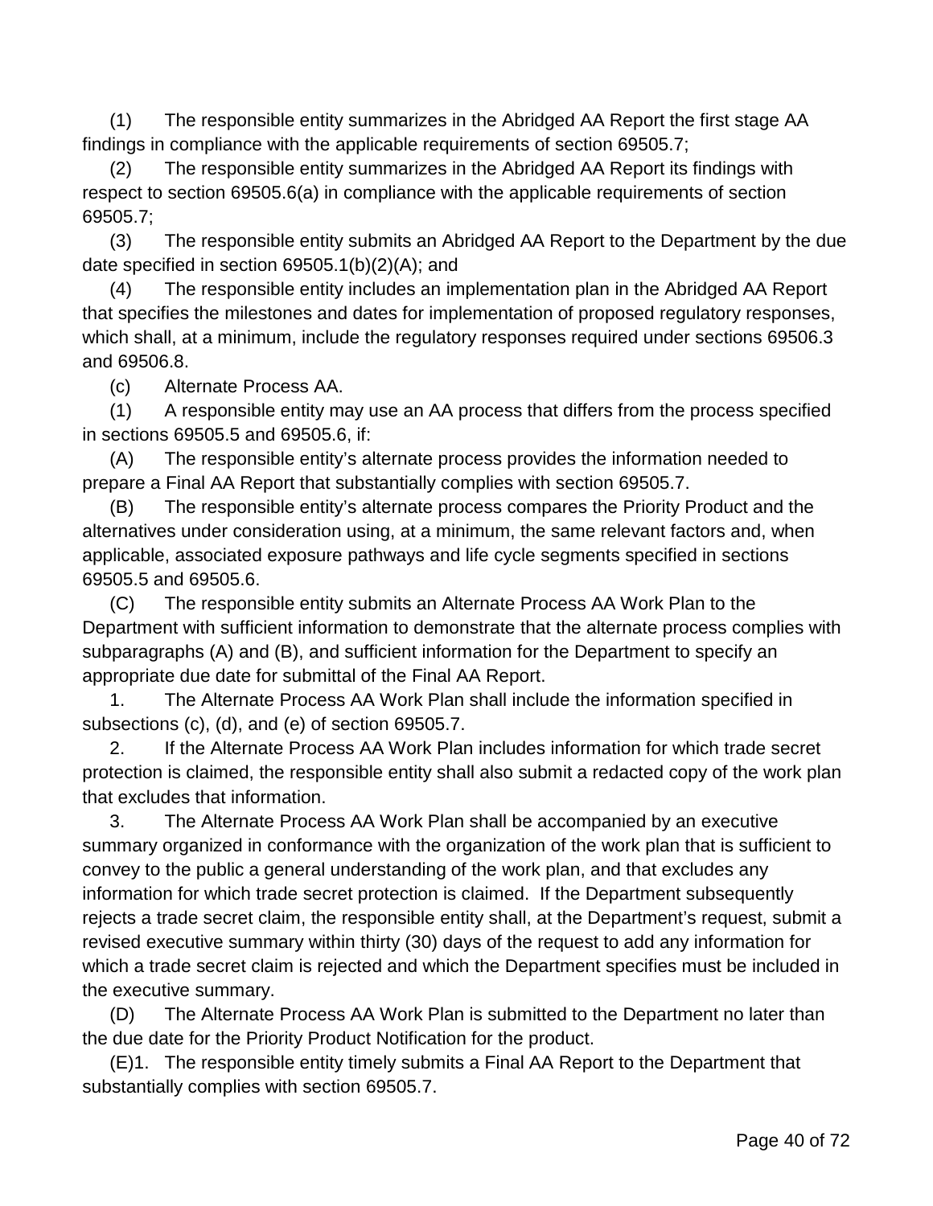(1) The responsible entity summarizes in the Abridged AA Report the first stage AA findings in compliance with the applicable requirements of section 69505.7;

(2) The responsible entity summarizes in the Abridged AA Report its findings with respect to section 69505.6(a) in compliance with the applicable requirements of section 69505.7;

(3) The responsible entity submits an Abridged AA Report to the Department by the due date specified in section 69505.1(b)(2)(A); and

(4) The responsible entity includes an implementation plan in the Abridged AA Report that specifies the milestones and dates for implementation of proposed regulatory responses, which shall, at a minimum, include the regulatory responses required under sections 69506.3 and 69506.8.

(c) Alternate Process AA.

(1) A responsible entity may use an AA process that differs from the process specified in sections 69505.5 and 69505.6, if:

(A) The responsible entity's alternate process provides the information needed to prepare a Final AA Report that substantially complies with section 69505.7.

(B) The responsible entity's alternate process compares the Priority Product and the alternatives under consideration using, at a minimum, the same relevant factors and, when applicable, associated exposure pathways and life cycle segments specified in sections 69505.5 and 69505.6.

(C) The responsible entity submits an Alternate Process AA Work Plan to the Department with sufficient information to demonstrate that the alternate process complies with subparagraphs (A) and (B), and sufficient information for the Department to specify an appropriate due date for submittal of the Final AA Report.

1. The Alternate Process AA Work Plan shall include the information specified in subsections (c), (d), and (e) of section 69505.7.

2. If the Alternate Process AA Work Plan includes information for which trade secret protection is claimed, the responsible entity shall also submit a redacted copy of the work plan that excludes that information.

3. The Alternate Process AA Work Plan shall be accompanied by an executive summary organized in conformance with the organization of the work plan that is sufficient to convey to the public a general understanding of the work plan, and that excludes any information for which trade secret protection is claimed. If the Department subsequently rejects a trade secret claim, the responsible entity shall, at the Department's request, submit a revised executive summary within thirty (30) days of the request to add any information for which a trade secret claim is rejected and which the Department specifies must be included in the executive summary.

(D) The Alternate Process AA Work Plan is submitted to the Department no later than the due date for the Priority Product Notification for the product.

(E)1. The responsible entity timely submits a Final AA Report to the Department that substantially complies with section 69505.7.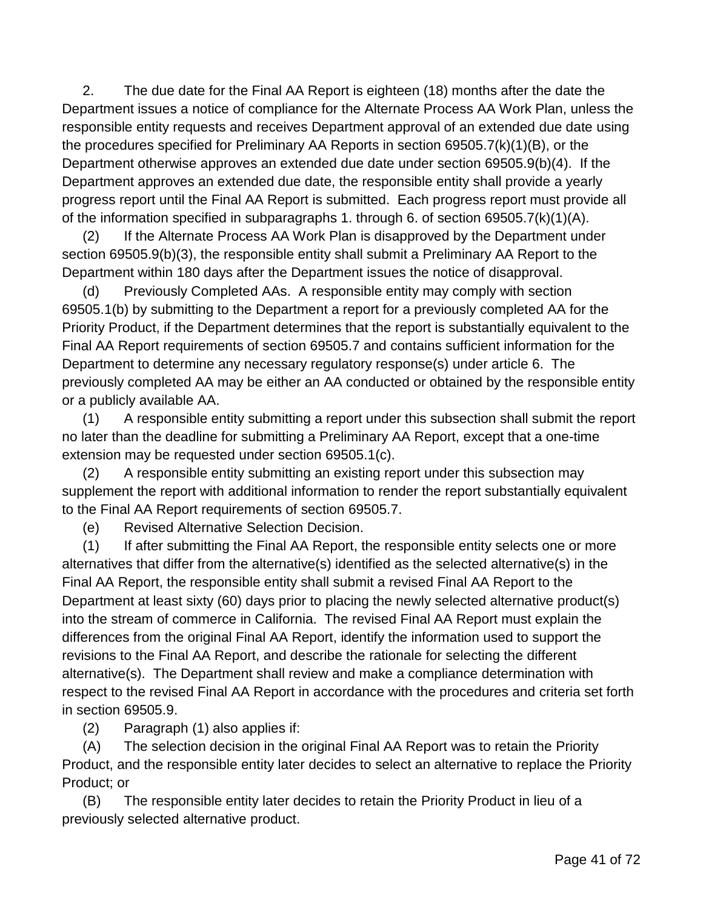2. The due date for the Final AA Report is eighteen (18) months after the date the Department issues a notice of compliance for the Alternate Process AA Work Plan, unless the responsible entity requests and receives Department approval of an extended due date using the procedures specified for Preliminary AA Reports in section 69505.7(k)(1)(B), or the Department otherwise approves an extended due date under section 69505.9(b)(4). If the Department approves an extended due date, the responsible entity shall provide a yearly progress report until the Final AA Report is submitted. Each progress report must provide all of the information specified in subparagraphs 1. through 6. of section 69505.7(k)(1)(A).

(2) If the Alternate Process AA Work Plan is disapproved by the Department under section 69505.9(b)(3), the responsible entity shall submit a Preliminary AA Report to the Department within 180 days after the Department issues the notice of disapproval.

(d) Previously Completed AAs. A responsible entity may comply with section 69505.1(b) by submitting to the Department a report for a previously completed AA for the Priority Product, if the Department determines that the report is substantially equivalent to the Final AA Report requirements of section 69505.7 and contains sufficient information for the Department to determine any necessary regulatory response(s) under article 6. The previously completed AA may be either an AA conducted or obtained by the responsible entity or a publicly available AA.

(1) A responsible entity submitting a report under this subsection shall submit the report no later than the deadline for submitting a Preliminary AA Report, except that a one-time extension may be requested under section 69505.1(c).

(2) A responsible entity submitting an existing report under this subsection may supplement the report with additional information to render the report substantially equivalent to the Final AA Report requirements of section 69505.7.

(e) Revised Alternative Selection Decision.

(1) If after submitting the Final AA Report, the responsible entity selects one or more alternatives that differ from the alternative(s) identified as the selected alternative(s) in the Final AA Report, the responsible entity shall submit a revised Final AA Report to the Department at least sixty (60) days prior to placing the newly selected alternative product(s) into the stream of commerce in California. The revised Final AA Report must explain the differences from the original Final AA Report, identify the information used to support the revisions to the Final AA Report, and describe the rationale for selecting the different alternative(s). The Department shall review and make a compliance determination with respect to the revised Final AA Report in accordance with the procedures and criteria set forth in section 69505.9.

(2) Paragraph (1) also applies if:

(A) The selection decision in the original Final AA Report was to retain the Priority Product, and the responsible entity later decides to select an alternative to replace the Priority Product; or

(B) The responsible entity later decides to retain the Priority Product in lieu of a previously selected alternative product.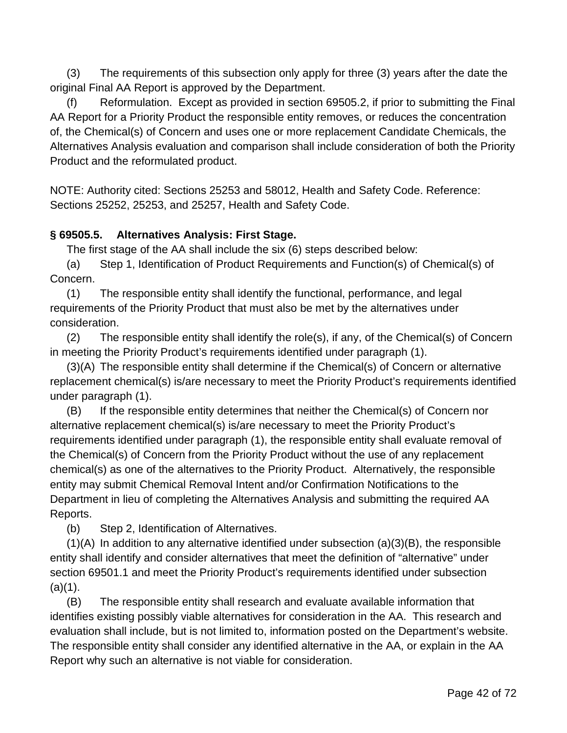(3) The requirements of this subsection only apply for three (3) years after the date the original Final AA Report is approved by the Department.

(f) Reformulation. Except as provided in section 69505.2, if prior to submitting the Final AA Report for a Priority Product the responsible entity removes, or reduces the concentration of, the Chemical(s) of Concern and uses one or more replacement Candidate Chemicals, the Alternatives Analysis evaluation and comparison shall include consideration of both the Priority Product and the reformulated product.

NOTE: Authority cited: Sections 25253 and 58012, Health and Safety Code. Reference: Sections 25252, 25253, and 25257, Health and Safety Code.

### § 69505.5. Alternatives Analysis: First Stage.

The first stage of the AA shall include the six (6) steps described below:

(a) Step 1, Identification of Product Requirements and Function(s) of Chemical(s) of Concern.

(1) The responsible entity shall identify the functional, performance, and legal requirements of the Priority Product that must also be met by the alternatives under consideration.

(2) The responsible entity shall identify the role(s), if any, of the Chemical(s) of Concern in meeting the Priority Product's requirements identified under paragraph (1).

(3)(A) The responsible entity shall determine if the Chemical(s) of Concern or alternative replacement chemical(s) is/are necessary to meet the Priority Product's requirements identified under paragraph (1).

(B) If the responsible entity determines that neither the Chemical(s) of Concern nor alternative replacement chemical(s) is/are necessary to meet the Priority Product's requirements identified under paragraph (1), the responsible entity shall evaluate removal of the Chemical(s) of Concern from the Priority Product without the use of any replacement chemical(s) as one of the alternatives to the Priority Product. Alternatively, the responsible entity may submit Chemical Removal Intent and/or Confirmation Notifications to the Department in lieu of completing the Alternatives Analysis and submitting the required AA Reports.

(b) Step 2, Identification of Alternatives.

(1)(A) In addition to any alternative identified under subsection (a)(3)(B), the responsible entity shall identify and consider alternatives that meet the definition of "alternative" under section 69501.1 and meet the Priority Product's requirements identified under subsection (a)(1).

(B) The responsible entity shall research and evaluate available information that identifies existing possibly viable alternatives for consideration in the AA. This research and evaluation shall include, but is not limited to, information posted on the Department's website. The responsible entity shall consider any identified alternative in the AA, or explain in the AA Report why such an alternative is not viable for consideration.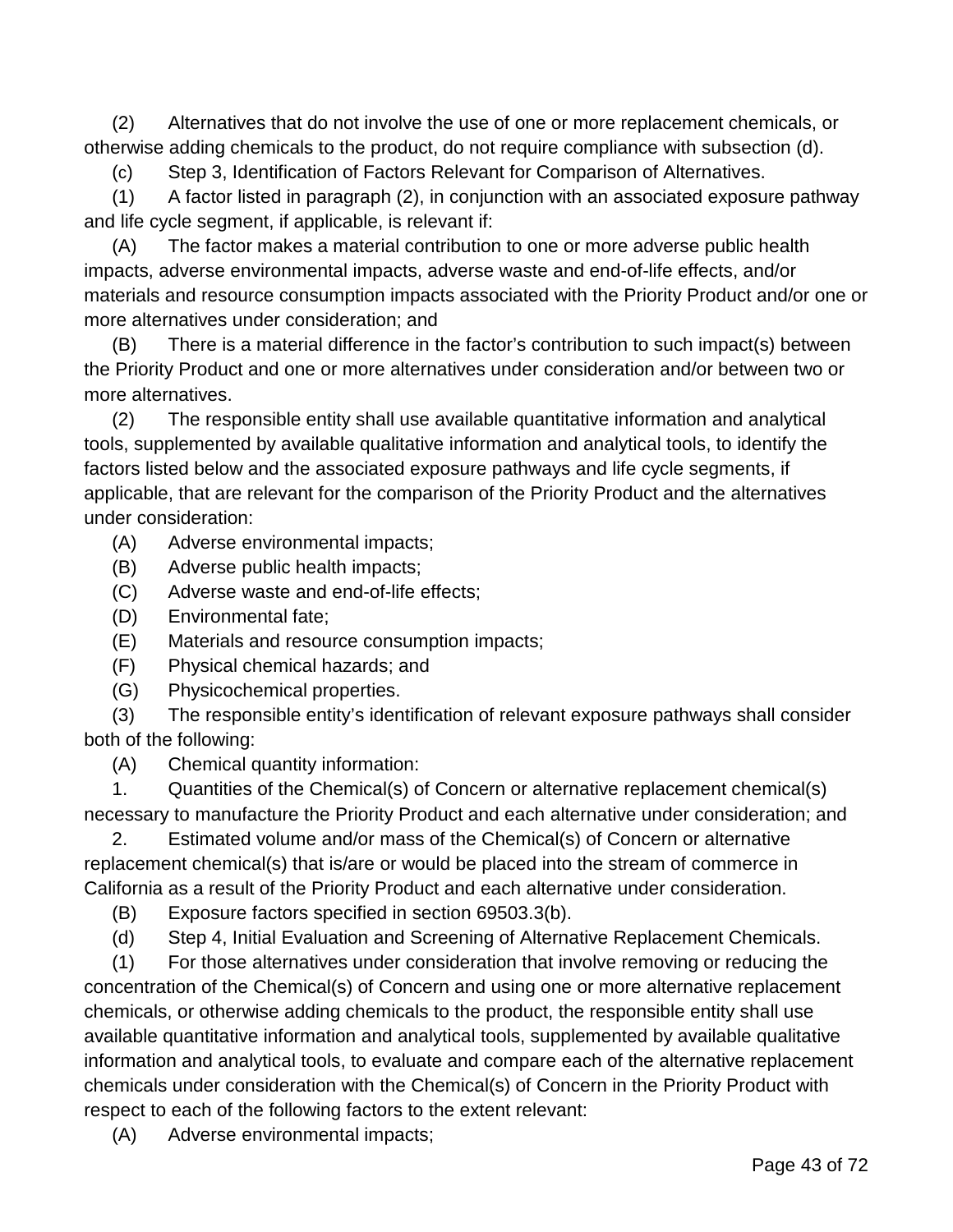(2) Alternatives that do not involve the use of one or more replacement chemicals, or otherwise adding chemicals to the product, do not require compliance with subsection (d).

(c) Step 3, Identification of Factors Relevant for Comparison of Alternatives.

(1) A factor listed in paragraph (2), in conjunction with an associated exposure pathway and life cycle segment, if applicable, is relevant if:

(A) The factor makes a material contribution to one or more adverse public health impacts, adverse environmental impacts, adverse waste and end-of-life effects, and/or materials and resource consumption impacts associated with the Priority Product and/or one or more alternatives under consideration; and

(B) There is a material difference in the factor's contribution to such impact(s) between the Priority Product and one or more alternatives under consideration and/or between two or more alternatives.

(2) The responsible entity shall use available quantitative information and analytical tools, supplemented by available qualitative information and analytical tools, to identify the factors listed below and the associated exposure pathways and life cycle segments, if applicable, that are relevant for the comparison of the Priority Product and the alternatives under consideration:

(A) Adverse environmental impacts;

(B) Adverse public health impacts;

(C) Adverse waste and end-of-life effects;

(D) Environmental fate;

(E) Materials and resource consumption impacts;

(F) Physical chemical hazards; and

(G) Physicochemical properties.

(3) The responsible entity's identification of relevant exposure pathways shall consider both of the following:

(A) Chemical quantity information:

1. Quantities of the Chemical(s) of Concern or alternative replacement chemical(s) necessary to manufacture the Priority Product and each alternative under consideration; and

2. Estimated volume and/or mass of the Chemical(s) of Concern or alternative replacement chemical(s) that is/are or would be placed into the stream of commerce in California as a result of the Priority Product and each alternative under consideration.

(B) Exposure factors specified in section 69503.3(b).

(d) Step 4, Initial Evaluation and Screening of Alternative Replacement Chemicals.

(1) For those alternatives under consideration that involve removing or reducing the concentration of the Chemical(s) of Concern and using one or more alternative replacement chemicals, or otherwise adding chemicals to the product, the responsible entity shall use available quantitative information and analytical tools, supplemented by available qualitative information and analytical tools, to evaluate and compare each of the alternative replacement chemicals under consideration with the Chemical(s) of Concern in the Priority Product with respect to each of the following factors to the extent relevant:

(A) Adverse environmental impacts;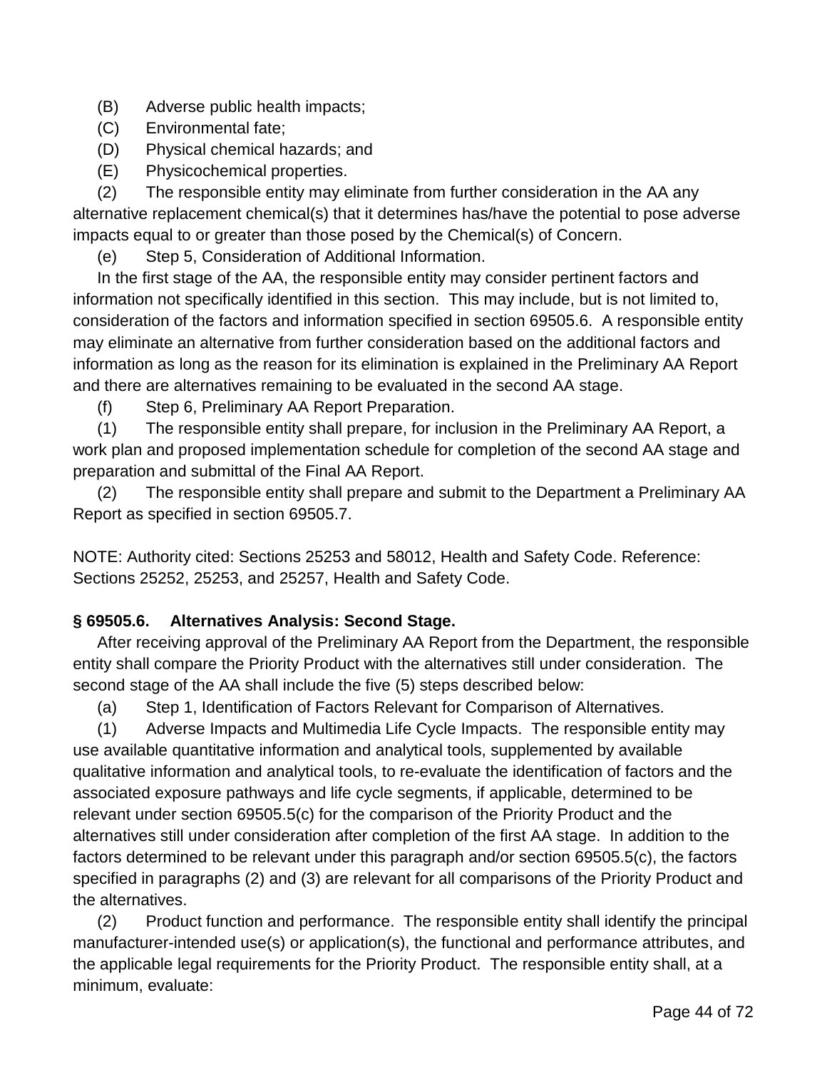(B) Adverse public health impacts;

(C) Environmental fate;

(D) Physical chemical hazards; and

(E) Physicochemical properties.

(2) The responsible entity may eliminate from further consideration in the AA any alternative replacement chemical(s) that it determines has/have the potential to pose adverse impacts equal to or greater than those posed by the Chemical(s) of Concern.

(e) Step 5, Consideration of Additional Information.

In the first stage of the AA, the responsible entity may consider pertinent factors and information not specifically identified in this section. This may include, but is not limited to, consideration of the factors and information specified in section 69505.6. A responsible entity may eliminate an alternative from further consideration based on the additional factors and information as long as the reason for its elimination is explained in the Preliminary AA Report and there are alternatives remaining to be evaluated in the second AA stage.

(f) Step 6, Preliminary AA Report Preparation.

(1) The responsible entity shall prepare, for inclusion in the Preliminary AA Report, a work plan and proposed implementation schedule for completion of the second AA stage and preparation and submittal of the Final AA Report.

(2) The responsible entity shall prepare and submit to the Department a Preliminary AA Report as specified in section 69505.7.

NOTE: Authority cited: Sections 25253 and 58012, Health and Safety Code. Reference: Sections 25252, 25253, and 25257, Health and Safety Code.

**§ 69505.6. Alternatives Analysis: Second Stage.**

After receiving approval of the Preliminary AA Report from the Department, the responsible entity shall compare the Priority Product with the alternatives still under consideration. The second stage of the AA shall include the five (5) steps described below:

(a) Step 1, Identification of Factors Relevant for Comparison of Alternatives.

(1) Adverse Impacts and Multimedia Life Cycle Impacts. The responsible entity may use available quantitative information and analytical tools, supplemented by available qualitative information and analytical tools, to re-evaluate the identification of factors and the associated exposure pathways and life cycle segments, if applicable, determined to be relevant under section 69505.5(c) for the comparison of the Priority Product and the alternatives still under consideration after completion of the first AA stage. In addition to the factors determined to be relevant under this paragraph and/or section 69505.5(c), the factors specified in paragraphs (2) and (3) are relevant for all comparisons of the Priority Product and the alternatives.

(2) Product function and performance. The responsible entity shall identify the principal manufacturer-intended use(s) or application(s), the functional and performance attributes, and the applicable legal requirements for the Priority Product. The responsible entity shall, at a minimum, evaluate: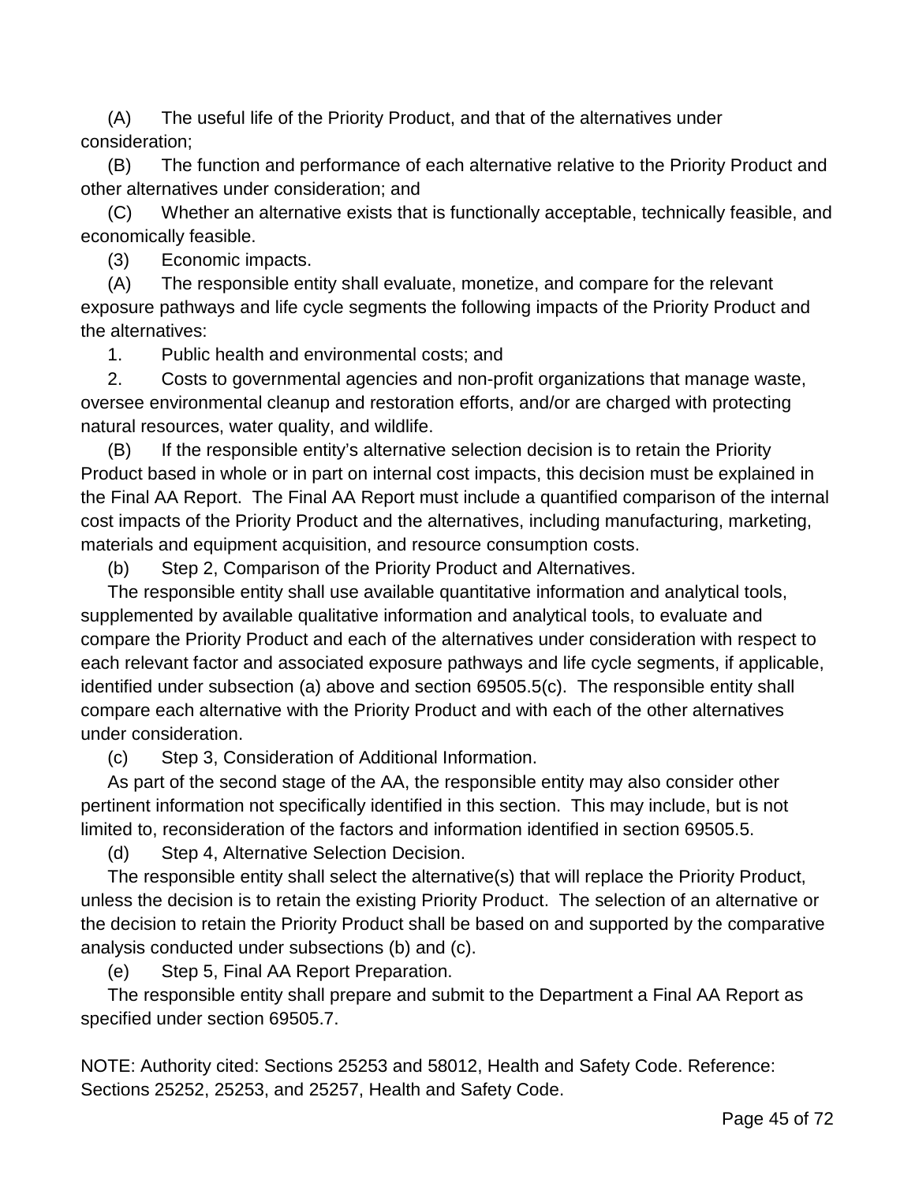(A) The useful life of the Priority Product, and that of the alternatives under consideration;

(B) The function and performance of each alternative relative to the Priority Product and other alternatives under consideration; and

(C) Whether an alternative exists that is functionally acceptable, technically feasible, and economically feasible.

(3) Economic impacts.

(A) The responsible entity shall evaluate, monetize, and compare for the relevant exposure pathways and life cycle segments the following impacts of the Priority Product and the alternatives:

1. Public health and environmental costs; and

2. Costs to governmental agencies and non-profit organizations that manage waste, oversee environmental cleanup and restoration efforts, and/or are charged with protecting natural resources, water quality, and wildlife.

(B) If the responsible entity's alternative selection decision is to retain the Priority Product based in whole or in part on internal cost impacts, this decision must be explained in the Final AA Report. The Final AA Report must include a quantified comparison of the internal cost impacts of the Priority Product and the alternatives, including manufacturing, marketing, materials and equipment acquisition, and resource consumption costs.

(b) Step 2, Comparison of the Priority Product and Alternatives.

The responsible entity shall use available quantitative information and analytical tools, supplemented by available qualitative information and analytical tools, to evaluate and compare the Priority Product and each of the alternatives under consideration with respect to each relevant factor and associated exposure pathways and life cycle segments, if applicable, identified under subsection (a) above and section 69505.5(c). The responsible entity shall compare each alternative with the Priority Product and with each of the other alternatives under consideration.

(c) Step 3, Consideration of Additional Information.

As part of the second stage of the AA, the responsible entity may also consider other pertinent information not specifically identified in this section. This may include, but is not limited to, reconsideration of the factors and information identified in section 69505.5.

(d) Step 4, Alternative Selection Decision.

The responsible entity shall select the alternative(s) that will replace the Priority Product, unless the decision is to retain the existing Priority Product. The selection of an alternative or the decision to retain the Priority Product shall be based on and supported by the comparative analysis conducted under subsections (b) and (c).

(e) Step 5, Final AA Report Preparation.

The responsible entity shall prepare and submit to the Department a Final AA Report as specified under section 69505.7.

NOTE: Authority cited: Sections 25253 and 58012, Health and Safety Code. Reference: Sections 25252, 25253, and 25257, Health and Safety Code.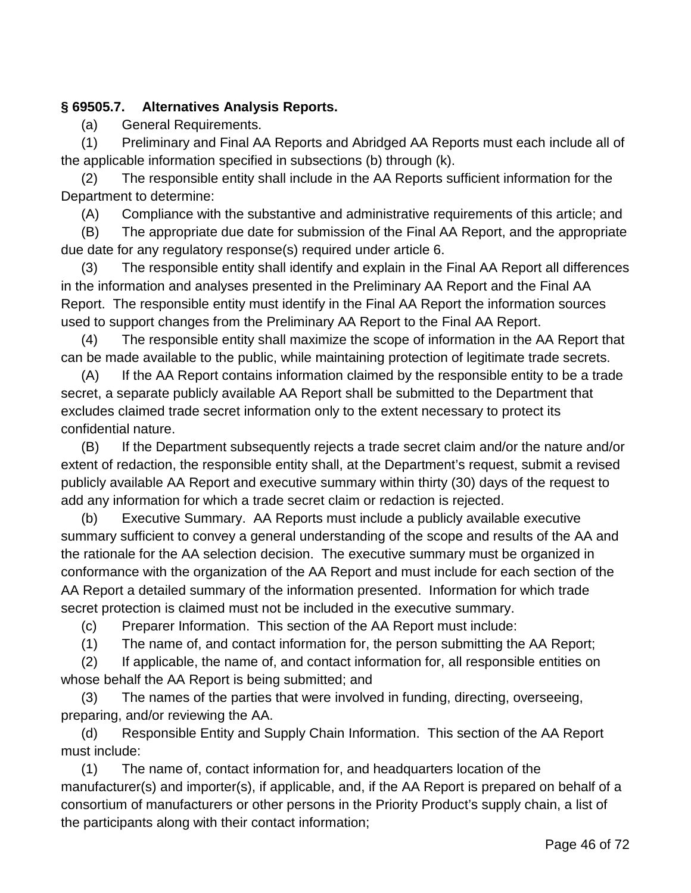**§ 69505.7. Alternatives Analysis Reports.**

(a) General Requirements.

(1) Preliminary and Final AA Reports and Abridged AA Reports must each include all of the applicable information specified in subsections (b) through (k).

(2) The responsible entity shall include in the AA Reports sufficient information for the Department to determine:

(A) Compliance with the substantive and administrative requirements of this article; and

(B) The appropriate due date for submission of the Final AA Report, and the appropriate due date for any regulatory response(s) required under article 6.

(3) The responsible entity shall identify and explain in the Final AA Report all differences in the information and analyses presented in the Preliminary AA Report and the Final AA Report. The responsible entity must identify in the Final AA Report the information sources used to support changes from the Preliminary AA Report to the Final AA Report.

(4) The responsible entity shall maximize the scope of information in the AA Report that can be made available to the public, while maintaining protection of legitimate trade secrets.

(A) If the AA Report contains information claimed by the responsible entity to be a trade secret, a separate publicly available AA Report shall be submitted to the Department that excludes claimed trade secret information only to the extent necessary to protect its confidential nature.

(B) If the Department subsequently rejects a trade secret claim and/or the nature and/or extent of redaction, the responsible entity shall, at the Department's request, submit a revised publicly available AA Report and executive summary within thirty (30) days of the request to add any information for which a trade secret claim or redaction is rejected.

(b) Executive Summary. AA Reports must include a publicly available executive summary sufficient to convey a general understanding of the scope and results of the AA and the rationale for the AA selection decision. The executive summary must be organized in conformance with the organization of the AA Report and must include for each section of the AA Report a detailed summary of the information presented. Information for which trade secret protection is claimed must not be included in the executive summary.

(c) Preparer Information. This section of the AA Report must include:

(1) The name of, and contact information for, the person submitting the AA Report;

(2) If applicable, the name of, and contact information for, all responsible entities on whose behalf the AA Report is being submitted; and

(3) The names of the parties that were involved in funding, directing, overseeing, preparing, and/or reviewing the AA.

(d) Responsible Entity and Supply Chain Information. This section of the AA Report must include:

(1) The name of, contact information for, and headquarters location of the manufacturer(s) and importer(s), if applicable, and, if the AA Report is prepared on behalf of a consortium of manufacturers or other persons in the Priority Product's supply chain, a list of the participants along with their contact information;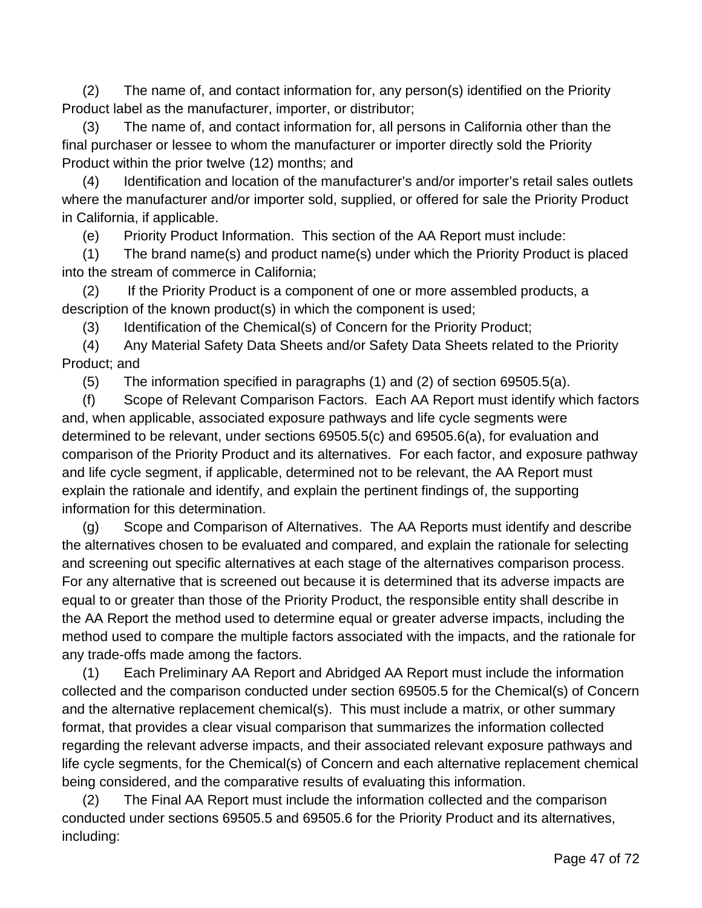(2) The name of, and contact information for, any person(s) identified on the Priority Product label as the manufacturer, importer, or distributor;

(3) The name of, and contact information for, all persons in California other than the final purchaser or lessee to whom the manufacturer or importer directly sold the Priority Product within the prior twelve (12) months; and

(4) Identification and location of the manufacturer's and/or importer's retail sales outlets where the manufacturer and/or importer sold, supplied, or offered for sale the Priority Product in California, if applicable.

(e) Priority Product Information. This section of the AA Report must include:

(1) The brand name(s) and product name(s) under which the Priority Product is placed into the stream of commerce in California;

(2) If the Priority Product is a component of one or more assembled products, a description of the known product(s) in which the component is used;

(3) Identification of the Chemical(s) of Concern for the Priority Product;

(4) Any Material Safety Data Sheets and/or Safety Data Sheets related to the Priority Product; and

(5) The information specified in paragraphs (1) and (2) of section 69505.5(a).

(f) Scope of Relevant Comparison Factors. Each AA Report must identify which factors and, when applicable, associated exposure pathways and life cycle segments were determined to be relevant, under sections 69505.5(c) and 69505.6(a), for evaluation and comparison of the Priority Product and its alternatives. For each factor, and exposure pathway and life cycle segment, if applicable, determined not to be relevant, the AA Report must explain the rationale and identify, and explain the pertinent findings of, the supporting information for this determination.

(g) Scope and Comparison of Alternatives. The AA Reports must identify and describe the alternatives chosen to be evaluated and compared, and explain the rationale for selecting and screening out specific alternatives at each stage of the alternatives comparison process. For any alternative that is screened out because it is determined that its adverse impacts are equal to or greater than those of the Priority Product, the responsible entity shall describe in the AA Report the method used to determine equal or greater adverse impacts, including the method used to compare the multiple factors associated with the impacts, and the rationale for any trade-offs made among the factors.

(1) Each Preliminary AA Report and Abridged AA Report must include the information collected and the comparison conducted under section 69505.5 for the Chemical(s) of Concern and the alternative replacement chemical(s). This must include a matrix, or other summary format, that provides a clear visual comparison that summarizes the information collected regarding the relevant adverse impacts, and their associated relevant exposure pathways and life cycle segments, for the Chemical(s) of Concern and each alternative replacement chemical being considered, and the comparative results of evaluating this information.

(2) The Final AA Report must include the information collected and the comparison conducted under sections 69505.5 and 69505.6 for the Priority Product and its alternatives, including: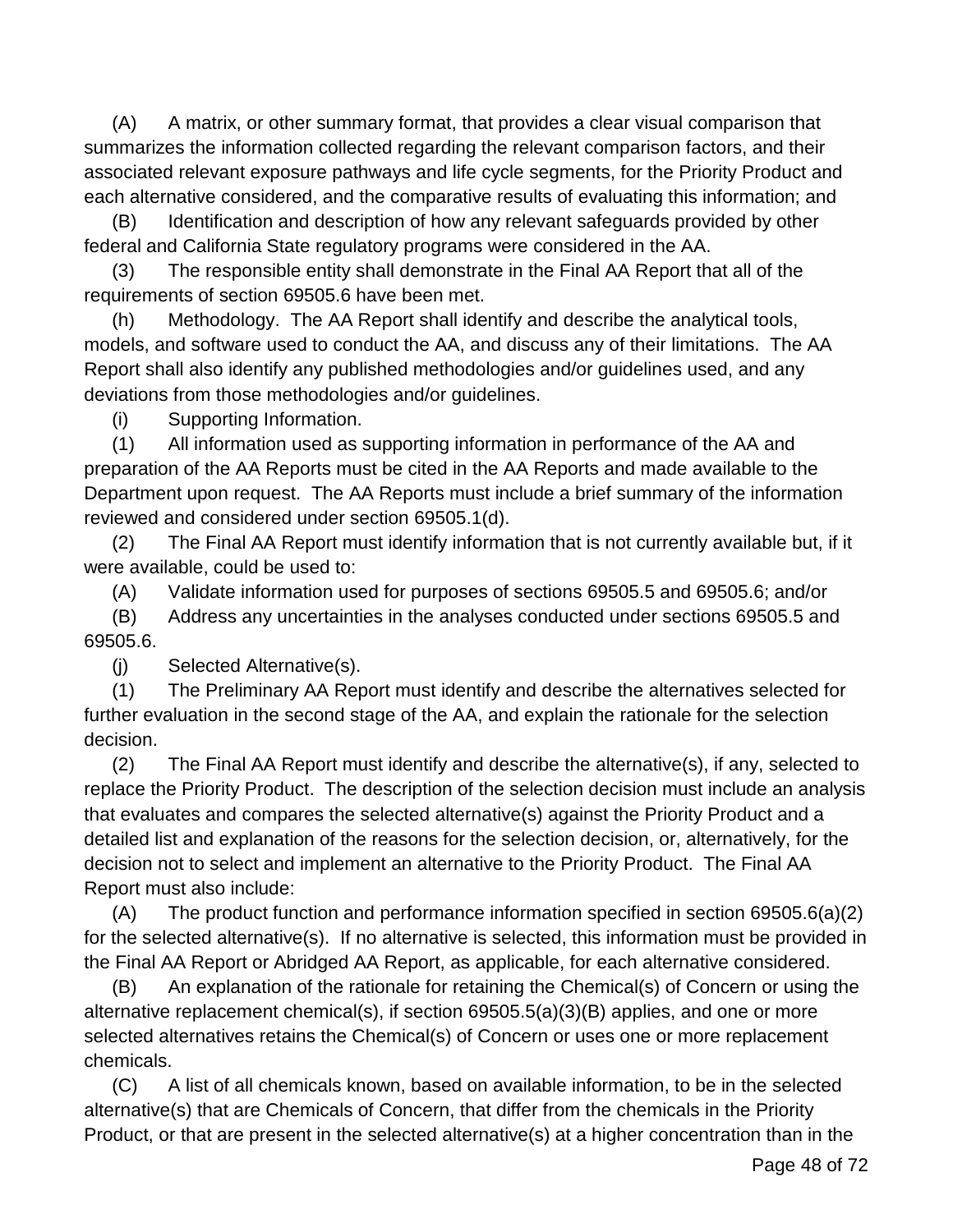(A) A matrix, or other summary format, that provides a clear visual comparison that summarizes the information collected regarding the relevant comparison factors, and their associated relevant exposure pathways and life cycle segments, for the Priority Product and each alternative considered, and the comparative results of evaluating this information; and

(B) Identification and description of how any relevant safeguards provided by other federal and California State regulatory programs were considered in the AA.

(3) The responsible entity shall demonstrate in the Final AA Report that all of the requirements of section 69505.6 have been met.

(h) Methodology. The AA Report shall identify and describe the analytical tools, models, and software used to conduct the AA, and discuss any of their limitations. The AA Report shall also identify any published methodologies and/or guidelines used, and any deviations from those methodologies and/or guidelines.

(i) Supporting Information.

(1) All information used as supporting information in performance of the AA and preparation of the AA Reports must be cited in the AA Reports and made available to the Department upon request. The AA Reports must include a brief summary of the information reviewed and considered under section 69505.1(d).

(2) The Final AA Report must identify information that is not currently available but, if it were available, could be used to:

(A) Validate information used for purposes of sections 69505.5 and 69505.6; and/or

(B) Address any uncertainties in the analyses conducted under sections 69505.5 and 69505.6.

(j) Selected Alternative(s).

(1) The Preliminary AA Report must identify and describe the alternatives selected for further evaluation in the second stage of the AA, and explain the rationale for the selection decision.

(2) The Final AA Report must identify and describe the alternative(s), if any, selected to replace the Priority Product. The description of the selection decision must include an analysis that evaluates and compares the selected alternative(s) against the Priority Product and a detailed list and explanation of the reasons for the selection decision, or, alternatively, for the decision not to select and implement an alternative to the Priority Product. The Final AA Report must also include:

(A) The product function and performance information specified in section 69505.6(a)(2) for the selected alternative(s). If no alternative is selected, this information must be provided in the Final AA Report or Abridged AA Report, as applicable, for each alternative considered.

(B) An explanation of the rationale for retaining the Chemical(s) of Concern or using the alternative replacement chemical(s), if section 69505.5(a)(3)(B) applies, and one or more selected alternatives retains the Chemical(s) of Concern or uses one or more replacement chemicals.

(C) A list of all chemicals known, based on available information, to be in the selected alternative(s) that are Chemicals of Concern, that differ from the chemicals in the Priority Product, or that are present in the selected alternative(s) at a higher concentration than in the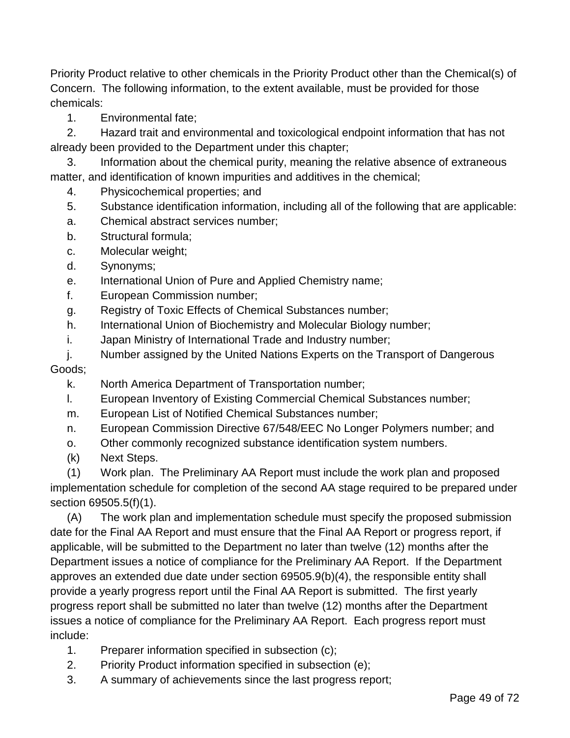Priority Product relative to other chemicals in the Priority Product other than the Chemical(s) of Concern. The following information, to the extent available, must be provided for those chemicals:

1. Environmental fate;
2. Hazard trait and environmental and toxicological endpoint information that has not already been provided to the Department under this chapter;
3. Information about the chemical purity, meaning the relative absence of extraneous matter, and identification of known impurities and additives in the chemical;
4. Physicochemical properties; and
5. Substance identification information, including all of the following that are applicable:

a. Chemical abstract services number;
b. Structural formula;
c. Molecular weight;
d. Synonyms;
e. International Union of Pure and Applied Chemistry name;
f. European Commission number;
g. Registry of Toxic Effects of Chemical Substances number;
h. International Union of Biochemistry and Molecular Biology number;
i. Japan Ministry of International Trade and Industry number;
j. Number assigned by the United Nations Experts on the Transport of Dangerous Goods;
k. North America Department of Transportation number;
l. European Inventory of Existing Commercial Chemical Substances number;
m. European List of Notified Chemical Substances number;
n. European Commission Directive 67/548/EEC No Longer Polymers number; and
o. Other commonly recognized substance identification system numbers.

(k) Next Steps.

(1) Work plan. The Preliminary AA Report must include the work plan and proposed implementation schedule for completion of the second AA stage required to be prepared under section 69505.5(f)(1).

(A) The work plan and implementation schedule must specify the proposed submission date for the Final AA Report and must ensure that the Final AA Report or progress report, if applicable, will be submitted to the Department no later than twelve (12) months after the Department issues a notice of compliance for the Preliminary AA Report. If the Department approves an extended due date under section 69505.9(b)(4), the responsible entity shall provide a yearly progress report until the Final AA Report is submitted. The first yearly progress report shall be submitted no later than twelve (12) months after the Department issues a notice of compliance for the Preliminary AA Report. Each progress report must include:

1. Preparer information specified in subsection (c);
2. Priority Product information specified in subsection (e);
3. A summary of achievements since the last progress report;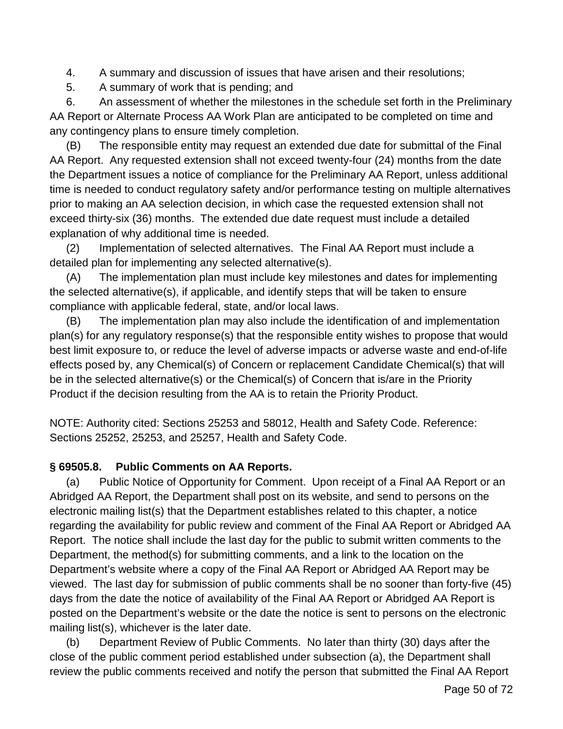4. A summary and discussion of issues that have arisen and their resolutions;

5. A summary of work that is pending; and

6. An assessment of whether the milestones in the schedule set forth in the Preliminary AA Report or Alternate Process AA Work Plan are anticipated to be completed on time and any contingency plans to ensure timely completion.

(B) The responsible entity may request an extended due date for submittal of the Final AA Report. Any requested extension shall not exceed twenty-four (24) months from the date the Department issues a notice of compliance for the Preliminary AA Report, unless additional time is needed to conduct regulatory safety and/or performance testing on multiple alternatives prior to making an AA selection decision, in which case the requested extension shall not exceed thirty-six (36) months. The extended due date request must include a detailed explanation of why additional time is needed.

(2) Implementation of selected alternatives. The Final AA Report must include a detailed plan for implementing any selected alternative(s).

(A) The implementation plan must include key milestones and dates for implementing the selected alternative(s), if applicable, and identify steps that will be taken to ensure compliance with applicable federal, state, and/or local laws.

(B) The implementation plan may also include the identification of and implementation plan(s) for any regulatory response(s) that the responsible entity wishes to propose that would best limit exposure to, or reduce the level of adverse impacts or adverse waste and end-of-life effects posed by, any Chemical(s) of Concern or replacement Candidate Chemical(s) that will be in the selected alternative(s) or the Chemical(s) of Concern that is/are in the Priority Product if the decision resulting from the AA is to retain the Priority Product.

NOTE: Authority cited: Sections 25253 and 58012, Health and Safety Code. Reference: Sections 25252, 25253, and 25257, Health and Safety Code.

**§ 69505.8. Public Comments on AA Reports.**

(a) Public Notice of Opportunity for Comment. Upon receipt of a Final AA Report or an Abridged AA Report, the Department shall post on its website, and send to persons on the electronic mailing list(s) that the Department establishes related to this chapter, a notice regarding the availability for public review and comment of the Final AA Report or Abridged AA Report. The notice shall include the last day for the public to submit written comments to the Department, the method(s) for submitting comments, and a link to the location on the Department's website where a copy of the Final AA Report or Abridged AA Report may be viewed. The last day for submission of public comments shall be no sooner than forty-five (45) days from the date the notice of availability of the Final AA Report or Abridged AA Report is posted on the Department's website or the date the notice is sent to persons on the electronic mailing list(s), whichever is the later date.

(b) Department Review of Public Comments. No later than thirty (30) days after the close of the public comment period established under subsection (a), the Department shall review the public comments received and notify the person that submitted the Final AA Report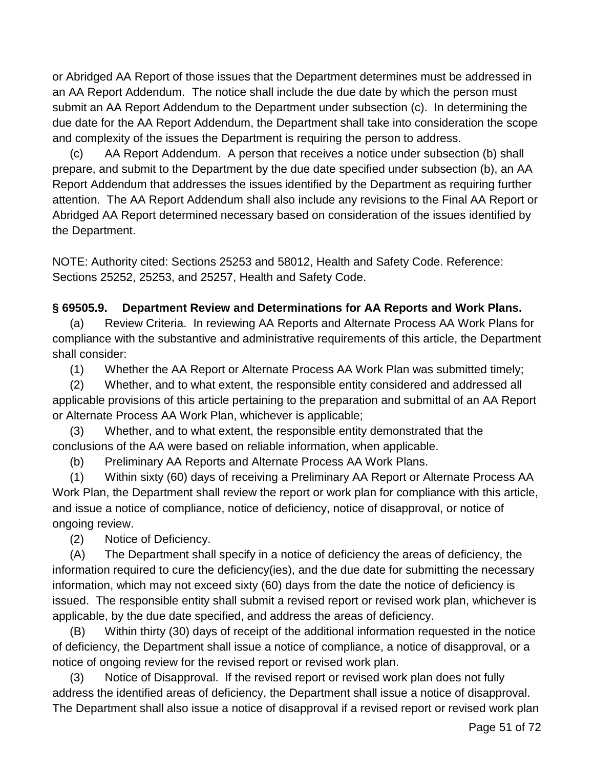or Abridged AA Report of those issues that the Department determines must be addressed in an AA Report Addendum. The notice shall include the due date by which the person must submit an AA Report Addendum to the Department under subsection (c). In determining the due date for the AA Report Addendum, the Department shall take into consideration the scope and complexity of the issues the Department is requiring the person to address.

(c) AA Report Addendum. A person that receives a notice under subsection (b) shall prepare, and submit to the Department by the due date specified under subsection (b), an AA Report Addendum that addresses the issues identified by the Department as requiring further attention. The AA Report Addendum shall also include any revisions to the Final AA Report or Abridged AA Report determined necessary based on consideration of the issues identified by the Department.

NOTE: Authority cited: Sections 25253 and 58012, Health and Safety Code. Reference: Sections 25252, 25253, and 25257, Health and Safety Code.

**§ 69505.9. Department Review and Determinations for AA Reports and Work Plans.**

(a) Review Criteria. In reviewing AA Reports and Alternate Process AA Work Plans for compliance with the substantive and administrative requirements of this article, the Department shall consider:

(1) Whether the AA Report or Alternate Process AA Work Plan was submitted timely;

(2) Whether, and to what extent, the responsible entity considered and addressed all applicable provisions of this article pertaining to the preparation and submittal of an AA Report or Alternate Process AA Work Plan, whichever is applicable;

(3) Whether, and to what extent, the responsible entity demonstrated that the conclusions of the AA were based on reliable information, when applicable.

(b) Preliminary AA Reports and Alternate Process AA Work Plans.

(1) Within sixty (60) days of receiving a Preliminary AA Report or Alternate Process AA Work Plan, the Department shall review the report or work plan for compliance with this article, and issue a notice of compliance, notice of deficiency, notice of disapproval, or notice of ongoing review.

(2) Notice of Deficiency.

(A) The Department shall specify in a notice of deficiency the areas of deficiency, the information required to cure the deficiency(ies), and the due date for submitting the necessary information, which may not exceed sixty (60) days from the date the notice of deficiency is issued. The responsible entity shall submit a revised report or revised work plan, whichever is applicable, by the due date specified, and address the areas of deficiency.

(B) Within thirty (30) days of receipt of the additional information requested in the notice of deficiency, the Department shall issue a notice of compliance, a notice of disapproval, or a notice of ongoing review for the revised report or revised work plan.

(3) Notice of Disapproval. If the revised report or revised work plan does not fully address the identified areas of deficiency, the Department shall issue a notice of disapproval. The Department shall also issue a notice of disapproval if a revised report or revised work plan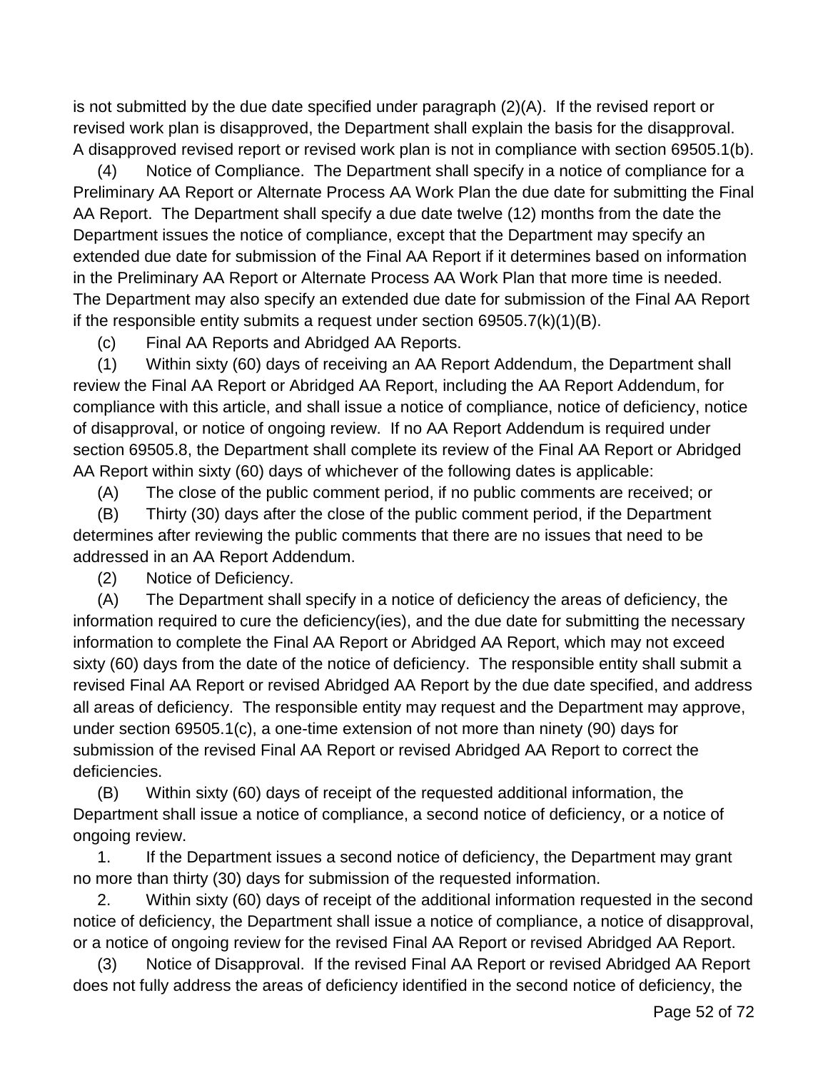is not submitted by the due date specified under paragraph (2)(A). If the revised report or revised work plan is disapproved, the Department shall explain the basis for the disapproval. A disapproved revised report or revised work plan is not in compliance with section 69505.1(b).

(4) Notice of Compliance. The Department shall specify in a notice of compliance for a Preliminary AA Report or Alternate Process AA Work Plan the due date for submitting the Final AA Report. The Department shall specify a due date twelve (12) months from the date the Department issues the notice of compliance, except that the Department may specify an extended due date for submission of the Final AA Report if it determines based on information in the Preliminary AA Report or Alternate Process AA Work Plan that more time is needed. The Department may also specify an extended due date for submission of the Final AA Report if the responsible entity submits a request under section 69505.7(k)(1)(B).

(c) Final AA Reports and Abridged AA Reports.

(1) Within sixty (60) days of receiving an AA Report Addendum, the Department shall review the Final AA Report or Abridged AA Report, including the AA Report Addendum, for compliance with this article, and shall issue a notice of compliance, notice of deficiency, notice of disapproval, or notice of ongoing review. If no AA Report Addendum is required under section 69505.8, the Department shall complete its review of the Final AA Report or Abridged AA Report within sixty (60) days of whichever of the following dates is applicable:

(A) The close of the public comment period, if no public comments are received; or

(B) Thirty (30) days after the close of the public comment period, if the Department determines after reviewing the public comments that there are no issues that need to be addressed in an AA Report Addendum.

(2) Notice of Deficiency.

(A) The Department shall specify in a notice of deficiency the areas of deficiency, the information required to cure the deficiency(ies), and the due date for submitting the necessary information to complete the Final AA Report or Abridged AA Report, which may not exceed sixty (60) days from the date of the notice of deficiency. The responsible entity shall submit a revised Final AA Report or revised Abridged AA Report by the due date specified, and address all areas of deficiency. The responsible entity may request and the Department may approve, under section 69505.1(c), a one-time extension of not more than ninety (90) days for submission of the revised Final AA Report or revised Abridged AA Report to correct the deficiencies.

(B) Within sixty (60) days of receipt of the requested additional information, the Department shall issue a notice of compliance, a second notice of deficiency, or a notice of ongoing review.

1. If the Department issues a second notice of deficiency, the Department may grant no more than thirty (30) days for submission of the requested information.

2. Within sixty (60) days of receipt of the additional information requested in the second notice of deficiency, the Department shall issue a notice of compliance, a notice of disapproval, or a notice of ongoing review for the revised Final AA Report or revised Abridged AA Report.

(3) Notice of Disapproval. If the revised Final AA Report or revised Abridged AA Report does not fully address the areas of deficiency identified in the second notice of deficiency, the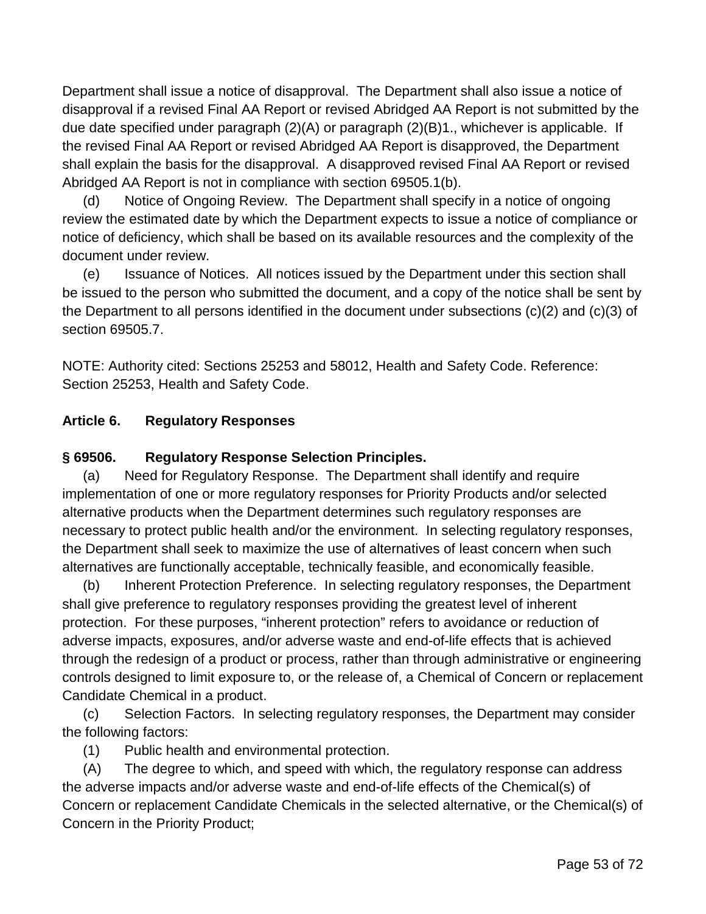Department shall issue a notice of disapproval. The Department shall also issue a notice of disapproval if a revised Final AA Report or revised Abridged AA Report is not submitted by the due date specified under paragraph (2)(A) or paragraph (2)(B)1., whichever is applicable. If the revised Final AA Report or revised Abridged AA Report is disapproved, the Department shall explain the basis for the disapproval. A disapproved revised Final AA Report or revised Abridged AA Report is not in compliance with section 69505.1(b).

(d) Notice of Ongoing Review. The Department shall specify in a notice of ongoing review the estimated date by which the Department expects to issue a notice of compliance or notice of deficiency, which shall be based on its available resources and the complexity of the document under review.

(e) Issuance of Notices. All notices issued by the Department under this section shall be issued to the person who submitted the document, and a copy of the notice shall be sent by the Department to all persons identified in the document under subsections (c)(2) and (c)(3) of section 69505.7.

NOTE: Authority cited: Sections 25253 and 58012, Health and Safety Code. Reference: Section 25253, Health and Safety Code.

## Article 6. Regulatory Responses

### § 69506. Regulatory Response Selection Principles.

(a) Need for Regulatory Response. The Department shall identify and require implementation of one or more regulatory responses for Priority Products and/or selected alternative products when the Department determines such regulatory responses are necessary to protect public health and/or the environment. In selecting regulatory responses, the Department shall seek to maximize the use of alternatives of least concern when such alternatives are functionally acceptable, technically feasible, and economically feasible.

(b) Inherent Protection Preference. In selecting regulatory responses, the Department shall give preference to regulatory responses providing the greatest level of inherent protection. For these purposes, “inherent protection” refers to avoidance or reduction of adverse impacts, exposures, and/or adverse waste and end-of-life effects that is achieved through the redesign of a product or process, rather than through administrative or engineering controls designed to limit exposure to, or the release of, a Chemical of Concern or replacement Candidate Chemical in a product.

(c) Selection Factors. In selecting regulatory responses, the Department may consider the following factors:

(1) Public health and environmental protection.

(A) The degree to which, and speed with which, the regulatory response can address the adverse impacts and/or adverse waste and end-of-life effects of the Chemical(s) of Concern or replacement Candidate Chemicals in the selected alternative, or the Chemical(s) of Concern in the Priority Product;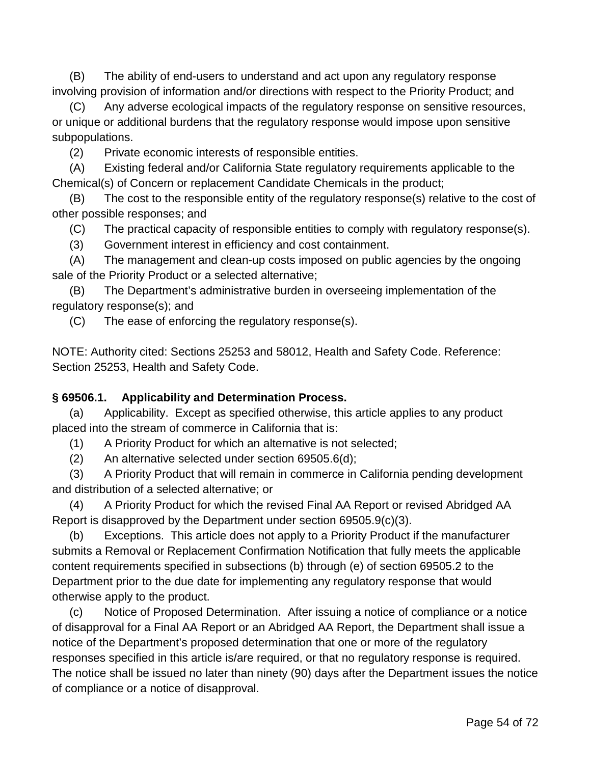(B) The ability of end-users to understand and act upon any regulatory response involving provision of information and/or directions with respect to the Priority Product; and

(C) Any adverse ecological impacts of the regulatory response on sensitive resources, or unique or additional burdens that the regulatory response would impose upon sensitive subpopulations.

(2) Private economic interests of responsible entities.

(A) Existing federal and/or California State regulatory requirements applicable to the Chemical(s) of Concern or replacement Candidate Chemicals in the product;

(B) The cost to the responsible entity of the regulatory response(s) relative to the cost of other possible responses; and

(C) The practical capacity of responsible entities to comply with regulatory response(s).

(3) Government interest in efficiency and cost containment.

(A) The management and clean-up costs imposed on public agencies by the ongoing sale of the Priority Product or a selected alternative;

(B) The Department's administrative burden in overseeing implementation of the regulatory response(s); and

(C) The ease of enforcing the regulatory response(s).

NOTE: Authority cited: Sections 25253 and 58012, Health and Safety Code. Reference: Section 25253, Health and Safety Code.

**§ 69506.1. Applicability and Determination Process.**

(a) Applicability. Except as specified otherwise, this article applies to any product placed into the stream of commerce in California that is:

(1) A Priority Product for which an alternative is not selected;

(2) An alternative selected under section 69505.6(d);

(3) A Priority Product that will remain in commerce in California pending development and distribution of a selected alternative; or

(4) A Priority Product for which the revised Final AA Report or revised Abridged AA Report is disapproved by the Department under section 69505.9(c)(3).

(b) Exceptions. This article does not apply to a Priority Product if the manufacturer submits a Removal or Replacement Confirmation Notification that fully meets the applicable content requirements specified in subsections (b) through (e) of section 69505.2 to the Department prior to the due date for implementing any regulatory response that would otherwise apply to the product.

(c) Notice of Proposed Determination. After issuing a notice of compliance or a notice of disapproval for a Final AA Report or an Abridged AA Report, the Department shall issue a notice of the Department's proposed determination that one or more of the regulatory responses specified in this article is/are required, or that no regulatory response is required. The notice shall be issued no later than ninety (90) days after the Department issues the notice of compliance or a notice of disapproval.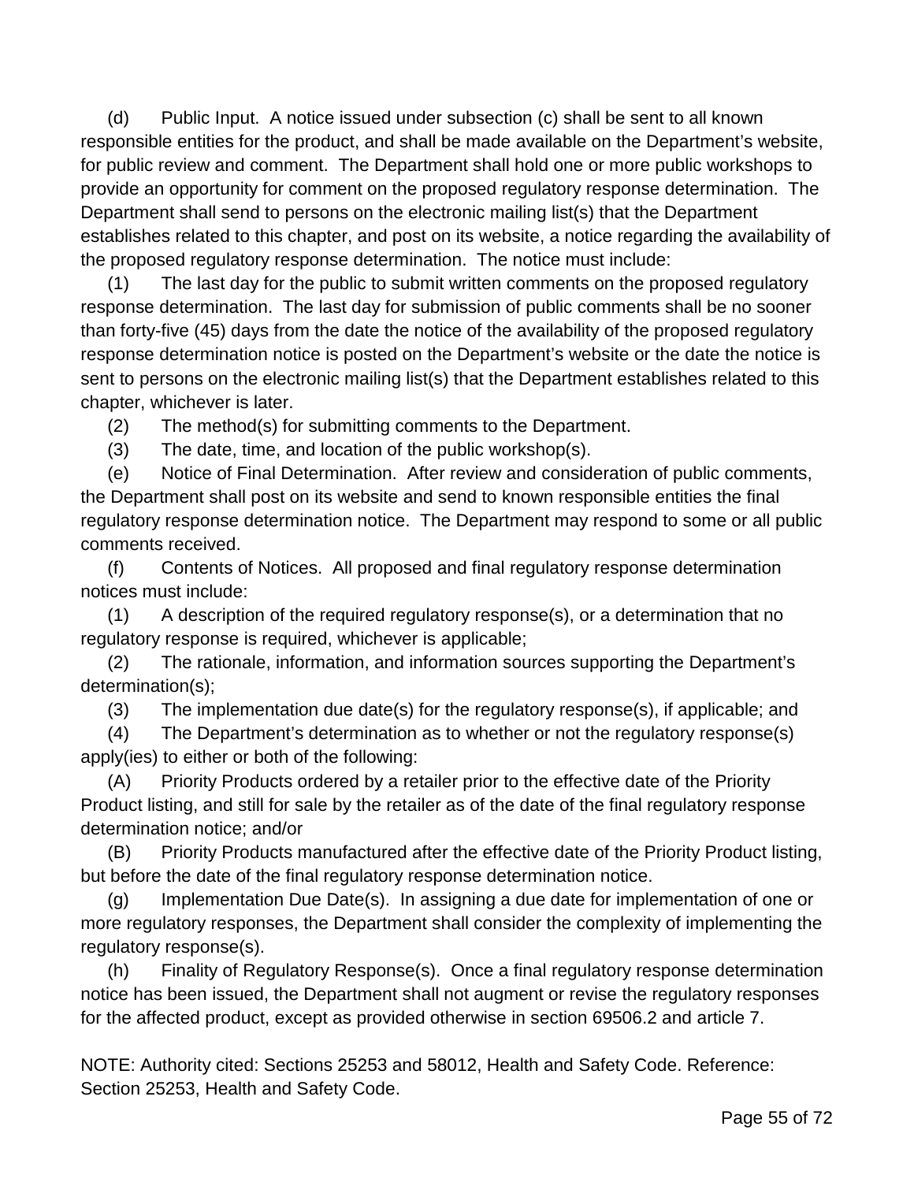(d) Public Input. A notice issued under subsection (c) shall be sent to all known responsible entities for the product, and shall be made available on the Department's website, for public review and comment. The Department shall hold one or more public workshops to provide an opportunity for comment on the proposed regulatory response determination. The Department shall send to persons on the electronic mailing list(s) that the Department establishes related to this chapter, and post on its website, a notice regarding the availability of the proposed regulatory response determination. The notice must include:

(1) The last day for the public to submit written comments on the proposed regulatory response determination. The last day for submission of public comments shall be no sooner than forty-five (45) days from the date the notice of the availability of the proposed regulatory response determination notice is posted on the Department's website or the date the notice is sent to persons on the electronic mailing list(s) that the Department establishes related to this chapter, whichever is later.

(2) The method(s) for submitting comments to the Department.

(3) The date, time, and location of the public workshop(s).

(e) Notice of Final Determination. After review and consideration of public comments, the Department shall post on its website and send to known responsible entities the final regulatory response determination notice. The Department may respond to some or all public comments received.

(f) Contents of Notices. All proposed and final regulatory response determination notices must include:

(1) A description of the required regulatory response(s), or a determination that no regulatory response is required, whichever is applicable;

(2) The rationale, information, and information sources supporting the Department's determination(s);

(3) The implementation due date(s) for the regulatory response(s), if applicable; and

(4) The Department's determination as to whether or not the regulatory response(s) apply(ies) to either or both of the following:

(A) Priority Products ordered by a retailer prior to the effective date of the Priority Product listing, and still for sale by the retailer as of the date of the final regulatory response determination notice; and/or

(B) Priority Products manufactured after the effective date of the Priority Product listing, but before the date of the final regulatory response determination notice.

(g) Implementation Due Date(s). In assigning a due date for implementation of one or more regulatory responses, the Department shall consider the complexity of implementing the regulatory response(s).

(h) Finality of Regulatory Response(s). Once a final regulatory response determination notice has been issued, the Department shall not augment or revise the regulatory responses for the affected product, except as provided otherwise in section 69506.2 and article 7.

NOTE: Authority cited: Sections 25253 and 58012, Health and Safety Code. Reference: Section 25253, Health and Safety Code.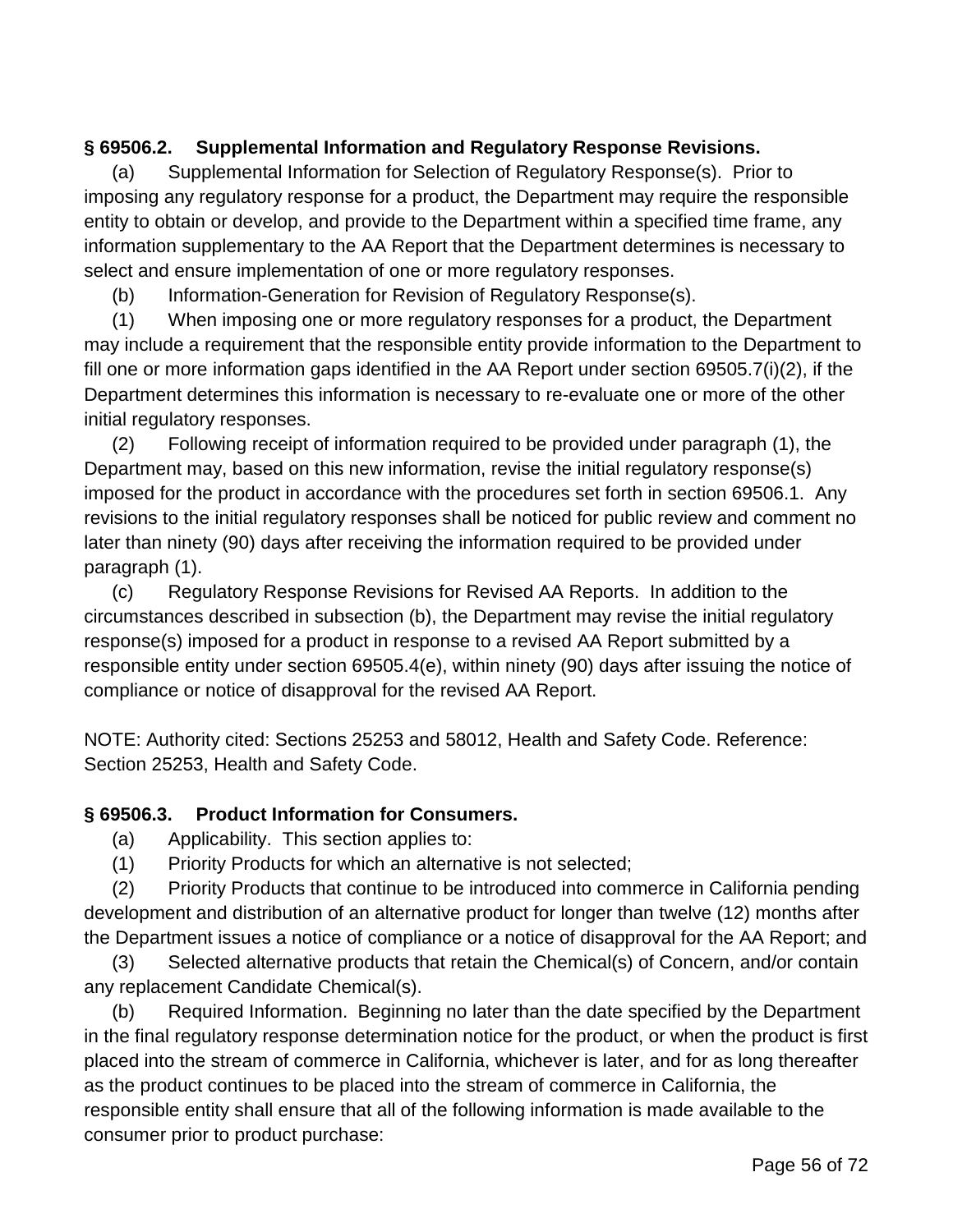### § 69506.2. Supplemental Information and Regulatory Response Revisions.

(a) Supplemental Information for Selection of Regulatory Response(s). Prior to imposing any regulatory response for a product, the Department may require the responsible entity to obtain or develop, and provide to the Department within a specified time frame, any information supplementary to the AA Report that the Department determines is necessary to select and ensure implementation of one or more regulatory responses.

(b) Information-Generation for Revision of Regulatory Response(s).

(1) When imposing one or more regulatory responses for a product, the Department may include a requirement that the responsible entity provide information to the Department to fill one or more information gaps identified in the AA Report under section 69505.7(i)(2), if the Department determines this information is necessary to re-evaluate one or more of the other initial regulatory responses.

(2) Following receipt of information required to be provided under paragraph (1), the Department may, based on this new information, revise the initial regulatory response(s) imposed for the product in accordance with the procedures set forth in section 69506.1. Any revisions to the initial regulatory responses shall be noticed for public review and comment no later than ninety (90) days after receiving the information required to be provided under paragraph (1).

(c) Regulatory Response Revisions for Revised AA Reports. In addition to the circumstances described in subsection (b), the Department may revise the initial regulatory response(s) imposed for a product in response to a revised AA Report submitted by a responsible entity under section 69505.4(e), within ninety (90) days after issuing the notice of compliance or notice of disapproval for the revised AA Report.

NOTE: Authority cited: Sections 25253 and 58012, Health and Safety Code. Reference: Section 25253, Health and Safety Code.

### § 69506.3. Product Information for Consumers.

(a) Applicability. This section applies to:

(1) Priority Products for which an alternative is not selected;

(2) Priority Products that continue to be introduced into commerce in California pending development and distribution of an alternative product for longer than twelve (12) months after the Department issues a notice of compliance or a notice of disapproval for the AA Report; and

(3) Selected alternative products that retain the Chemical(s) of Concern, and/or contain any replacement Candidate Chemical(s).

(b) Required Information. Beginning no later than the date specified by the Department in the final regulatory response determination notice for the product, or when the product is first placed into the stream of commerce in California, whichever is later, and for as long thereafter as the product continues to be placed into the stream of commerce in California, the responsible entity shall ensure that all of the following information is made available to the consumer prior to product purchase: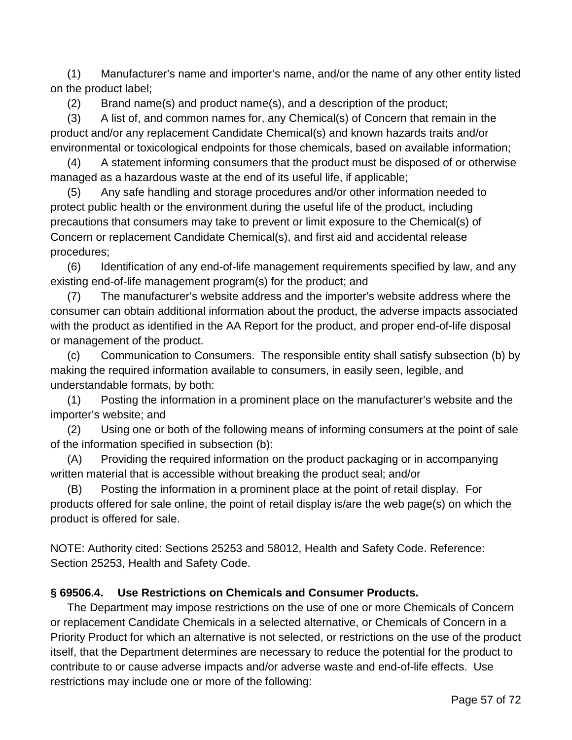(1) Manufacturer's name and importer's name, and/or the name of any other entity listed on the product label;

(2) Brand name(s) and product name(s), and a description of the product;

(3) A list of, and common names for, any Chemical(s) of Concern that remain in the product and/or any replacement Candidate Chemical(s) and known hazards traits and/or environmental or toxicological endpoints for those chemicals, based on available information;

(4) A statement informing consumers that the product must be disposed of or otherwise managed as a hazardous waste at the end of its useful life, if applicable;

(5) Any safe handling and storage procedures and/or other information needed to protect public health or the environment during the useful life of the product, including precautions that consumers may take to prevent or limit exposure to the Chemical(s) of Concern or replacement Candidate Chemical(s), and first aid and accidental release procedures;

(6) Identification of any end-of-life management requirements specified by law, and any existing end-of-life management program(s) for the product; and

(7) The manufacturer's website address and the importer's website address where the consumer can obtain additional information about the product, the adverse impacts associated with the product as identified in the AA Report for the product, and proper end-of-life disposal or management of the product.

(c) Communication to Consumers. The responsible entity shall satisfy subsection (b) by making the required information available to consumers, in easily seen, legible, and understandable formats, by both:

(1) Posting the information in a prominent place on the manufacturer's website and the importer's website; and

(2) Using one or both of the following means of informing consumers at the point of sale of the information specified in subsection (b):

(A) Providing the required information on the product packaging or in accompanying written material that is accessible without breaking the product seal; and/or

(B) Posting the information in a prominent place at the point of retail display. For products offered for sale online, the point of retail display is/are the web page(s) on which the product is offered for sale.

NOTE: Authority cited: Sections 25253 and 58012, Health and Safety Code. Reference: Section 25253, Health and Safety Code.

### § 69506.4. Use Restrictions on Chemicals and Consumer Products.

The Department may impose restrictions on the use of one or more Chemicals of Concern or replacement Candidate Chemicals in a selected alternative, or Chemicals of Concern in a Priority Product for which an alternative is not selected, or restrictions on the use of the product itself, that the Department determines are necessary to reduce the potential for the product to contribute to or cause adverse impacts and/or adverse waste and end-of-life effects. Use restrictions may include one or more of the following: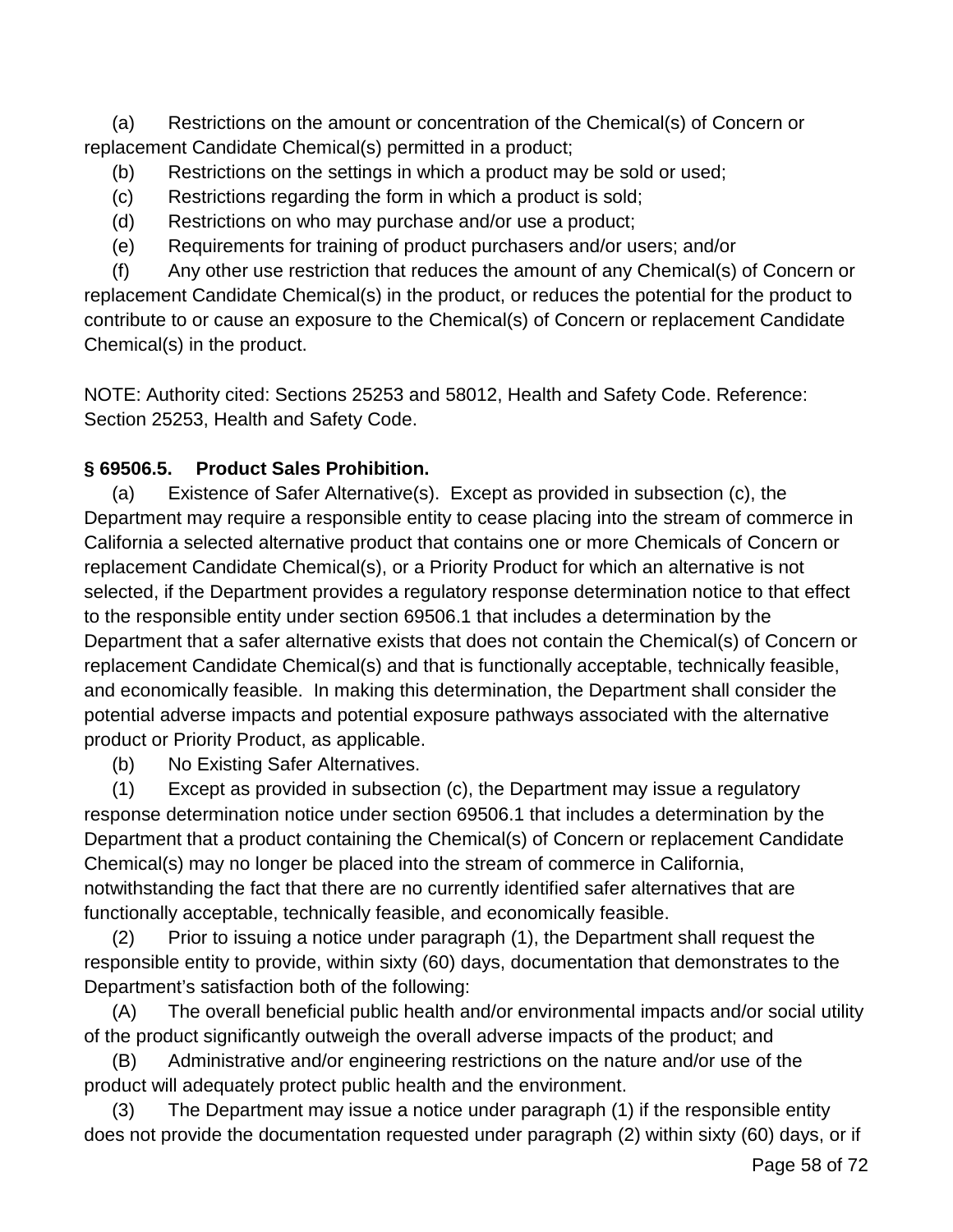(a) Restrictions on the amount or concentration of the Chemical(s) of Concern or replacement Candidate Chemical(s) permitted in a product;

(b) Restrictions on the settings in which a product may be sold or used;

(c) Restrictions regarding the form in which a product is sold;

(d) Restrictions on who may purchase and/or use a product;

(e) Requirements for training of product purchasers and/or users; and/or

(f) Any other use restriction that reduces the amount of any Chemical(s) of Concern or replacement Candidate Chemical(s) in the product, or reduces the potential for the product to contribute to or cause an exposure to the Chemical(s) of Concern or replacement Candidate Chemical(s) in the product.

NOTE: Authority cited: Sections 25253 and 58012, Health and Safety Code. Reference: Section 25253, Health and Safety Code.

**§ 69506.5. Product Sales Prohibition.**

(a) Existence of Safer Alternative(s). Except as provided in subsection (c), the Department may require a responsible entity to cease placing into the stream of commerce in California a selected alternative product that contains one or more Chemicals of Concern or replacement Candidate Chemical(s), or a Priority Product for which an alternative is not selected, if the Department provides a regulatory response determination notice to that effect to the responsible entity under section 69506.1 that includes a determination by the Department that a safer alternative exists that does not contain the Chemical(s) of Concern or replacement Candidate Chemical(s) and that is functionally acceptable, technically feasible, and economically feasible. In making this determination, the Department shall consider the potential adverse impacts and potential exposure pathways associated with the alternative product or Priority Product, as applicable.

(b) No Existing Safer Alternatives.

(1) Except as provided in subsection (c), the Department may issue a regulatory response determination notice under section 69506.1 that includes a determination by the Department that a product containing the Chemical(s) of Concern or replacement Candidate Chemical(s) may no longer be placed into the stream of commerce in California, notwithstanding the fact that there are no currently identified safer alternatives that are functionally acceptable, technically feasible, and economically feasible.

(2) Prior to issuing a notice under paragraph (1), the Department shall request the responsible entity to provide, within sixty (60) days, documentation that demonstrates to the Department's satisfaction both of the following:

(A) The overall beneficial public health and/or environmental impacts and/or social utility of the product significantly outweigh the overall adverse impacts of the product; and

(B) Administrative and/or engineering restrictions on the nature and/or use of the product will adequately protect public health and the environment.

(3) The Department may issue a notice under paragraph (1) if the responsible entity does not provide the documentation requested under paragraph (2) within sixty (60) days, or if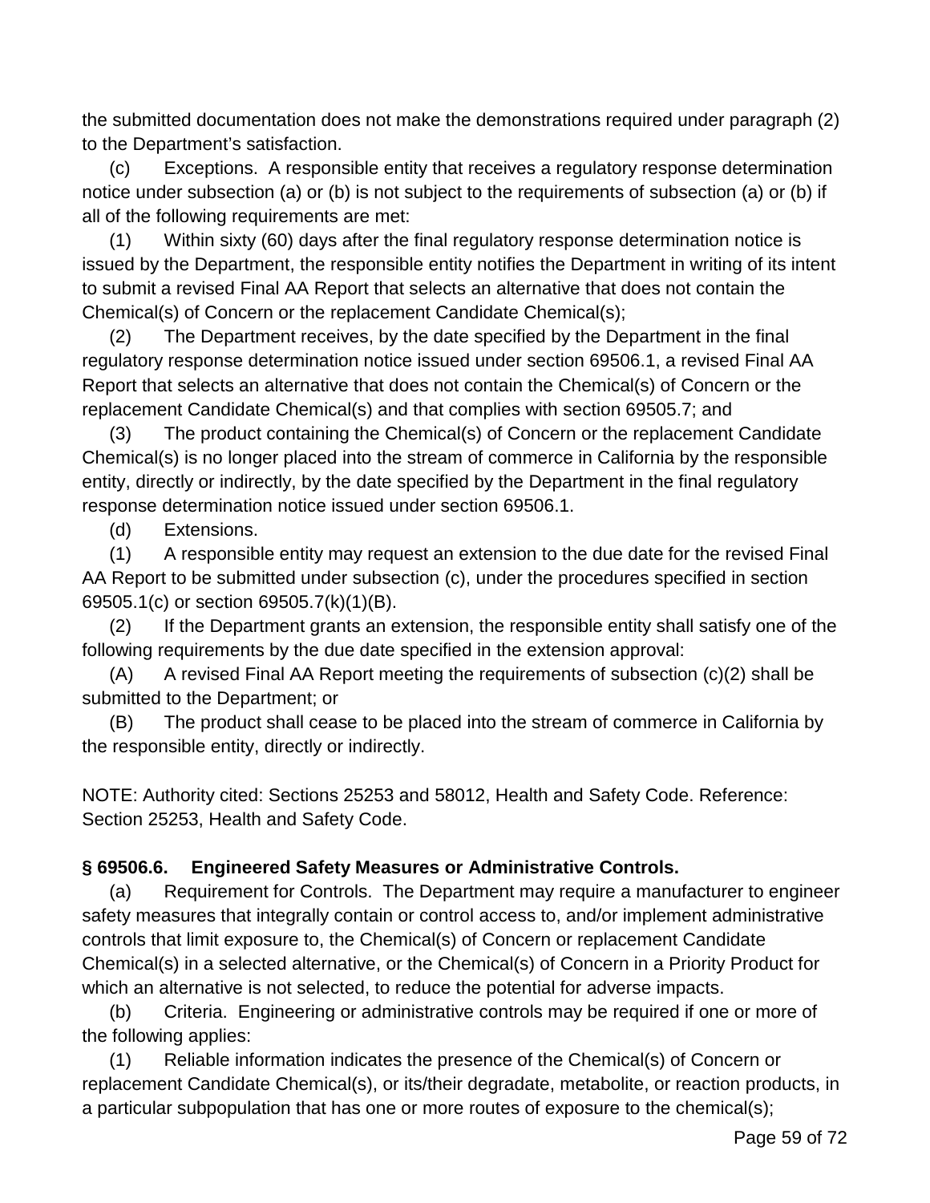the submitted documentation does not make the demonstrations required under paragraph (2) to the Department's satisfaction.

(c) Exceptions. A responsible entity that receives a regulatory response determination notice under subsection (a) or (b) is not subject to the requirements of subsection (a) or (b) if all of the following requirements are met:

(1) Within sixty (60) days after the final regulatory response determination notice is issued by the Department, the responsible entity notifies the Department in writing of its intent to submit a revised Final AA Report that selects an alternative that does not contain the Chemical(s) of Concern or the replacement Candidate Chemical(s);

(2) The Department receives, by the date specified by the Department in the final regulatory response determination notice issued under section 69506.1, a revised Final AA Report that selects an alternative that does not contain the Chemical(s) of Concern or the replacement Candidate Chemical(s) and that complies with section 69505.7; and

(3) The product containing the Chemical(s) of Concern or the replacement Candidate Chemical(s) is no longer placed into the stream of commerce in California by the responsible entity, directly or indirectly, by the date specified by the Department in the final regulatory response determination notice issued under section 69506.1.

(d) Extensions.

(1) A responsible entity may request an extension to the due date for the revised Final AA Report to be submitted under subsection (c), under the procedures specified in section 69505.1(c) or section 69505.7(k)(1)(B).

(2) If the Department grants an extension, the responsible entity shall satisfy one of the following requirements by the due date specified in the extension approval:

(A) A revised Final AA Report meeting the requirements of subsection (c)(2) shall be submitted to the Department; or

(B) The product shall cease to be placed into the stream of commerce in California by the responsible entity, directly or indirectly.

NOTE: Authority cited: Sections 25253 and 58012, Health and Safety Code. Reference: Section 25253, Health and Safety Code.

**§ 69506.6. Engineered Safety Measures or Administrative Controls.**

(a) Requirement for Controls. The Department may require a manufacturer to engineer safety measures that integrally contain or control access to, and/or implement administrative controls that limit exposure to, the Chemical(s) of Concern or replacement Candidate Chemical(s) in a selected alternative, or the Chemical(s) of Concern in a Priority Product for which an alternative is not selected, to reduce the potential for adverse impacts.

(b) Criteria. Engineering or administrative controls may be required if one or more of the following applies:

(1) Reliable information indicates the presence of the Chemical(s) of Concern or replacement Candidate Chemical(s), or its/their degradate, metabolite, or reaction products, in a particular subpopulation that has one or more routes of exposure to the chemical(s);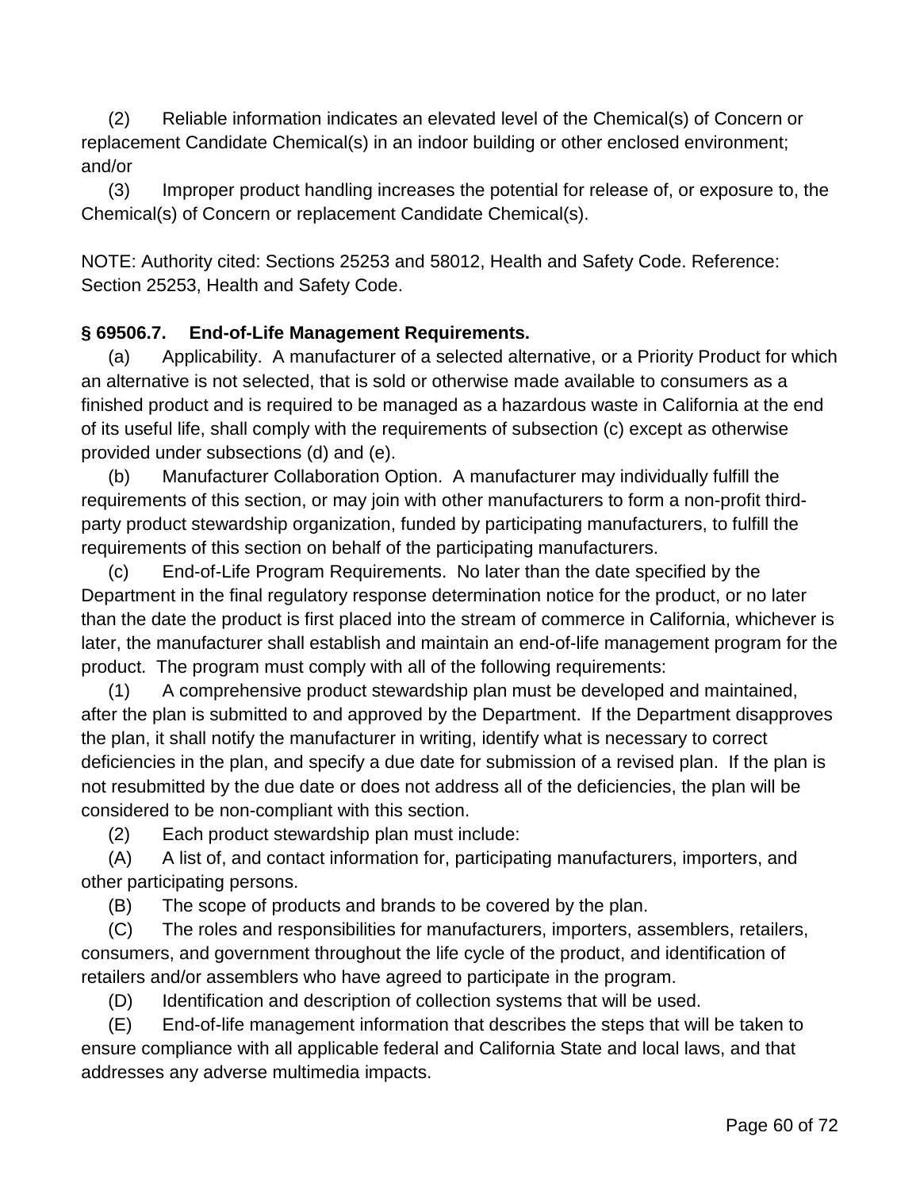(2) Reliable information indicates an elevated level of the Chemical(s) of Concern or replacement Candidate Chemical(s) in an indoor building or other enclosed environment; and/or

(3) Improper product handling increases the potential for release of, or exposure to, the Chemical(s) of Concern or replacement Candidate Chemical(s).

NOTE: Authority cited: Sections 25253 and 58012, Health and Safety Code. Reference: Section 25253, Health and Safety Code.

**§ 69506.7. End-of-Life Management Requirements.**

(a) Applicability. A manufacturer of a selected alternative, or a Priority Product for which an alternative is not selected, that is sold or otherwise made available to consumers as a finished product and is required to be managed as a hazardous waste in California at the end of its useful life, shall comply with the requirements of subsection (c) except as otherwise provided under subsections (d) and (e).

(b) Manufacturer Collaboration Option. A manufacturer may individually fulfill the requirements of this section, or may join with other manufacturers to form a non-profit third-party product stewardship organization, funded by participating manufacturers, to fulfill the requirements of this section on behalf of the participating manufacturers.

(c) End-of-Life Program Requirements. No later than the date specified by the Department in the final regulatory response determination notice for the product, or no later than the date the product is first placed into the stream of commerce in California, whichever is later, the manufacturer shall establish and maintain an end-of-life management program for the product. The program must comply with all of the following requirements:

(1) A comprehensive product stewardship plan must be developed and maintained, after the plan is submitted to and approved by the Department. If the Department disapproves the plan, it shall notify the manufacturer in writing, identify what is necessary to correct deficiencies in the plan, and specify a due date for submission of a revised plan. If the plan is not resubmitted by the due date or does not address all of the deficiencies, the plan will be considered to be non-compliant with this section.

(2) Each product stewardship plan must include:

(A) A list of, and contact information for, participating manufacturers, importers, and other participating persons.

(B) The scope of products and brands to be covered by the plan.

(C) The roles and responsibilities for manufacturers, importers, assemblers, retailers, consumers, and government throughout the life cycle of the product, and identification of retailers and/or assemblers who have agreed to participate in the program.

(D) Identification and description of collection systems that will be used.

(E) End-of-life management information that describes the steps that will be taken to ensure compliance with all applicable federal and California State and local laws, and that addresses any adverse multimedia impacts.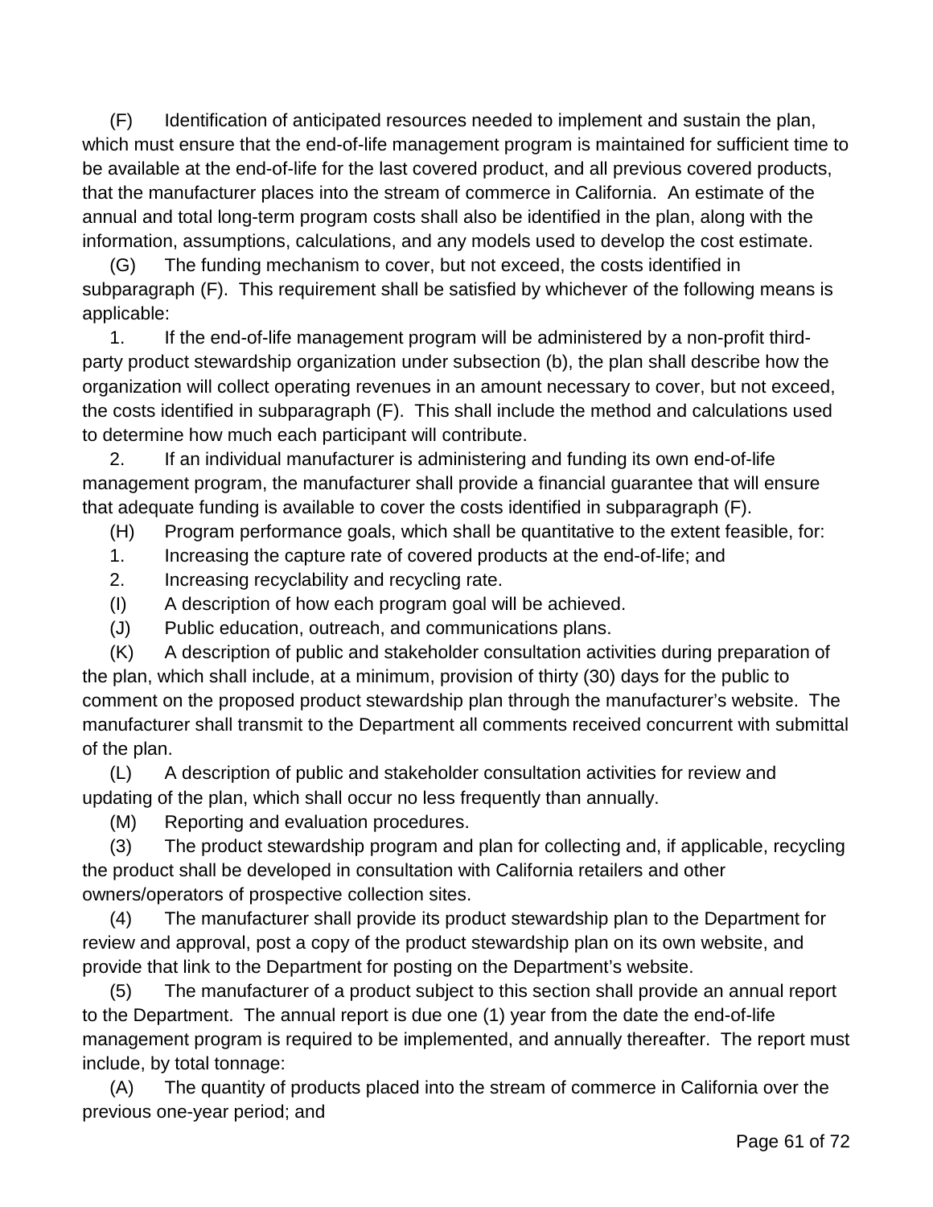(F) Identification of anticipated resources needed to implement and sustain the plan, which must ensure that the end-of-life management program is maintained for sufficient time to be available at the end-of-life for the last covered product, and all previous covered products, that the manufacturer places into the stream of commerce in California. An estimate of the annual and total long-term program costs shall also be identified in the plan, along with the information, assumptions, calculations, and any models used to develop the cost estimate.

(G) The funding mechanism to cover, but not exceed, the costs identified in subparagraph (F). This requirement shall be satisfied by whichever of the following means is applicable:

1. If the end-of-life management program will be administered by a non-profit third-party product stewardship organization under subsection (b), the plan shall describe how the organization will collect operating revenues in an amount necessary to cover, but not exceed, the costs identified in subparagraph (F). This shall include the method and calculations used to determine how much each participant will contribute.

2. If an individual manufacturer is administering and funding its own end-of-life management program, the manufacturer shall provide a financial guarantee that will ensure that adequate funding is available to cover the costs identified in subparagraph (F).

(H) Program performance goals, which shall be quantitative to the extent feasible, for:

1. Increasing the capture rate of covered products at the end-of-life; and

2. Increasing recyclability and recycling rate.

(I) A description of how each program goal will be achieved.

(J) Public education, outreach, and communications plans.

(K) A description of public and stakeholder consultation activities during preparation of the plan, which shall include, at a minimum, provision of thirty (30) days for the public to comment on the proposed product stewardship plan through the manufacturer's website. The manufacturer shall transmit to the Department all comments received concurrent with submittal of the plan.

(L) A description of public and stakeholder consultation activities for review and updating of the plan, which shall occur no less frequently than annually.

(M) Reporting and evaluation procedures.

(3) The product stewardship program and plan for collecting and, if applicable, recycling the product shall be developed in consultation with California retailers and other owners/operators of prospective collection sites.

(4) The manufacturer shall provide its product stewardship plan to the Department for review and approval, post a copy of the product stewardship plan on its own website, and provide that link to the Department for posting on the Department's website.

(5) The manufacturer of a product subject to this section shall provide an annual report to the Department. The annual report is due one (1) year from the date the end-of-life management program is required to be implemented, and annually thereafter. The report must include, by total tonnage:

(A) The quantity of products placed into the stream of commerce in California over the previous one-year period; and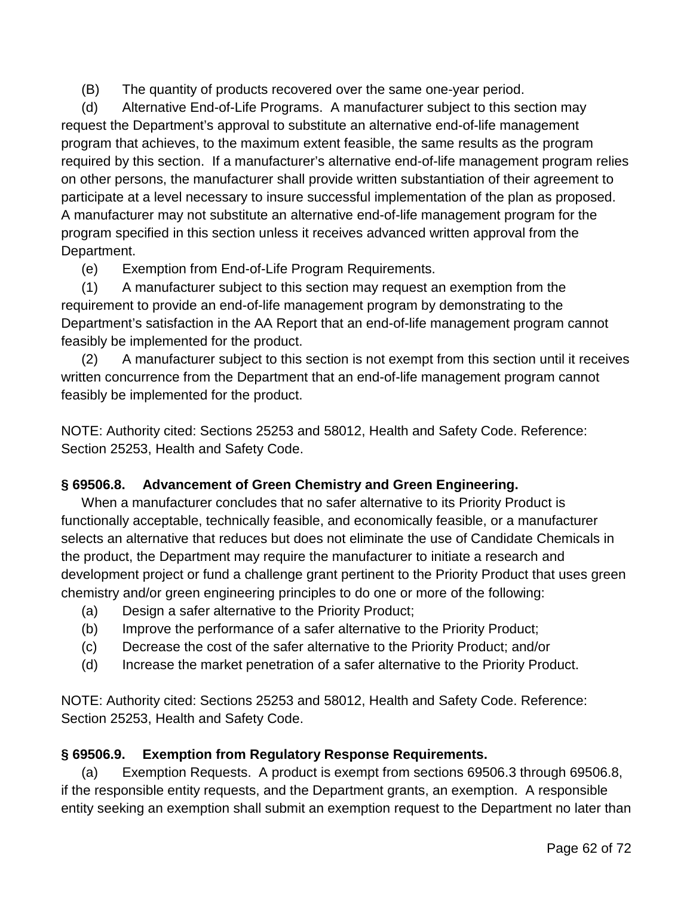(B) The quantity of products recovered over the same one-year period.

(d) Alternative End-of-Life Programs. A manufacturer subject to this section may request the Department's approval to substitute an alternative end-of-life management program that achieves, to the maximum extent feasible, the same results as the program required by this section. If a manufacturer's alternative end-of-life management program relies on other persons, the manufacturer shall provide written substantiation of their agreement to participate at a level necessary to insure successful implementation of the plan as proposed. A manufacturer may not substitute an alternative end-of-life management program for the program specified in this section unless it receives advanced written approval from the Department.

(e) Exemption from End-of-Life Program Requirements.

(1) A manufacturer subject to this section may request an exemption from the requirement to provide an end-of-life management program by demonstrating to the Department's satisfaction in the AA Report that an end-of-life management program cannot feasibly be implemented for the product.

(2) A manufacturer subject to this section is not exempt from this section until it receives written concurrence from the Department that an end-of-life management program cannot feasibly be implemented for the product.

NOTE: Authority cited: Sections 25253 and 58012, Health and Safety Code. Reference: Section 25253, Health and Safety Code.

**§ 69506.8. Advancement of Green Chemistry and Green Engineering.**

When a manufacturer concludes that no safer alternative to its Priority Product is functionally acceptable, technically feasible, and economically feasible, or a manufacturer selects an alternative that reduces but does not eliminate the use of Candidate Chemicals in the product, the Department may require the manufacturer to initiate a research and development project or fund a challenge grant pertinent to the Priority Product that uses green chemistry and/or green engineering principles to do one or more of the following:

(a) Design a safer alternative to the Priority Product;

(b) Improve the performance of a safer alternative to the Priority Product;

(c) Decrease the cost of the safer alternative to the Priority Product; and/or

(d) Increase the market penetration of a safer alternative to the Priority Product.

NOTE: Authority cited: Sections 25253 and 58012, Health and Safety Code. Reference: Section 25253, Health and Safety Code.

**§ 69506.9. Exemption from Regulatory Response Requirements.**

(a) Exemption Requests. A product is exempt from sections 69506.3 through 69506.8, if the responsible entity requests, and the Department grants, an exemption. A responsible entity seeking an exemption shall submit an exemption request to the Department no later than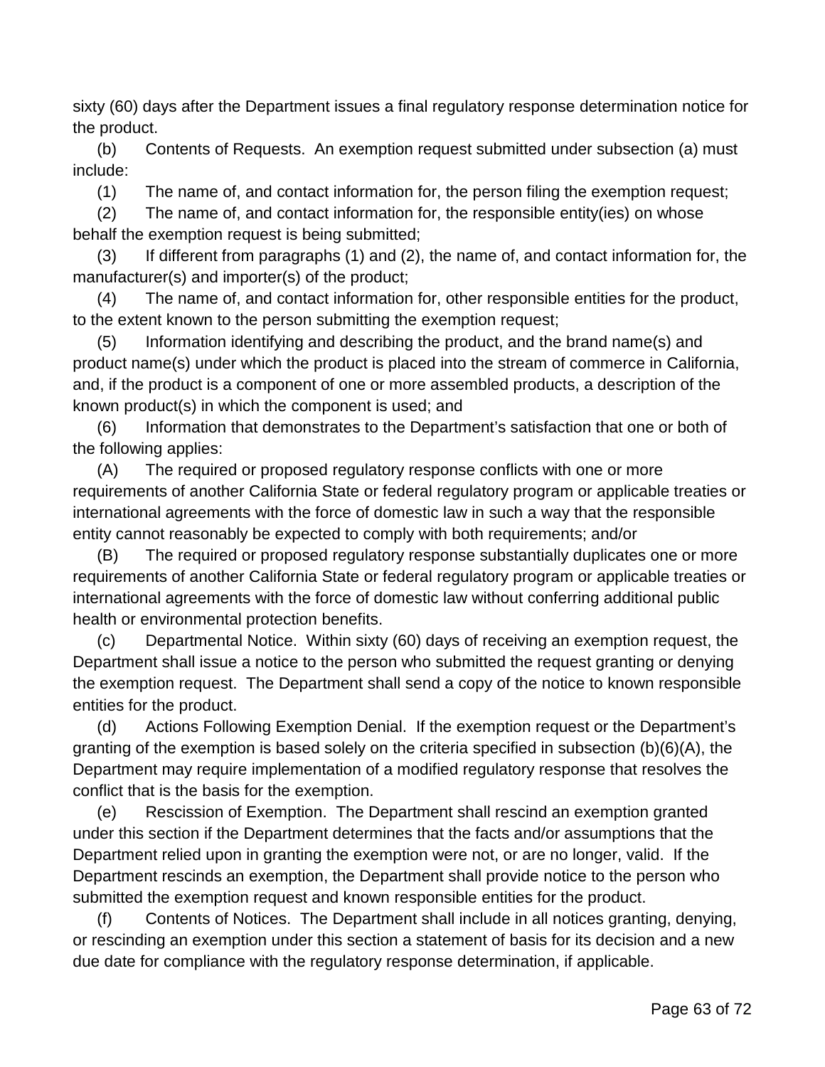sixty (60) days after the Department issues a final regulatory response determination notice for the product.

(b) Contents of Requests. An exemption request submitted under subsection (a) must include:

(1) The name of, and contact information for, the person filing the exemption request;

(2) The name of, and contact information for, the responsible entity(ies) on whose behalf the exemption request is being submitted;

(3) If different from paragraphs (1) and (2), the name of, and contact information for, the manufacturer(s) and importer(s) of the product;

(4) The name of, and contact information for, other responsible entities for the product, to the extent known to the person submitting the exemption request;

(5) Information identifying and describing the product, and the brand name(s) and product name(s) under which the product is placed into the stream of commerce in California, and, if the product is a component of one or more assembled products, a description of the known product(s) in which the component is used; and

(6) Information that demonstrates to the Department's satisfaction that one or both of the following applies:

(A) The required or proposed regulatory response conflicts with one or more requirements of another California State or federal regulatory program or applicable treaties or international agreements with the force of domestic law in such a way that the responsible entity cannot reasonably be expected to comply with both requirements; and/or

(B) The required or proposed regulatory response substantially duplicates one or more requirements of another California State or federal regulatory program or applicable treaties or international agreements with the force of domestic law without conferring additional public health or environmental protection benefits.

(c) Departmental Notice. Within sixty (60) days of receiving an exemption request, the Department shall issue a notice to the person who submitted the request granting or denying the exemption request. The Department shall send a copy of the notice to known responsible entities for the product.

(d) Actions Following Exemption Denial. If the exemption request or the Department's granting of the exemption is based solely on the criteria specified in subsection (b)(6)(A), the Department may require implementation of a modified regulatory response that resolves the conflict that is the basis for the exemption.

(e) Rescission of Exemption. The Department shall rescind an exemption granted under this section if the Department determines that the facts and/or assumptions that the Department relied upon in granting the exemption were not, or are no longer, valid. If the Department rescinds an exemption, the Department shall provide notice to the person who submitted the exemption request and known responsible entities for the product.

(f) Contents of Notices. The Department shall include in all notices granting, denying, or rescinding an exemption under this section a statement of basis for its decision and a new due date for compliance with the regulatory response determination, if applicable.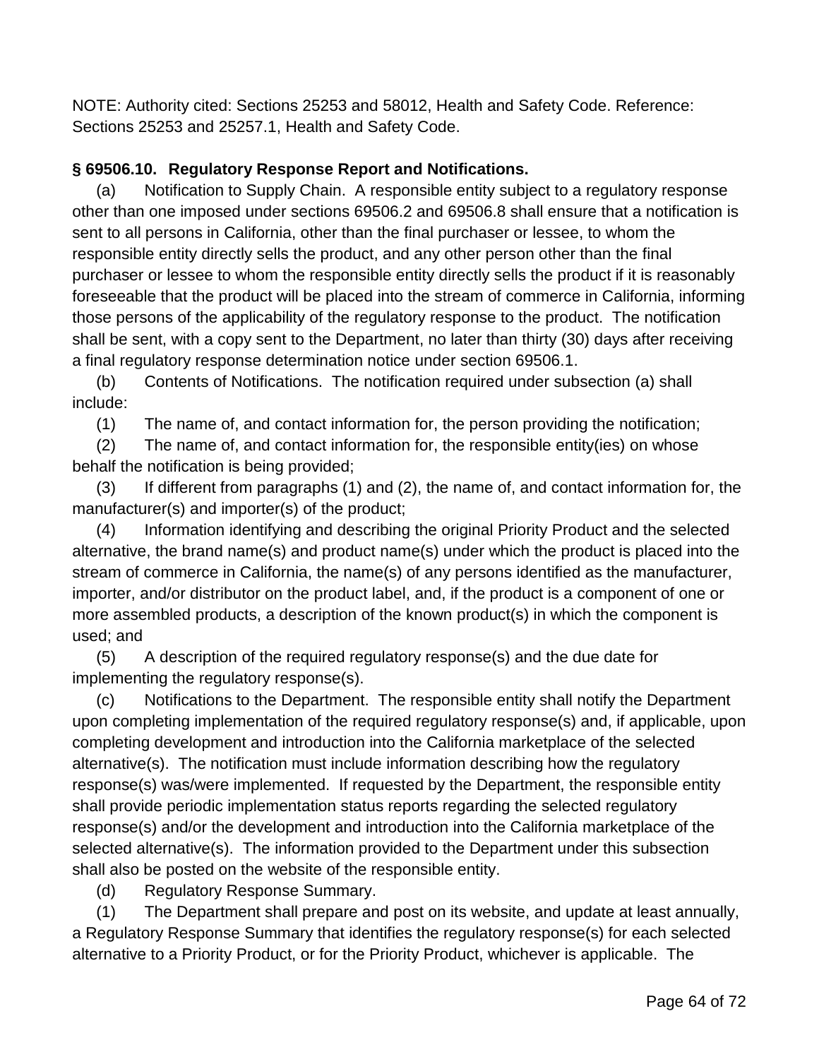NOTE: Authority cited: Sections 25253 and 58012, Health and Safety Code. Reference: Sections 25253 and 25257.1, Health and Safety Code.

### § 69506.10. Regulatory Response Report and Notifications.

(a) Notification to Supply Chain. A responsible entity subject to a regulatory response other than one imposed under sections 69506.2 and 69506.8 shall ensure that a notification is sent to all persons in California, other than the final purchaser or lessee, to whom the responsible entity directly sells the product, and any other person other than the final purchaser or lessee to whom the responsible entity directly sells the product if it is reasonably foreseeable that the product will be placed into the stream of commerce in California, informing those persons of the applicability of the regulatory response to the product. The notification shall be sent, with a copy sent to the Department, no later than thirty (30) days after receiving a final regulatory response determination notice under section 69506.1.

(b) Contents of Notifications. The notification required under subsection (a) shall include:

(1) The name of, and contact information for, the person providing the notification;

(2) The name of, and contact information for, the responsible entity(ies) on whose behalf the notification is being provided;

(3) If different from paragraphs (1) and (2), the name of, and contact information for, the manufacturer(s) and importer(s) of the product;

(4) Information identifying and describing the original Priority Product and the selected alternative, the brand name(s) and product name(s) under which the product is placed into the stream of commerce in California, the name(s) of any persons identified as the manufacturer, importer, and/or distributor on the product label, and, if the product is a component of one or more assembled products, a description of the known product(s) in which the component is used; and

(5) A description of the required regulatory response(s) and the due date for implementing the regulatory response(s).

(c) Notifications to the Department. The responsible entity shall notify the Department upon completing implementation of the required regulatory response(s) and, if applicable, upon completing development and introduction into the California marketplace of the selected alternative(s). The notification must include information describing how the regulatory response(s) was/were implemented. If requested by the Department, the responsible entity shall provide periodic implementation status reports regarding the selected regulatory response(s) and/or the development and introduction into the California marketplace of the selected alternative(s). The information provided to the Department under this subsection shall also be posted on the website of the responsible entity.

(d) Regulatory Response Summary.

(1) The Department shall prepare and post on its website, and update at least annually, a Regulatory Response Summary that identifies the regulatory response(s) for each selected alternative to a Priority Product, or for the Priority Product, whichever is applicable. The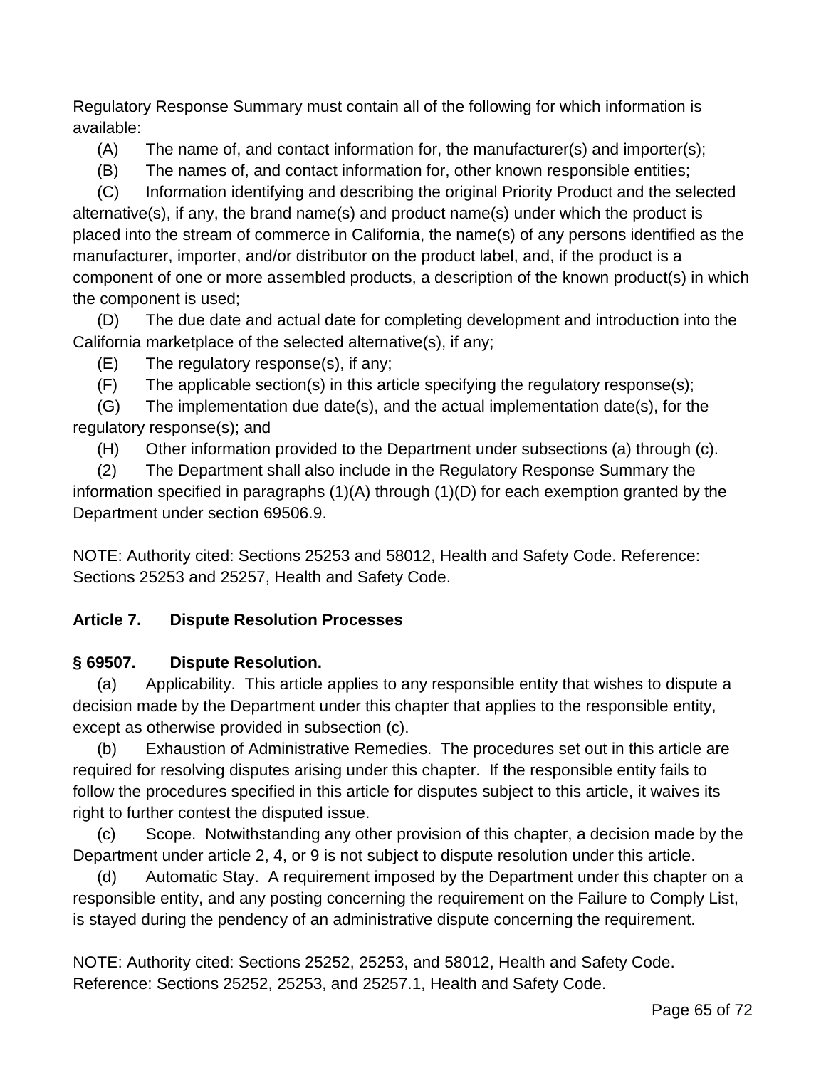Regulatory Response Summary must contain all of the following for which information is available:

(A) The name of, and contact information for, the manufacturer(s) and importer(s);

(B) The names of, and contact information for, other known responsible entities;

(C) Information identifying and describing the original Priority Product and the selected alternative(s), if any, the brand name(s) and product name(s) under which the product is placed into the stream of commerce in California, the name(s) of any persons identified as the manufacturer, importer, and/or distributor on the product label, and, if the product is a component of one or more assembled products, a description of the known product(s) in which the component is used;

(D) The due date and actual date for completing development and introduction into the California marketplace of the selected alternative(s), if any;

(E) The regulatory response(s), if any;

(F) The applicable section(s) in this article specifying the regulatory response(s);

(G) The implementation due date(s), and the actual implementation date(s), for the regulatory response(s); and

(H) Other information provided to the Department under subsections (a) through (c).

(2) The Department shall also include in the Regulatory Response Summary the information specified in paragraphs (1)(A) through (1)(D) for each exemption granted by the Department under section 69506.9.

NOTE: Authority cited: Sections 25253 and 58012, Health and Safety Code. Reference: Sections 25253 and 25257, Health and Safety Code.

## Article 7. Dispute Resolution Processes

### § 69507. Dispute Resolution.

(a) Applicability. This article applies to any responsible entity that wishes to dispute a decision made by the Department under this chapter that applies to the responsible entity, except as otherwise provided in subsection (c).

(b) Exhaustion of Administrative Remedies. The procedures set out in this article are required for resolving disputes arising under this chapter. If the responsible entity fails to follow the procedures specified in this article for disputes subject to this article, it waives its right to further contest the disputed issue.

(c) Scope. Notwithstanding any other provision of this chapter, a decision made by the Department under article 2, 4, or 9 is not subject to dispute resolution under this article.

(d) Automatic Stay. A requirement imposed by the Department under this chapter on a responsible entity, and any posting concerning the requirement on the Failure to Comply List, is stayed during the pendency of an administrative dispute concerning the requirement.

NOTE: Authority cited: Sections 25252, 25253, and 58012, Health and Safety Code. Reference: Sections 25252, 25253, and 25257.1, Health and Safety Code.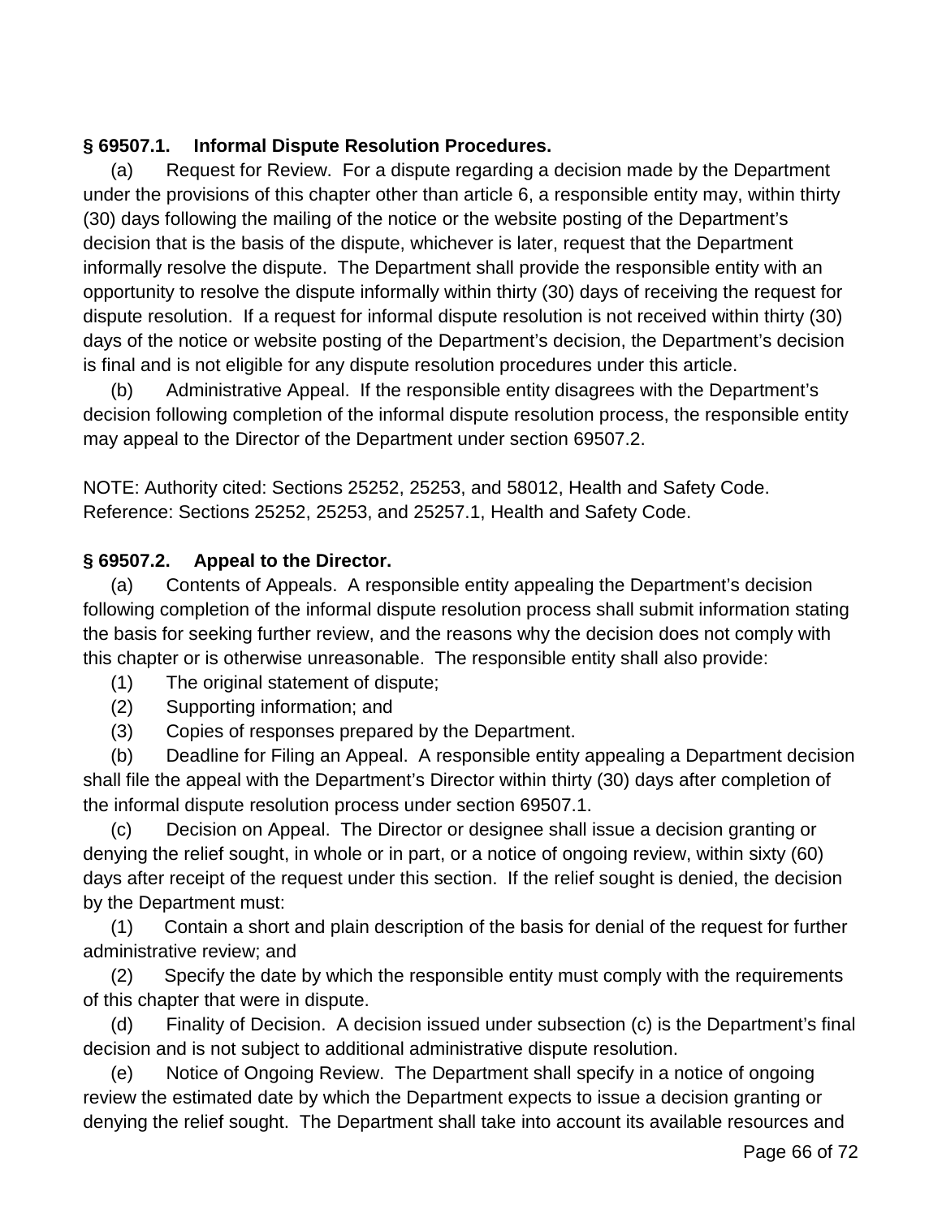**§ 69507.1. Informal Dispute Resolution Procedures.**

(a) Request for Review. For a dispute regarding a decision made by the Department under the provisions of this chapter other than article 6, a responsible entity may, within thirty (30) days following the mailing of the notice or the website posting of the Department's decision that is the basis of the dispute, whichever is later, request that the Department informally resolve the dispute. The Department shall provide the responsible entity with an opportunity to resolve the dispute informally within thirty (30) days of receiving the request for dispute resolution. If a request for informal dispute resolution is not received within thirty (30) days of the notice or website posting of the Department's decision, the Department's decision is final and is not eligible for any dispute resolution procedures under this article.

(b) Administrative Appeal. If the responsible entity disagrees with the Department's decision following completion of the informal dispute resolution process, the responsible entity may appeal to the Director of the Department under section 69507.2.

NOTE: Authority cited: Sections 25252, 25253, and 58012, Health and Safety Code. Reference: Sections 25252, 25253, and 25257.1, Health and Safety Code.

**§ 69507.2. Appeal to the Director.**

(a) Contents of Appeals. A responsible entity appealing the Department's decision following completion of the informal dispute resolution process shall submit information stating the basis for seeking further review, and the reasons why the decision does not comply with this chapter or is otherwise unreasonable. The responsible entity shall also provide:

(1) The original statement of dispute;

(2) Supporting information; and

(3) Copies of responses prepared by the Department.

(b) Deadline for Filing an Appeal. A responsible entity appealing a Department decision shall file the appeal with the Department's Director within thirty (30) days after completion of the informal dispute resolution process under section 69507.1.

(c) Decision on Appeal. The Director or designee shall issue a decision granting or denying the relief sought, in whole or in part, or a notice of ongoing review, within sixty (60) days after receipt of the request under this section. If the relief sought is denied, the decision by the Department must:

(1) Contain a short and plain description of the basis for denial of the request for further administrative review; and

(2) Specify the date by which the responsible entity must comply with the requirements of this chapter that were in dispute.

(d) Finality of Decision. A decision issued under subsection (c) is the Department's final decision and is not subject to additional administrative dispute resolution.

(e) Notice of Ongoing Review. The Department shall specify in a notice of ongoing review the estimated date by which the Department expects to issue a decision granting or denying the relief sought. The Department shall take into account its available resources and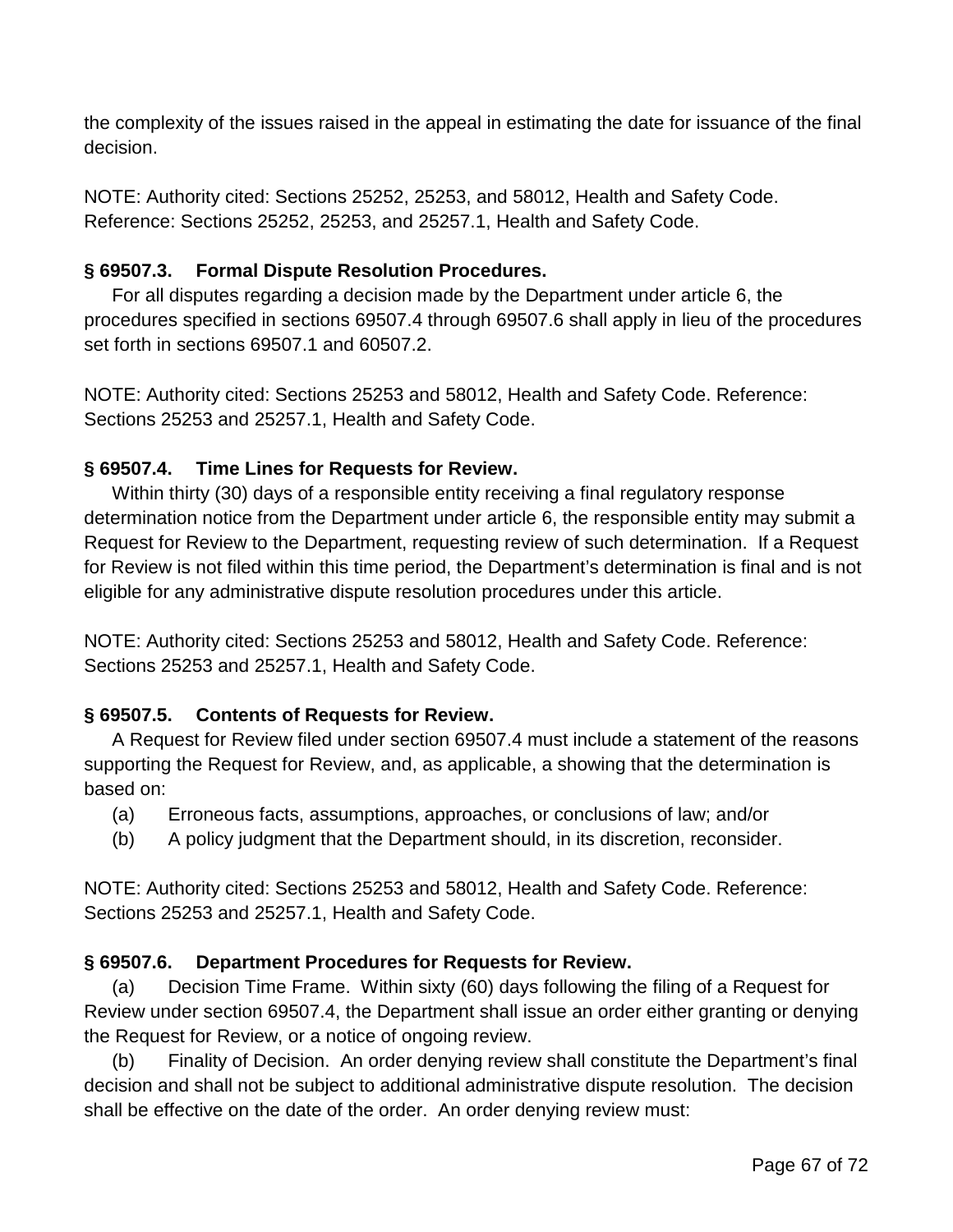the complexity of the issues raised in the appeal in estimating the date for issuance of the final decision.

NOTE: Authority cited: Sections 25252, 25253, and 58012, Health and Safety Code. Reference: Sections 25252, 25253, and 25257.1, Health and Safety Code.

**§ 69507.3. Formal Dispute Resolution Procedures.**

For all disputes regarding a decision made by the Department under article 6, the procedures specified in sections 69507.4 through 69507.6 shall apply in lieu of the procedures set forth in sections 69507.1 and 60507.2.

NOTE: Authority cited: Sections 25253 and 58012, Health and Safety Code. Reference: Sections 25253 and 25257.1, Health and Safety Code.

**§ 69507.4. Time Lines for Requests for Review.**

Within thirty (30) days of a responsible entity receiving a final regulatory response determination notice from the Department under article 6, the responsible entity may submit a Request for Review to the Department, requesting review of such determination. If a Request for Review is not filed within this time period, the Department's determination is final and is not eligible for any administrative dispute resolution procedures under this article.

NOTE: Authority cited: Sections 25253 and 58012, Health and Safety Code. Reference: Sections 25253 and 25257.1, Health and Safety Code.

**§ 69507.5. Contents of Requests for Review.**

A Request for Review filed under section 69507.4 must include a statement of the reasons supporting the Request for Review, and, as applicable, a showing that the determination is based on:

(a) Erroneous facts, assumptions, approaches, or conclusions of law; and/or

(b) A policy judgment that the Department should, in its discretion, reconsider.

NOTE: Authority cited: Sections 25253 and 58012, Health and Safety Code. Reference: Sections 25253 and 25257.1, Health and Safety Code.

**§ 69507.6. Department Procedures for Requests for Review.**

(a) Decision Time Frame. Within sixty (60) days following the filing of a Request for Review under section 69507.4, the Department shall issue an order either granting or denying the Request for Review, or a notice of ongoing review.

(b) Finality of Decision. An order denying review shall constitute the Department's final decision and shall not be subject to additional administrative dispute resolution. The decision shall be effective on the date of the order. An order denying review must: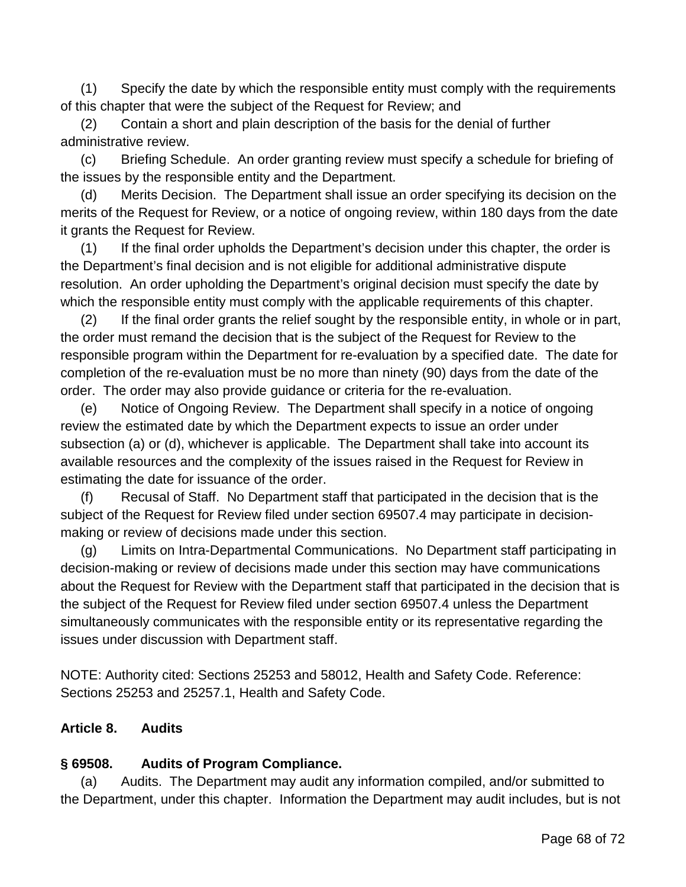(1) Specify the date by which the responsible entity must comply with the requirements of this chapter that were the subject of the Request for Review; and

(2) Contain a short and plain description of the basis for the denial of further administrative review.

(c) Briefing Schedule. An order granting review must specify a schedule for briefing of the issues by the responsible entity and the Department.

(d) Merits Decision. The Department shall issue an order specifying its decision on the merits of the Request for Review, or a notice of ongoing review, within 180 days from the date it grants the Request for Review.

(1) If the final order upholds the Department's decision under this chapter, the order is the Department's final decision and is not eligible for additional administrative dispute resolution. An order upholding the Department's original decision must specify the date by which the responsible entity must comply with the applicable requirements of this chapter.

(2) If the final order grants the relief sought by the responsible entity, in whole or in part, the order must remand the decision that is the subject of the Request for Review to the responsible program within the Department for re-evaluation by a specified date. The date for completion of the re-evaluation must be no more than ninety (90) days from the date of the order. The order may also provide guidance or criteria for the re-evaluation.

(e) Notice of Ongoing Review. The Department shall specify in a notice of ongoing review the estimated date by which the Department expects to issue an order under subsection (a) or (d), whichever is applicable. The Department shall take into account its available resources and the complexity of the issues raised in the Request for Review in estimating the date for issuance of the order.

(f) Recusal of Staff. No Department staff that participated in the decision that is the subject of the Request for Review filed under section 69507.4 may participate in decision-making or review of decisions made under this section.

(g) Limits on Intra-Departmental Communications. No Department staff participating in decision-making or review of decisions made under this section may have communications about the Request for Review with the Department staff that participated in the decision that is the subject of the Request for Review filed under section 69507.4 unless the Department simultaneously communicates with the responsible entity or its representative regarding the issues under discussion with Department staff.

NOTE: Authority cited: Sections 25253 and 58012, Health and Safety Code. Reference: Sections 25253 and 25257.1, Health and Safety Code.

## Article 8. Audits

### § 69508. Audits of Program Compliance.

(a) Audits. The Department may audit any information compiled, and/or submitted to the Department, under this chapter. Information the Department may audit includes, but is not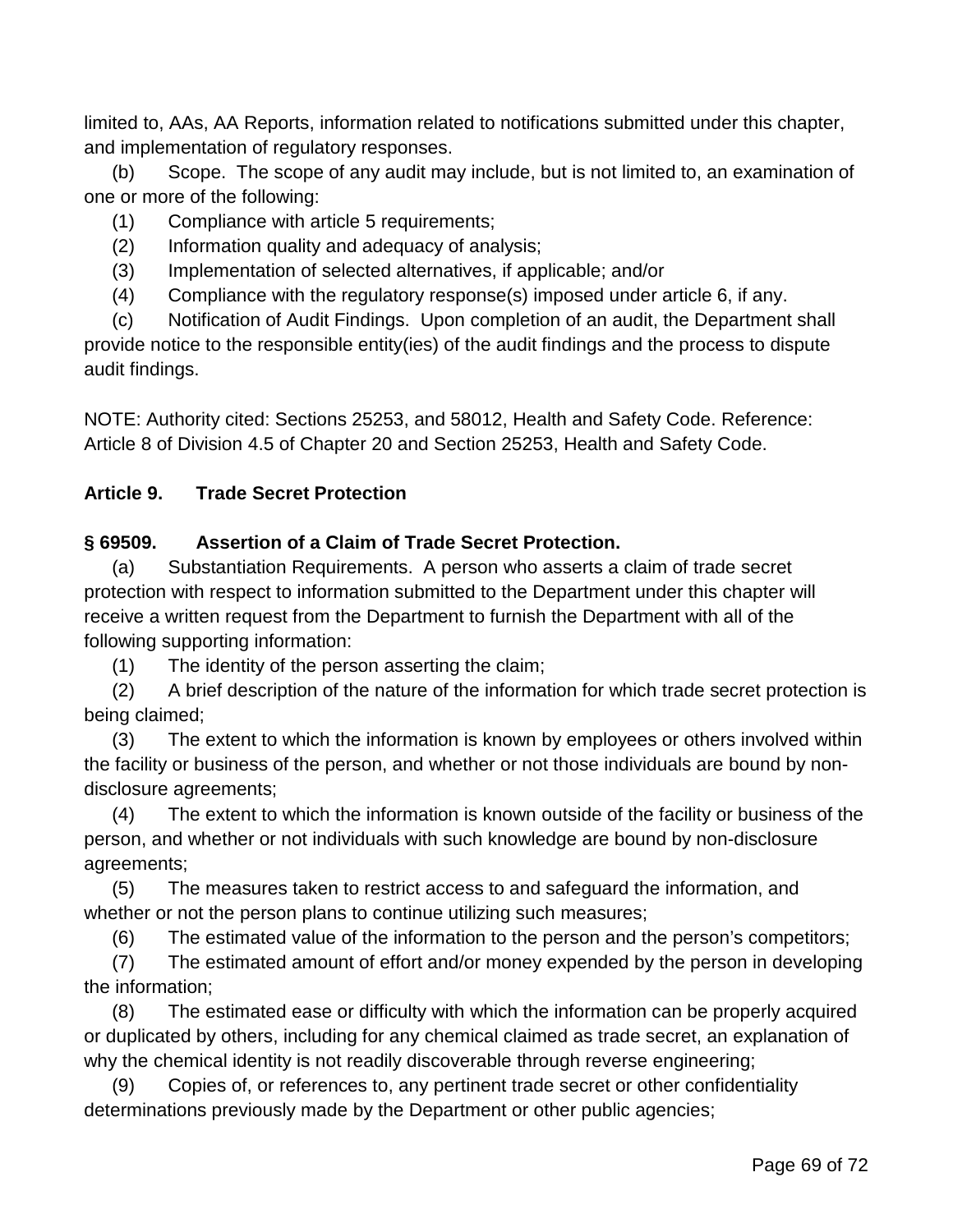limited to, AAs, AA Reports, information related to notifications submitted under this chapter, and implementation of regulatory responses.

(b) Scope. The scope of any audit may include, but is not limited to, an examination of one or more of the following:

(1) Compliance with article 5 requirements;

(2) Information quality and adequacy of analysis;

(3) Implementation of selected alternatives, if applicable; and/or

(4) Compliance with the regulatory response(s) imposed under article 6, if any.

(c) Notification of Audit Findings. Upon completion of an audit, the Department shall provide notice to the responsible entity(ies) of the audit findings and the process to dispute audit findings.

NOTE: Authority cited: Sections 25253, and 58012, Health and Safety Code. Reference: Article 8 of Division 4.5 of Chapter 20 and Section 25253, Health and Safety Code.

## Article 9. Trade Secret Protection

### § 69509. Assertion of a Claim of Trade Secret Protection.

(a) Substantiation Requirements. A person who asserts a claim of trade secret protection with respect to information submitted to the Department under this chapter will receive a written request from the Department to furnish the Department with all of the following supporting information:

(1) The identity of the person asserting the claim;

(2) A brief description of the nature of the information for which trade secret protection is being claimed;

(3) The extent to which the information is known by employees or others involved within the facility or business of the person, and whether or not those individuals are bound by non-disclosure agreements;

(4) The extent to which the information is known outside of the facility or business of the person, and whether or not individuals with such knowledge are bound by non-disclosure agreements;

(5) The measures taken to restrict access to and safeguard the information, and whether or not the person plans to continue utilizing such measures;

(6) The estimated value of the information to the person and the person's competitors;

(7) The estimated amount of effort and/or money expended by the person in developing the information;

(8) The estimated ease or difficulty with which the information can be properly acquired or duplicated by others, including for any chemical claimed as trade secret, an explanation of why the chemical identity is not readily discoverable through reverse engineering;

(9) Copies of, or references to, any pertinent trade secret or other confidentiality determinations previously made by the Department or other public agencies;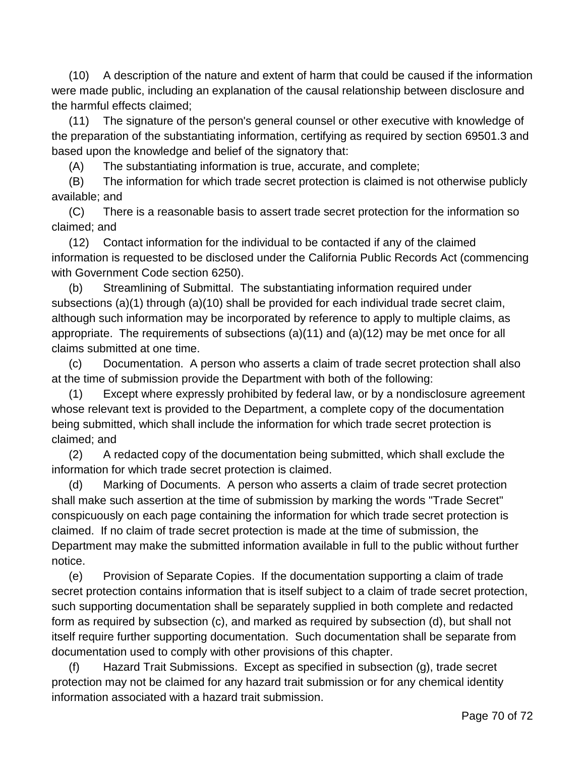(10) A description of the nature and extent of harm that could be caused if the information were made public, including an explanation of the causal relationship between disclosure and the harmful effects claimed;

(11) The signature of the person's general counsel or other executive with knowledge of the preparation of the substantiating information, certifying as required by section 69501.3 and based upon the knowledge and belief of the signatory that:

(A) The substantiating information is true, accurate, and complete;

(B) The information for which trade secret protection is claimed is not otherwise publicly available; and

(C) There is a reasonable basis to assert trade secret protection for the information so claimed; and

(12) Contact information for the individual to be contacted if any of the claimed information is requested to be disclosed under the California Public Records Act (commencing with Government Code section 6250).

(b) Streamlining of Submittal. The substantiating information required under subsections (a)(1) through (a)(10) shall be provided for each individual trade secret claim, although such information may be incorporated by reference to apply to multiple claims, as appropriate. The requirements of subsections (a)(11) and (a)(12) may be met once for all claims submitted at one time.

(c) Documentation. A person who asserts a claim of trade secret protection shall also at the time of submission provide the Department with both of the following:

(1) Except where expressly prohibited by federal law, or by a nondisclosure agreement whose relevant text is provided to the Department, a complete copy of the documentation being submitted, which shall include the information for which trade secret protection is claimed; and

(2) A redacted copy of the documentation being submitted, which shall exclude the information for which trade secret protection is claimed.

(d) Marking of Documents. A person who asserts a claim of trade secret protection shall make such assertion at the time of submission by marking the words "Trade Secret" conspicuously on each page containing the information for which trade secret protection is claimed. If no claim of trade secret protection is made at the time of submission, the Department may make the submitted information available in full to the public without further notice.

(e) Provision of Separate Copies. If the documentation supporting a claim of trade secret protection contains information that is itself subject to a claim of trade secret protection, such supporting documentation shall be separately supplied in both complete and redacted form as required by subsection (c), and marked as required by subsection (d), but shall not itself require further supporting documentation. Such documentation shall be separate from documentation used to comply with other provisions of this chapter.

(f) Hazard Trait Submissions. Except as specified in subsection (g), trade secret protection may not be claimed for any hazard trait submission or for any chemical identity information associated with a hazard trait submission.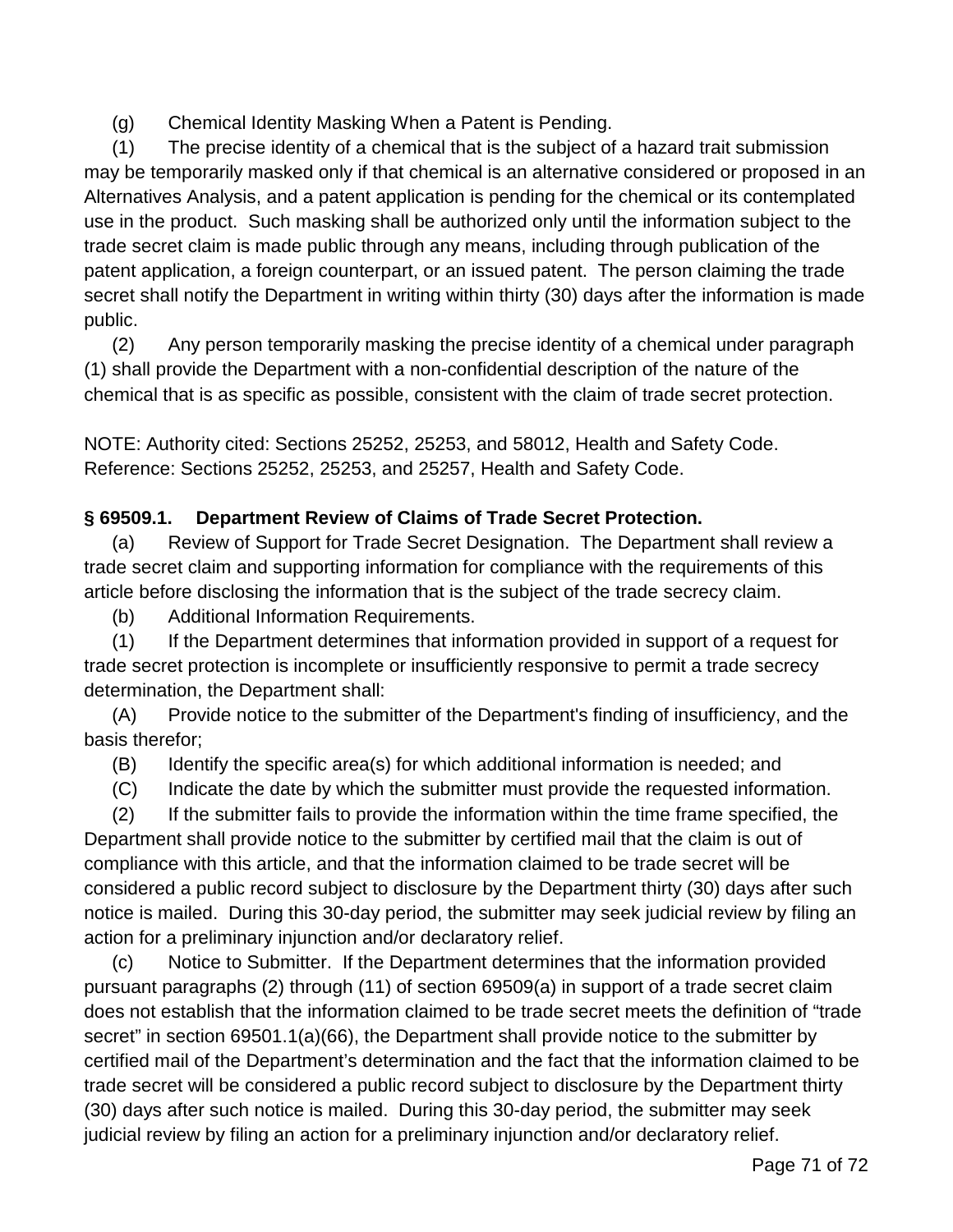(g) Chemical Identity Masking When a Patent is Pending.

(1) The precise identity of a chemical that is the subject of a hazard trait submission may be temporarily masked only if that chemical is an alternative considered or proposed in an Alternatives Analysis, and a patent application is pending for the chemical or its contemplated use in the product. Such masking shall be authorized only until the information subject to the trade secret claim is made public through any means, including through publication of the patent application, a foreign counterpart, or an issued patent. The person claiming the trade secret shall notify the Department in writing within thirty (30) days after the information is made public.

(2) Any person temporarily masking the precise identity of a chemical under paragraph (1) shall provide the Department with a non-confidential description of the nature of the chemical that is as specific as possible, consistent with the claim of trade secret protection.

NOTE: Authority cited: Sections 25252, 25253, and 58012, Health and Safety Code. Reference: Sections 25252, 25253, and 25257, Health and Safety Code.

**§ 69509.1. Department Review of Claims of Trade Secret Protection.**

(a) Review of Support for Trade Secret Designation. The Department shall review a trade secret claim and supporting information for compliance with the requirements of this article before disclosing the information that is the subject of the trade secrecy claim.

(b) Additional Information Requirements.

(1) If the Department determines that information provided in support of a request for trade secret protection is incomplete or insufficiently responsive to permit a trade secrecy determination, the Department shall:

(A) Provide notice to the submitter of the Department's finding of insufficiency, and the basis therefor;

(B) Identify the specific area(s) for which additional information is needed; and

(C) Indicate the date by which the submitter must provide the requested information.

(2) If the submitter fails to provide the information within the time frame specified, the Department shall provide notice to the submitter by certified mail that the claim is out of compliance with this article, and that the information claimed to be trade secret will be considered a public record subject to disclosure by the Department thirty (30) days after such notice is mailed. During this 30-day period, the submitter may seek judicial review by filing an action for a preliminary injunction and/or declaratory relief.

(c) Notice to Submitter. If the Department determines that the information provided pursuant paragraphs (2) through (11) of section 69509(a) in support of a trade secret claim does not establish that the information claimed to be trade secret meets the definition of "trade secret" in section 69501.1(a)(66), the Department shall provide notice to the submitter by certified mail of the Department's determination and the fact that the information claimed to be trade secret will be considered a public record subject to disclosure by the Department thirty (30) days after such notice is mailed. During this 30-day period, the submitter may seek judicial review by filing an action for a preliminary injunction and/or declaratory relief.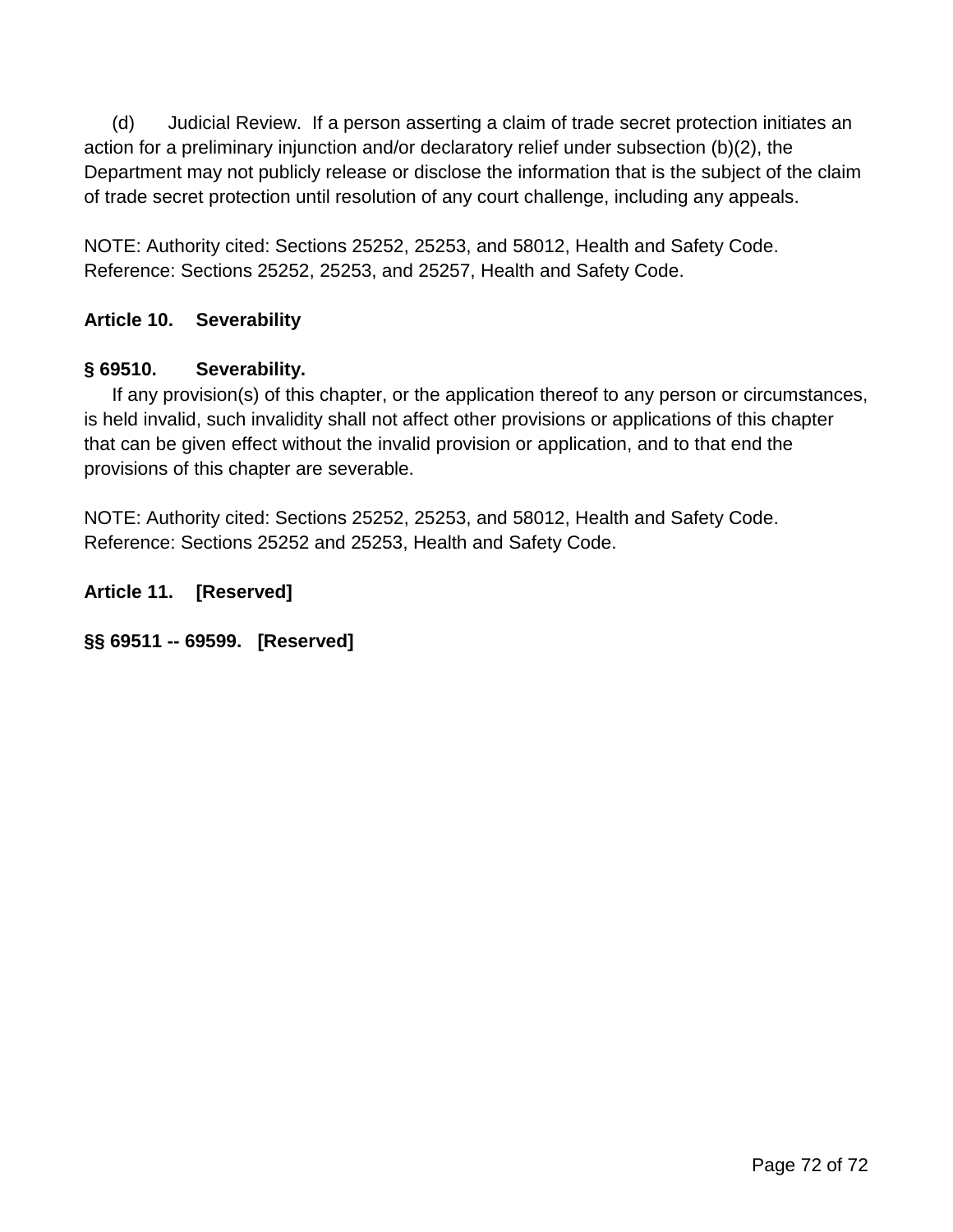(d) Judicial Review. If a person asserting a claim of trade secret protection initiates an action for a preliminary injunction and/or declaratory relief under subsection (b)(2), the Department may not publicly release or disclose the information that is the subject of the claim of trade secret protection until resolution of any court challenge, including any appeals.

NOTE: Authority cited: Sections 25252, 25253, and 58012, Health and Safety Code. Reference: Sections 25252, 25253, and 25257, Health and Safety Code.

**Article 10. Severability**

**§ 69510. Severability.**

If any provision(s) of this chapter, or the application thereof to any person or circumstances, is held invalid, such invalidity shall not affect other provisions or applications of this chapter that can be given effect without the invalid provision or application, and to that end the provisions of this chapter are severable.

NOTE: Authority cited: Sections 25252, 25253, and 58012, Health and Safety Code. Reference: Sections 25252 and 25253, Health and Safety Code.

**Article 11. [Reserved]**

**§§ 69511 -- 69599. [Reserved]**